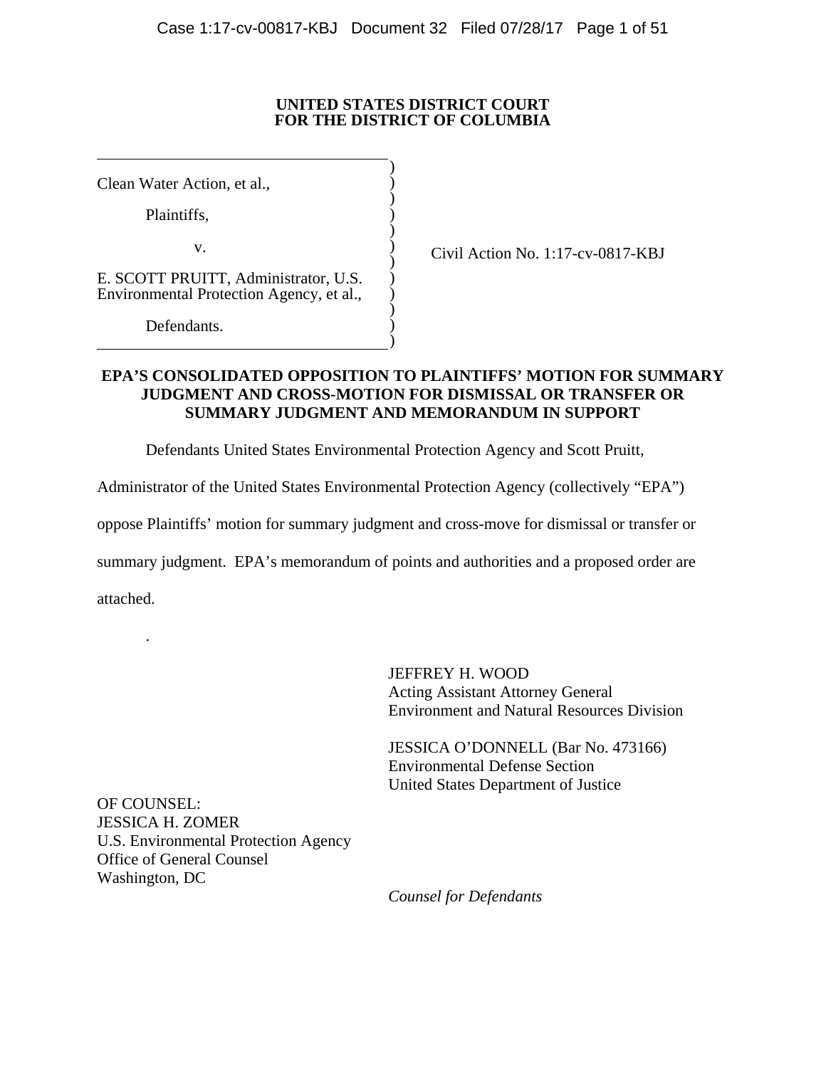**UNITED STATES DISTRICT COURT**
**FOR THE DISTRICT OF COLUMBIA**

Clean Water Action, et al.,

Plaintiffs,

v.

E. SCOTT PRUITT, Administrator, U.S. Environmental Protection Agency, et al.,

Defendants.

Civil Action No. 1:17-cv-0817-KBJ

**EPA'S CONSOLIDATED OPPOSITION TO PLAINTIFFS' MOTION FOR SUMMARY JUDGMENT AND CROSS-MOTION FOR DISMISSAL OR TRANSFER OR SUMMARY JUDGMENT AND MEMORANDUM IN SUPPORT**

Defendants United States Environmental Protection Agency and Scott Pruitt, Administrator of the United States Environmental Protection Agency (collectively "EPA") oppose Plaintiffs' motion for summary judgment and cross-move for dismissal or transfer or summary judgment. EPA's memorandum of points and authorities and a proposed order are attached.

.

JEFFREY H. WOOD
Acting Assistant Attorney General
Environment and Natural Resources Division

JESSICA O'DONNELL (Bar No. 473166)
Environmental Defense Section
United States Department of Justice

OF COUNSEL:
JESSICA H. ZOMER
U.S. Environmental Protection Agency
Office of General Counsel
Washington, DC

*Counsel for Defendants*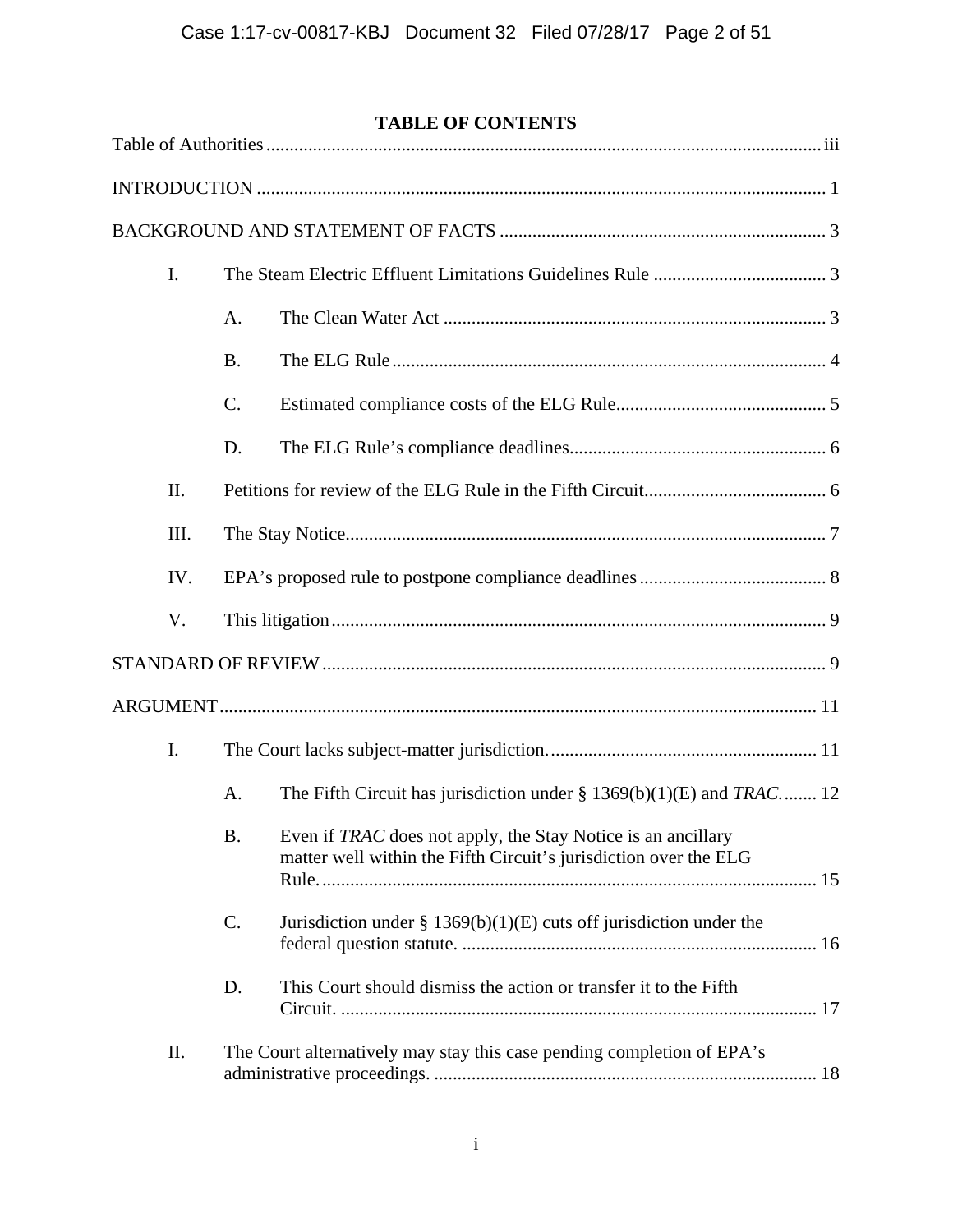# TABLE OF CONTENTS

Table of Authorities ... iii

INTRODUCTION ... 1

BACKGROUND AND STATEMENT OF FACTS ... 3

- I. The Steam Electric Effluent Limitations Guidelines Rule ... 3
  - A. The Clean Water Act ... 3
  - B. The ELG Rule ... 4
  - C. Estimated compliance costs of the ELG Rule ... 5
  - D. The ELG Rule's compliance deadlines ... 6
- II. Petitions for review of the ELG Rule in the Fifth Circuit ... 6
- III. The Stay Notice ... 7
- IV. EPA's proposed rule to postpone compliance deadlines ... 8
- V. This litigation ... 9

STANDARD OF REVIEW ... 9

ARGUMENT ... 11

- I. The Court lacks subject-matter jurisdiction. ... 11
  - A. The Fifth Circuit has jurisdiction under § 1369(b)(1)(E) and *TRAC*. ... 12
  - B. Even if *TRAC* does not apply, the Stay Notice is an ancillary matter well within the Fifth Circuit's jurisdiction over the ELG Rule. ... 15
  - C. Jurisdiction under § 1369(b)(1)(E) cuts off jurisdiction under the federal question statute. ... 16
  - D. This Court should dismiss the action or transfer it to the Fifth Circuit. ... 17
- II. The Court alternatively may stay this case pending completion of EPA's administrative proceedings. ... 18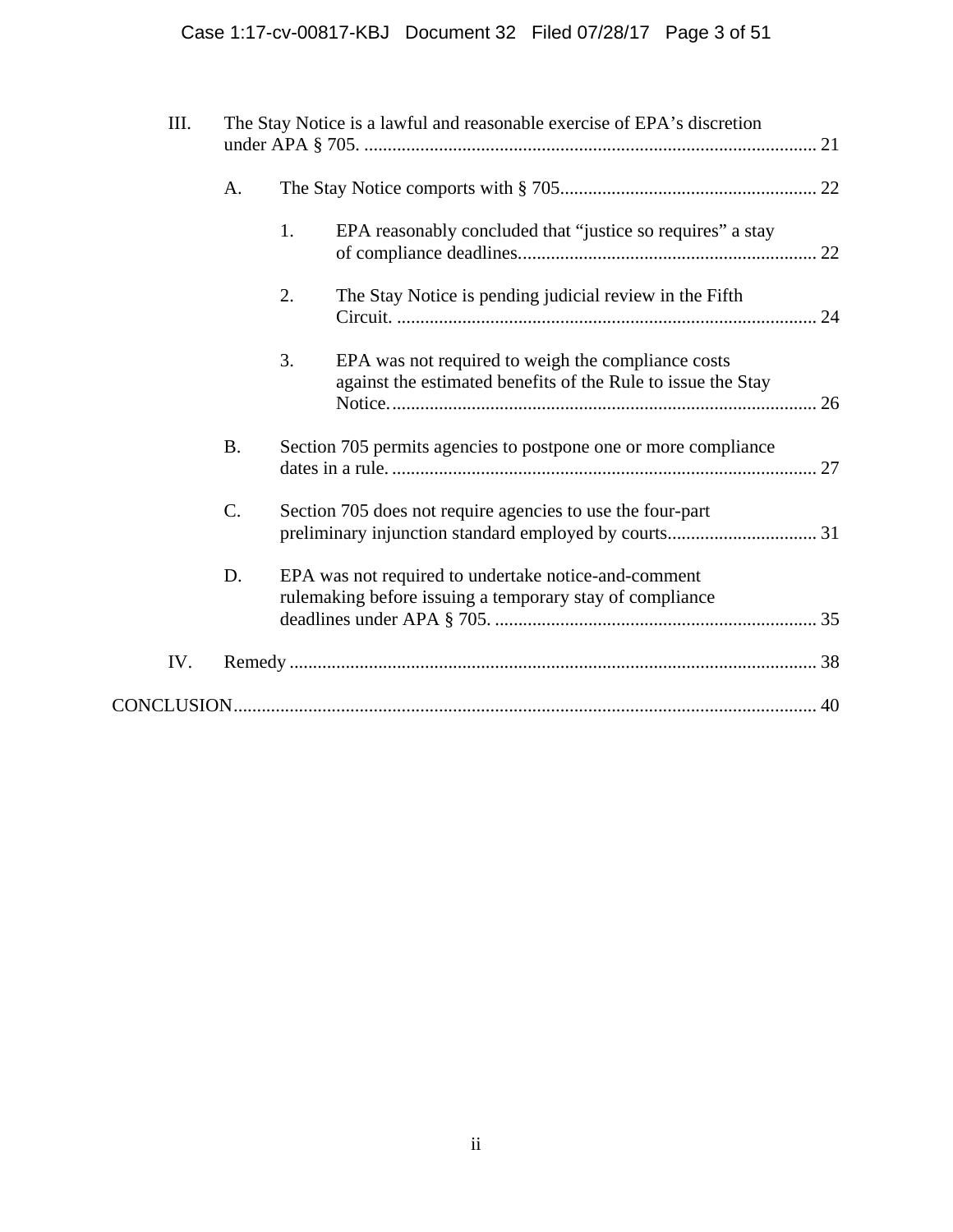III. The Stay Notice is a lawful and reasonable exercise of EPA's discretion under APA § 705. ..... 21

A. The Stay Notice comports with § 705..... 22

1. EPA reasonably concluded that "justice so requires" a stay of compliance deadlines..... 22

2. The Stay Notice is pending judicial review in the Fifth Circuit. ..... 24

3. EPA was not required to weigh the compliance costs against the estimated benefits of the Rule to issue the Stay Notice..... 26

B. Section 705 permits agencies to postpone one or more compliance dates in a rule. ..... 27

C. Section 705 does not require agencies to use the four-part preliminary injunction standard employed by courts..... 31

D. EPA was not required to undertake notice-and-comment rulemaking before issuing a temporary stay of compliance deadlines under APA § 705. ..... 35

IV. Remedy ..... 38

CONCLUSION..... 40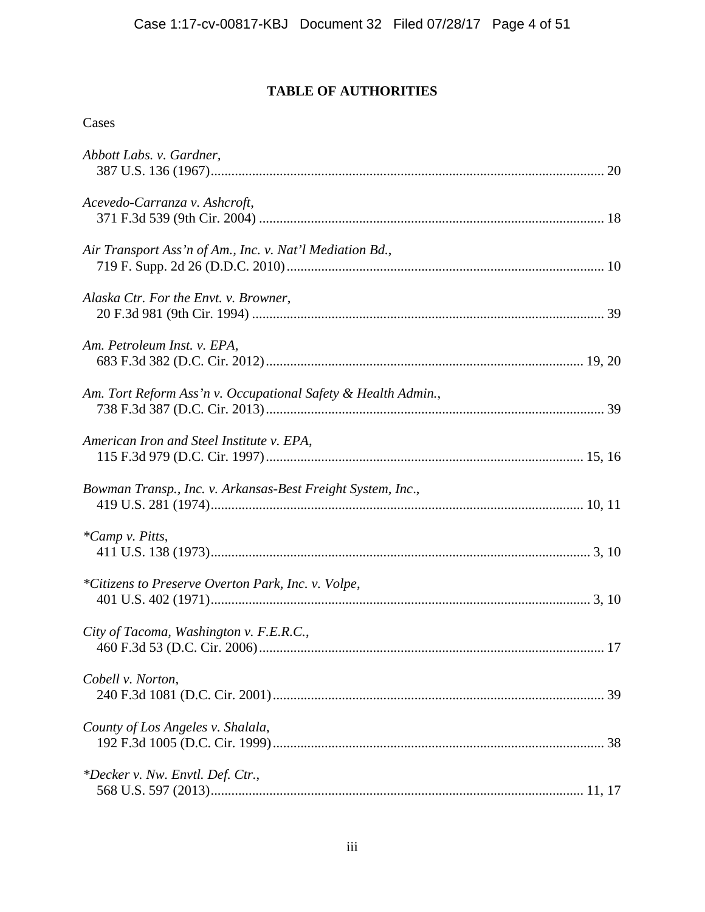# TABLE OF AUTHORITIES

Cases

*Abbott Labs. v. Gardner*,
387 U.S. 136 (1967) ........................................................................ 20

*Acevedo-Carranza v. Ashcroft*,
371 F.3d 539 (9th Cir. 2004) ........................................................................ 18

*Air Transport Ass'n of Am., Inc. v. Nat'l Mediation Bd.*,
719 F. Supp. 2d 26 (D.D.C. 2010) ........................................................................ 10

*Alaska Ctr. For the Envt. v. Browner*,
20 F.3d 981 (9th Cir. 1994) ........................................................................ 39

*Am. Petroleum Inst. v. EPA*,
683 F.3d 382 (D.C. Cir. 2012) ........................................................................ 19, 20

*Am. Tort Reform Ass'n v. Occupational Safety & Health Admin.*,
738 F.3d 387 (D.C. Cir. 2013) ........................................................................ 39

*American Iron and Steel Institute v. EPA*,
115 F.3d 979 (D.C. Cir. 1997) ........................................................................ 15, 16

*Bowman Transp., Inc. v. Arkansas-Best Freight System, Inc*.,
419 U.S. 281 (1974) ........................................................................ 10, 11

*\*Camp v. Pitts*,
411 U.S. 138 (1973) ........................................................................ 3, 10

*\*Citizens to Preserve Overton Park, Inc. v. Volpe*,
401 U.S. 402 (1971) ........................................................................ 3, 10

*City of Tacoma, Washington v. F.E.R.C.*,
460 F.3d 53 (D.C. Cir. 2006) ........................................................................ 17

*Cobell v. Norton*,
240 F.3d 1081 (D.C. Cir. 2001) ........................................................................ 39

*County of Los Angeles v. Shalala*,
192 F.3d 1005 (D.C. Cir. 1999) ........................................................................ 38

*\*Decker v. Nw. Envtl. Def. Ctr.*,
568 U.S. 597 (2013) ........................................................................ 11, 17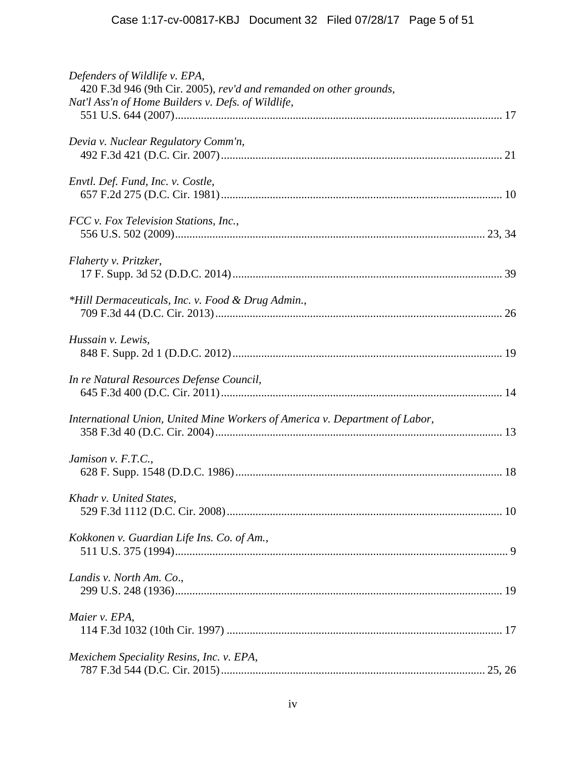*Defenders of Wildlife v. EPA*,
420 F.3d 946 (9th Cir. 2005), *rev'd and remanded on other grounds*,
*Nat'l Ass'n of Home Builders v. Defs. of Wildlife*,
551 U.S. 644 (2007) ........................................................................................................ 17

*Devia v. Nuclear Regulatory Comm'n*,
492 F.3d 421 (D.C. Cir. 2007) ........................................................................................ 21

*Envtl. Def. Fund, Inc. v. Costle*,
657 F.2d 275 (D.C. Cir. 1981) ........................................................................................ 10

*FCC v. Fox Television Stations, Inc.*,
556 U.S. 502 (2009) ................................................................................................. 23, 34

*Flaherty v. Pritzker*,
17 F. Supp. 3d 52 (D.D.C. 2014) .................................................................................... 39

*\*Hill Dermaceuticals, Inc. v. Food & Drug Admin.*,
709 F.3d 44 (D.C. Cir. 2013) .......................................................................................... 26

*Hussain v. Lewis*,
848 F. Supp. 2d 1 (D.D.C. 2012) .................................................................................... 19

*In re Natural Resources Defense Council*,
645 F.3d 400 (D.C. Cir. 2011) ........................................................................................ 14

*International Union, United Mine Workers of America v. Department of Labor*,
358 F.3d 40 (D.C. Cir. 2004) .......................................................................................... 13

*Jamison v. F.T.C.*,
628 F. Supp. 1548 (D.D.C. 1986) ................................................................................... 18

*Khadr v. United States*,
529 F.3d 1112 (D.C. Cir. 2008) ...................................................................................... 10

*Kokkonen v. Guardian Life Ins. Co. of Am.*,
511 U.S. 375 (1994) .......................................................................................................... 9

*Landis v. North Am. Co.*,
299 U.S. 248 (1936) ........................................................................................................ 19

*Maier v. EPA*,
114 F.3d 1032 (10th Cir. 1997) ...................................................................................... 17

*Mexichem Speciality Resins, Inc. v. EPA*,
787 F.3d 544 (D.C. Cir. 2015) .................................................................................. 25, 26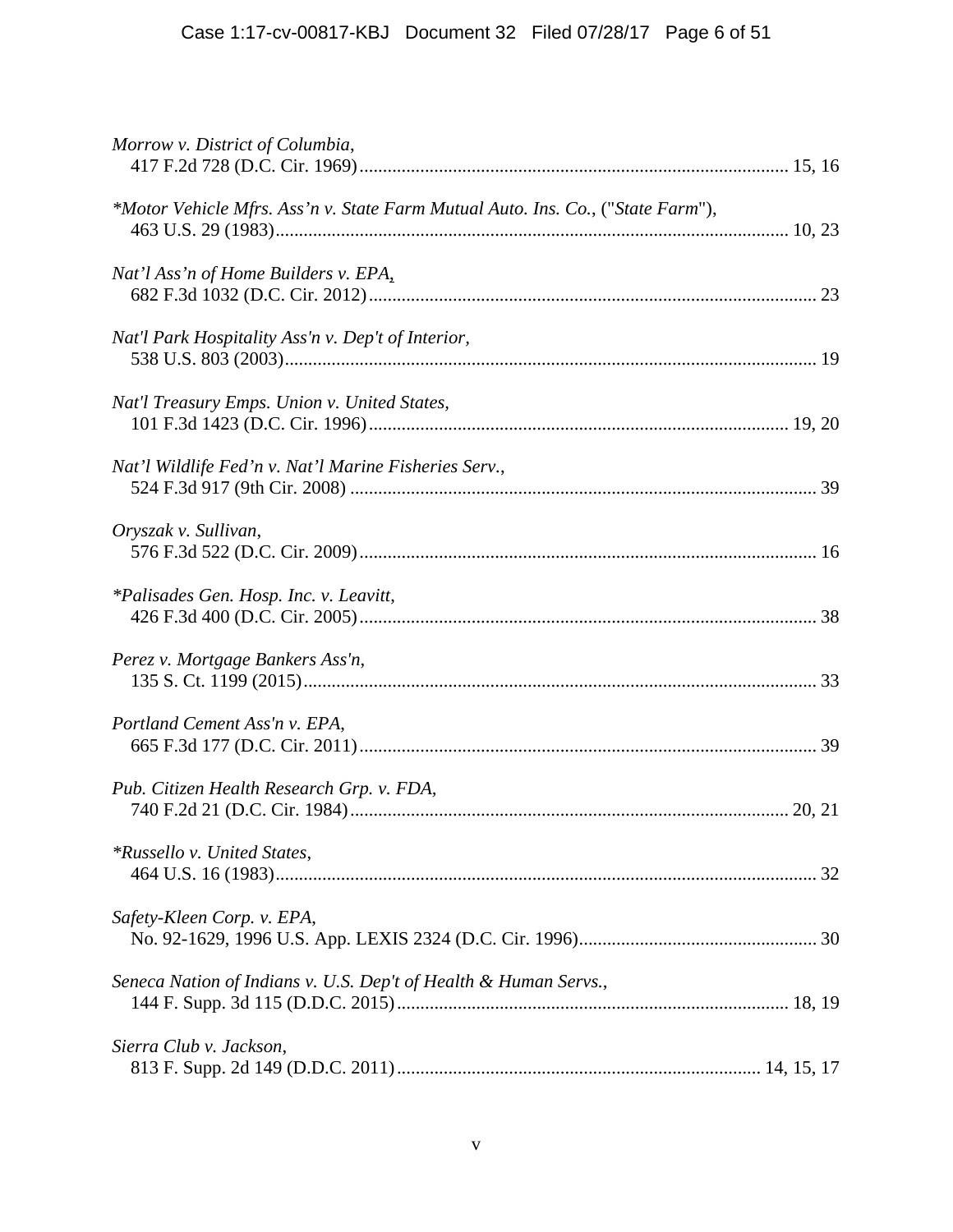*Morrow v. District of Columbia*,
417 F.2d 728 (D.C. Cir. 1969) ............................................................................................ 15, 16

*\*Motor Vehicle Mfrs. Ass'n v. State Farm Mutual Auto. Ins. Co.*, ("*State Farm*"),
463 U.S. 29 (1983) ............................................................................................................ 10, 23

*Nat'l Ass'n of Home Builders v. EPA*,
682 F.3d 1032 (D.C. Cir. 2012) ............................................................................................... 23

*Nat'l Park Hospitality Ass'n v. Dep't of Interior*,
538 U.S. 803 (2003) ................................................................................................................ 19

*Nat'l Treasury Emps. Union v. United States*,
101 F.3d 1423 (D.C. Cir. 1996) ........................................................................................ 19, 20

*Nat'l Wildlife Fed'n v. Nat'l Marine Fisheries Serv.*,
524 F.3d 917 (9th Cir. 2008) ................................................................................................... 39

*Oryszak v. Sullivan*,
576 F.3d 522 (D.C. Cir. 2009) ................................................................................................. 16

*\*Palisades Gen. Hosp. Inc. v. Leavitt*,
426 F.3d 400 (D.C. Cir. 2005) ................................................................................................. 38

*Perez v. Mortgage Bankers Ass'n*,
135 S. Ct. 1199 (2015) ............................................................................................................. 33

*Portland Cement Ass'n v. EPA*,
665 F.3d 177 (D.C. Cir. 2011) ................................................................................................. 39

*Pub. Citizen Health Research Grp. v. FDA*,
740 F.2d 21 (D.C. Cir. 1984) ............................................................................................ 20, 21

*\*Russello v. United States*,
464 U.S. 16 (1983) .................................................................................................................. 32

*Safety-Kleen Corp. v. EPA*,
No. 92-1629, 1996 U.S. App. LEXIS 2324 (D.C. Cir. 1996) .................................................. 30

*Seneca Nation of Indians v. U.S. Dep't of Health & Human Servs.*,
144 F. Supp. 3d 115 (D.D.C. 2015) ................................................................................... 18, 19

*Sierra Club v. Jackson*,
813 F. Supp. 2d 149 (D.D.C. 2011) ............................................................................. 14, 15, 17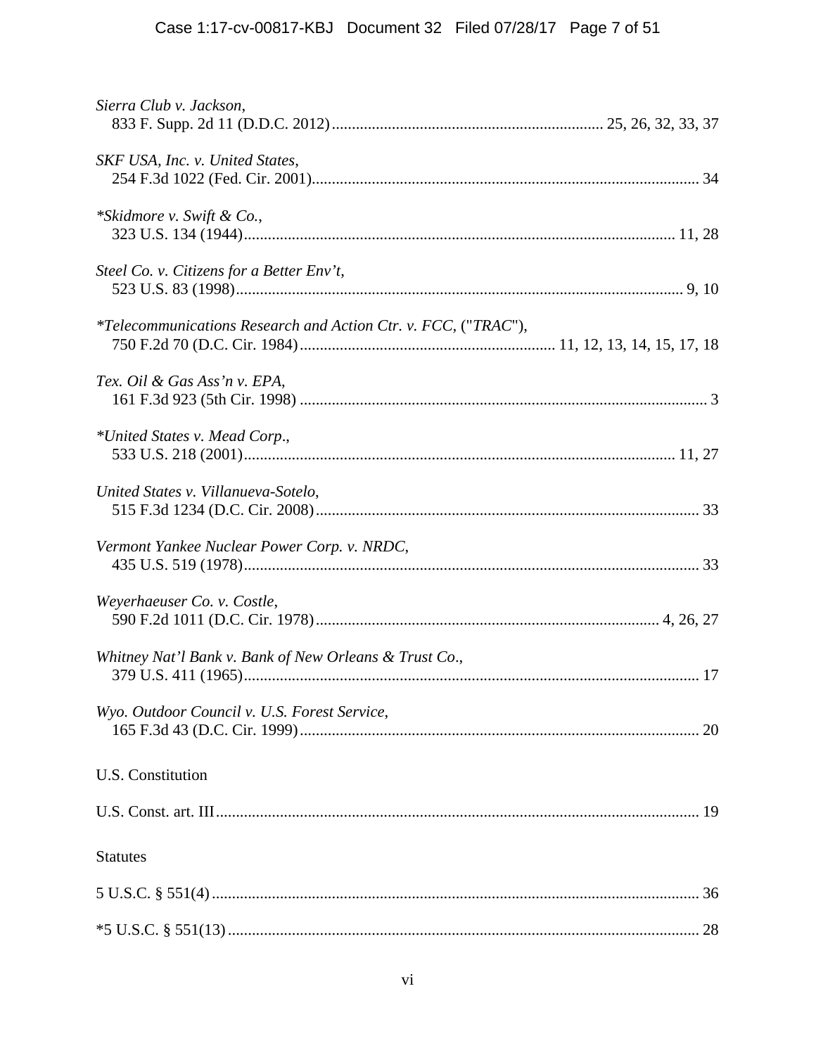*Sierra Club v. Jackson*,
833 F. Supp. 2d 11 (D.D.C. 2012) .................................................................... 25, 26, 32, 33, 37

*SKF USA, Inc. v. United States*,
254 F.3d 1022 (Fed. Cir. 2001) ................................................................................................ 34

*\*Skidmore v. Swift & Co.*,
323 U.S. 134 (1944) ........................................................................................................... 11, 28

*Steel Co. v. Citizens for a Better Env't*,
523 U.S. 83 (1998) ............................................................................................................... 9, 10

*\*Telecommunications Research and Action Ctr. v. FCC*, ("*TRAC*"),
750 F.2d 70 (D.C. Cir. 1984) ................................................................ 11, 12, 13, 14, 15, 17, 18

*Tex. Oil & Gas Ass'n v. EPA*,
161 F.3d 923 (5th Cir. 1998) ...................................................................................................... 3

*\*United States v. Mead Corp*.,
533 U.S. 218 (2001) ........................................................................................................... 11, 27

*United States v. Villanueva-Sotelo*,
515 F.3d 1234 (D.C. Cir. 2008) ............................................................................................... 33

*Vermont Yankee Nuclear Power Corp. v. NRDC*,
435 U.S. 519 (1978) .................................................................................................................. 33

*Weyerhaeuser Co. v. Costle*,
590 F.2d 1011 (D.C. Cir. 1978) ..................................................................................... 4, 26, 27

*Whitney Nat'l Bank v. Bank of New Orleans & Trust Co*.,
379 U.S. 411 (1965) .................................................................................................................. 17

*Wyo. Outdoor Council v. U.S. Forest Service*,
165 F.3d 43 (D.C. Cir. 1999) .................................................................................................... 20

U.S. Constitution

U.S. Const. art. III ......................................................................................................................... 19

Statutes

5 U.S.C. § 551(4) .......................................................................................................................... 36

\*5 U.S.C. § 551(13) ....................................................................................................................... 28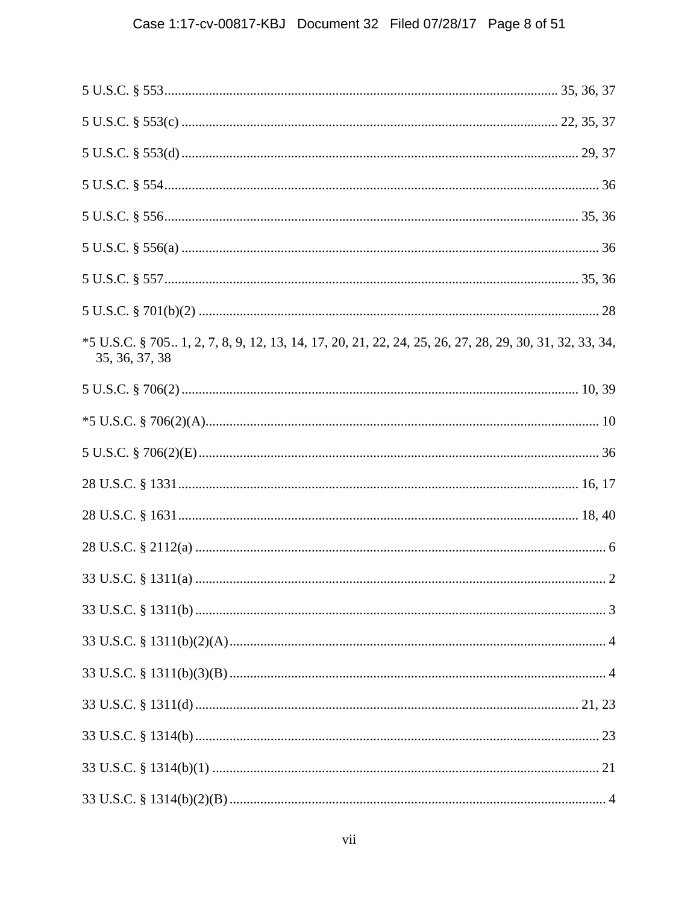5 U.S.C. § 553................................................................................................................. 35, 36, 37

5 U.S.C. § 553(c) ............................................................................................................ 22, 35, 37

5 U.S.C. § 553(d) .................................................................................................................. 29, 37

5 U.S.C. § 554............................................................................................................................ 36

5 U.S.C. § 556....................................................................................................................... 35, 36

5 U.S.C. § 556(a) ........................................................................................................................ 36

5 U.S.C. § 557....................................................................................................................... 35, 36

5 U.S.C. § 701(b)(2) ................................................................................................................... 28

*5 U.S.C. § 705.. 1, 2, 7, 8, 9, 12, 13, 14, 17, 20, 21, 22, 24, 25, 26, 27, 28, 29, 30, 31, 32, 33, 34, 35, 36, 37, 38

5 U.S.C. § 706(2) .................................................................................................................. 10, 39

*5 U.S.C. § 706(2)(A).................................................................................................................. 10

5 U.S.C. § 706(2)(E).................................................................................................................... 36

28 U.S.C. § 1331.................................................................................................................. 16, 17

28 U.S.C. § 1631.................................................................................................................. 18, 40

28 U.S.C. § 2112(a) ...................................................................................................................... 6

33 U.S.C. § 1311(a) ...................................................................................................................... 2

33 U.S.C. § 1311(b) ...................................................................................................................... 3

33 U.S.C. § 1311(b)(2)(A)............................................................................................................. 4

33 U.S.C. § 1311(b)(3)(B) ............................................................................................................ 4

33 U.S.C. § 1311(d) .............................................................................................................. 21, 23

33 U.S.C. § 1314(b) .................................................................................................................... 23

33 U.S.C. § 1314(b)(1) ............................................................................................................... 21

33 U.S.C. § 1314(b)(2)(B) ............................................................................................................ 4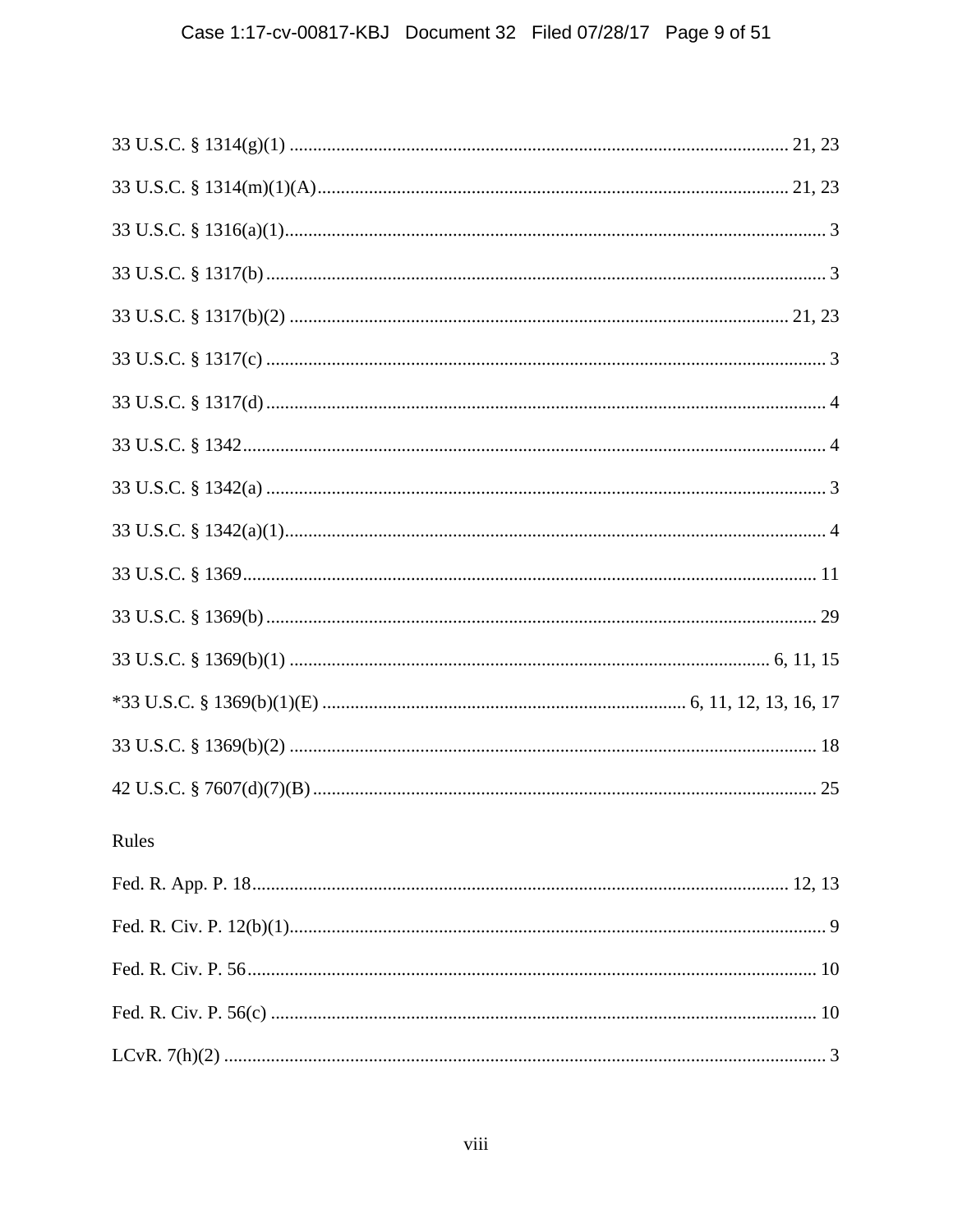33 U.S.C. § 1314(g)(1) .......................................................................................................... 21, 23

33 U.S.C. § 1314(m)(1)(A).................................................................................................... 21, 23

33 U.S.C. § 1316(a)(1)................................................................................................................... 3

33 U.S.C. § 1317(b) ...................................................................................................................... 3

33 U.S.C. § 1317(b)(2) .......................................................................................................... 21, 23

33 U.S.C. § 1317(c) ....................................................................................................................... 3

33 U.S.C. § 1317(d) ...................................................................................................................... 4

33 U.S.C. § 1342............................................................................................................................ 4

33 U.S.C. § 1342(a) ....................................................................................................................... 3

33 U.S.C. § 1342(a)(1)................................................................................................................... 4

33 U.S.C. § 1369.......................................................................................................................... 11

33 U.S.C. § 1369(b) ..................................................................................................................... 29

33 U.S.C. § 1369(b)(1) ..................................................................................................... 6, 11, 15

*33 U.S.C. § 1369(b)(1)(E) ............................................................................ 6, 11, 12, 13, 16, 17

33 U.S.C. § 1369(b)(2) ................................................................................................................ 18

42 U.S.C. § 7607(d)(7)(B) ............................................................................................................ 25

Rules

Fed. R. App. P. 18................................................................................................................. 12, 13

Fed. R. Civ. P. 12(b)(1).................................................................................................................. 9

Fed. R. Civ. P. 56......................................................................................................................... 10

Fed. R. Civ. P. 56(c) .................................................................................................................... 10

LCvR. 7(h)(2) ................................................................................................................................ 3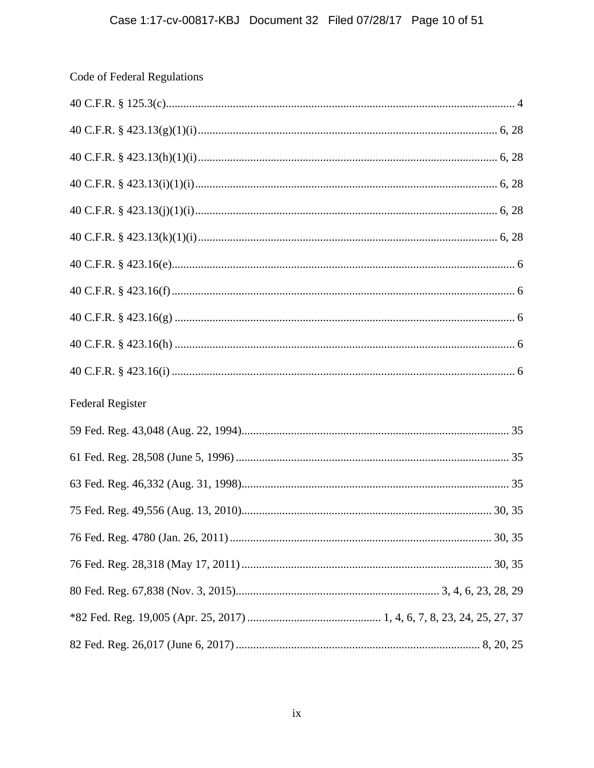Code of Federal Regulations

40 C.F.R. § 125.3(c)........................................................................................................................ 4

40 C.F.R. § 423.13(g)(1)(i)....................................................................................................... 6, 28

40 C.F.R. § 423.13(h)(1)(i)....................................................................................................... 6, 28

40 C.F.R. § 423.13(i)(1)(i)........................................................................................................ 6, 28

40 C.F.R. § 423.13(j)(1)(i)........................................................................................................ 6, 28

40 C.F.R. § 423.13(k)(1)(i)....................................................................................................... 6, 28

40 C.F.R. § 423.16(e)..................................................................................................................... 6

40 C.F.R. § 423.16(f)...................................................................................................................... 6

40 C.F.R. § 423.16(g)..................................................................................................................... 6

40 C.F.R. § 423.16(h)..................................................................................................................... 6

40 C.F.R. § 423.16(i)...................................................................................................................... 6

Federal Register

59 Fed. Reg. 43,048 (Aug. 22, 1994)........................................................................................... 35

61 Fed. Reg. 28,508 (June 5, 1996)............................................................................................. 35

63 Fed. Reg. 46,332 (Aug. 31, 1998)........................................................................................... 35

75 Fed. Reg. 49,556 (Aug. 13, 2010)...................................................................................... 30, 35

76 Fed. Reg. 4780 (Jan. 26, 2011).......................................................................................... 30, 35

76 Fed. Reg. 28,318 (May 17, 2011)...................................................................................... 30, 35

80 Fed. Reg. 67,838 (Nov. 3, 2015)...................................................................... 3, 4, 6, 23, 28, 29

*82 Fed. Reg. 19,005 (Apr. 25, 2017)............................................... 1, 4, 6, 7, 8, 23, 24, 25, 27, 37

82 Fed. Reg. 26,017 (June 6, 2017).................................................................................... 8, 20, 25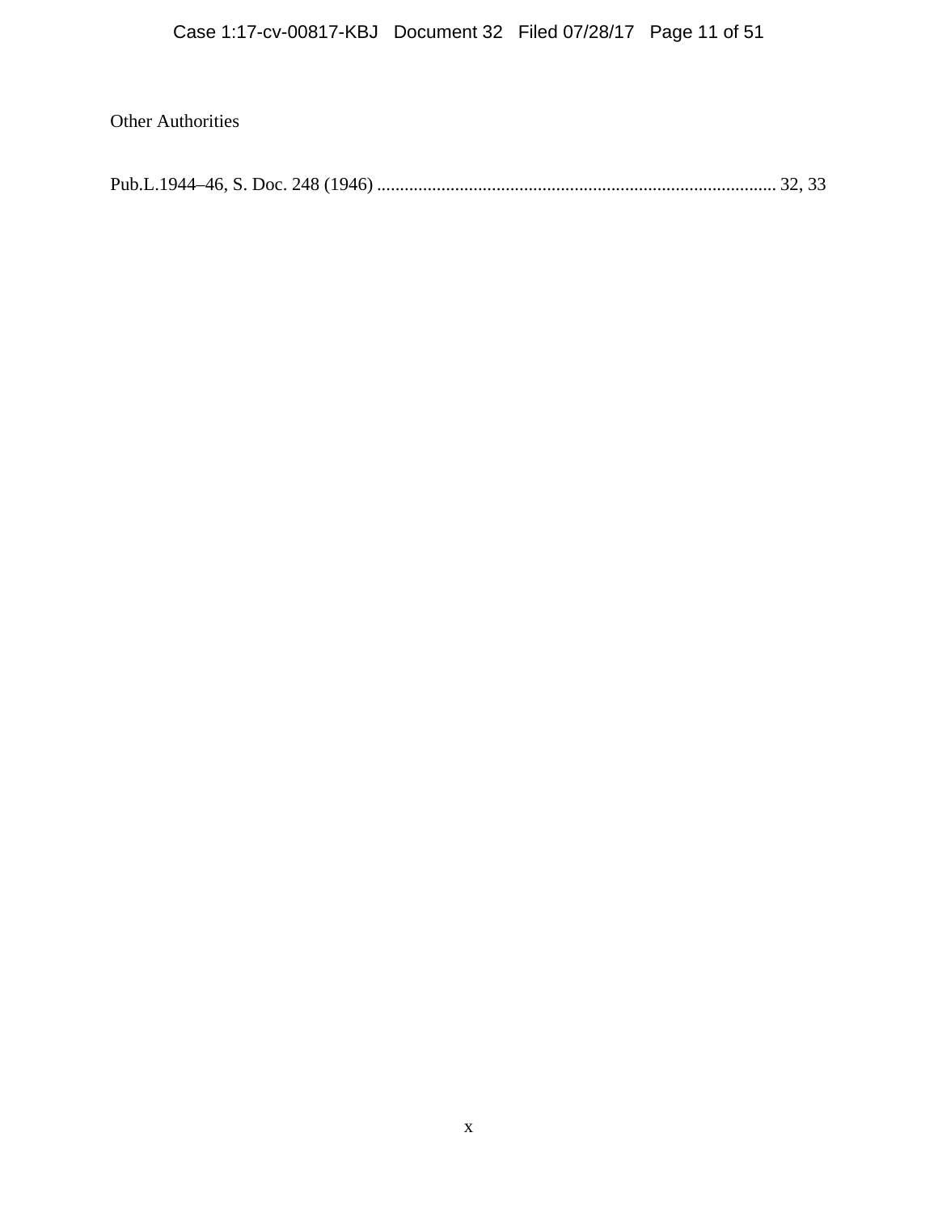Other Authorities

Pub.L.1944–46, S. Doc. 248 (1946) ...................................................................................... 32, 33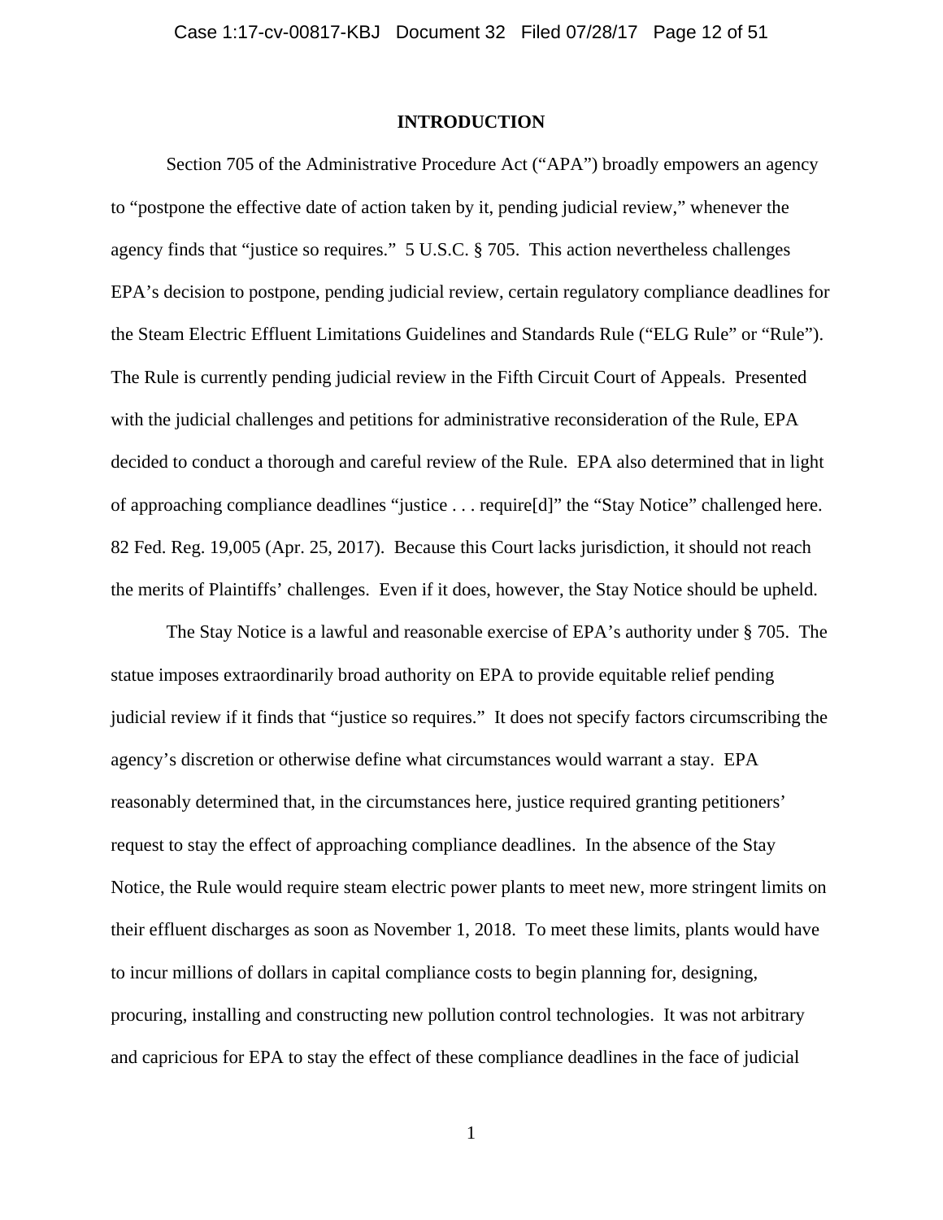## INTRODUCTION

Section 705 of the Administrative Procedure Act ("APA") broadly empowers an agency to "postpone the effective date of action taken by it, pending judicial review," whenever the agency finds that "justice so requires." 5 U.S.C. § 705. This action nevertheless challenges EPA's decision to postpone, pending judicial review, certain regulatory compliance deadlines for the Steam Electric Effluent Limitations Guidelines and Standards Rule ("ELG Rule" or "Rule"). The Rule is currently pending judicial review in the Fifth Circuit Court of Appeals. Presented with the judicial challenges and petitions for administrative reconsideration of the Rule, EPA decided to conduct a thorough and careful review of the Rule. EPA also determined that in light of approaching compliance deadlines "justice . . . require[d]" the "Stay Notice" challenged here. 82 Fed. Reg. 19,005 (Apr. 25, 2017). Because this Court lacks jurisdiction, it should not reach the merits of Plaintiffs' challenges. Even if it does, however, the Stay Notice should be upheld.

The Stay Notice is a lawful and reasonable exercise of EPA's authority under § 705. The statue imposes extraordinarily broad authority on EPA to provide equitable relief pending judicial review if it finds that "justice so requires." It does not specify factors circumscribing the agency's discretion or otherwise define what circumstances would warrant a stay. EPA reasonably determined that, in the circumstances here, justice required granting petitioners' request to stay the effect of approaching compliance deadlines. In the absence of the Stay Notice, the Rule would require steam electric power plants to meet new, more stringent limits on their effluent discharges as soon as November 1, 2018. To meet these limits, plants would have to incur millions of dollars in capital compliance costs to begin planning for, designing, procuring, installing and constructing new pollution control technologies. It was not arbitrary and capricious for EPA to stay the effect of these compliance deadlines in the face of judicial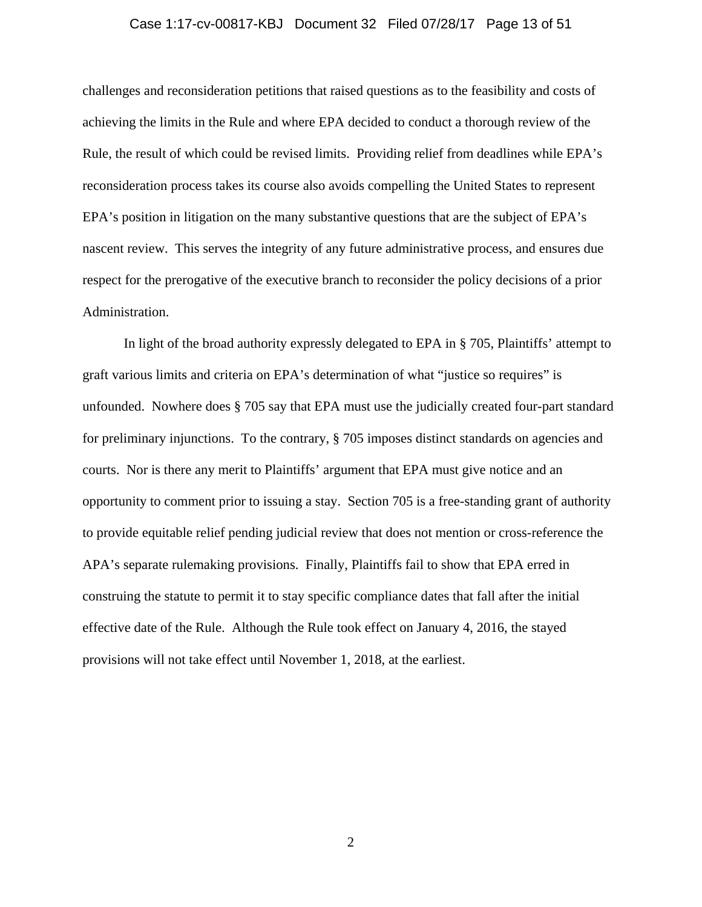challenges and reconsideration petitions that raised questions as to the feasibility and costs of achieving the limits in the Rule and where EPA decided to conduct a thorough review of the Rule, the result of which could be revised limits. Providing relief from deadlines while EPA's reconsideration process takes its course also avoids compelling the United States to represent EPA's position in litigation on the many substantive questions that are the subject of EPA's nascent review. This serves the integrity of any future administrative process, and ensures due respect for the prerogative of the executive branch to reconsider the policy decisions of a prior Administration.

In light of the broad authority expressly delegated to EPA in § 705, Plaintiffs' attempt to graft various limits and criteria on EPA's determination of what "justice so requires" is unfounded. Nowhere does § 705 say that EPA must use the judicially created four-part standard for preliminary injunctions. To the contrary, § 705 imposes distinct standards on agencies and courts. Nor is there any merit to Plaintiffs' argument that EPA must give notice and an opportunity to comment prior to issuing a stay. Section 705 is a free-standing grant of authority to provide equitable relief pending judicial review that does not mention or cross-reference the APA's separate rulemaking provisions. Finally, Plaintiffs fail to show that EPA erred in construing the statute to permit it to stay specific compliance dates that fall after the initial effective date of the Rule. Although the Rule took effect on January 4, 2016, the stayed provisions will not take effect until November 1, 2018, at the earliest.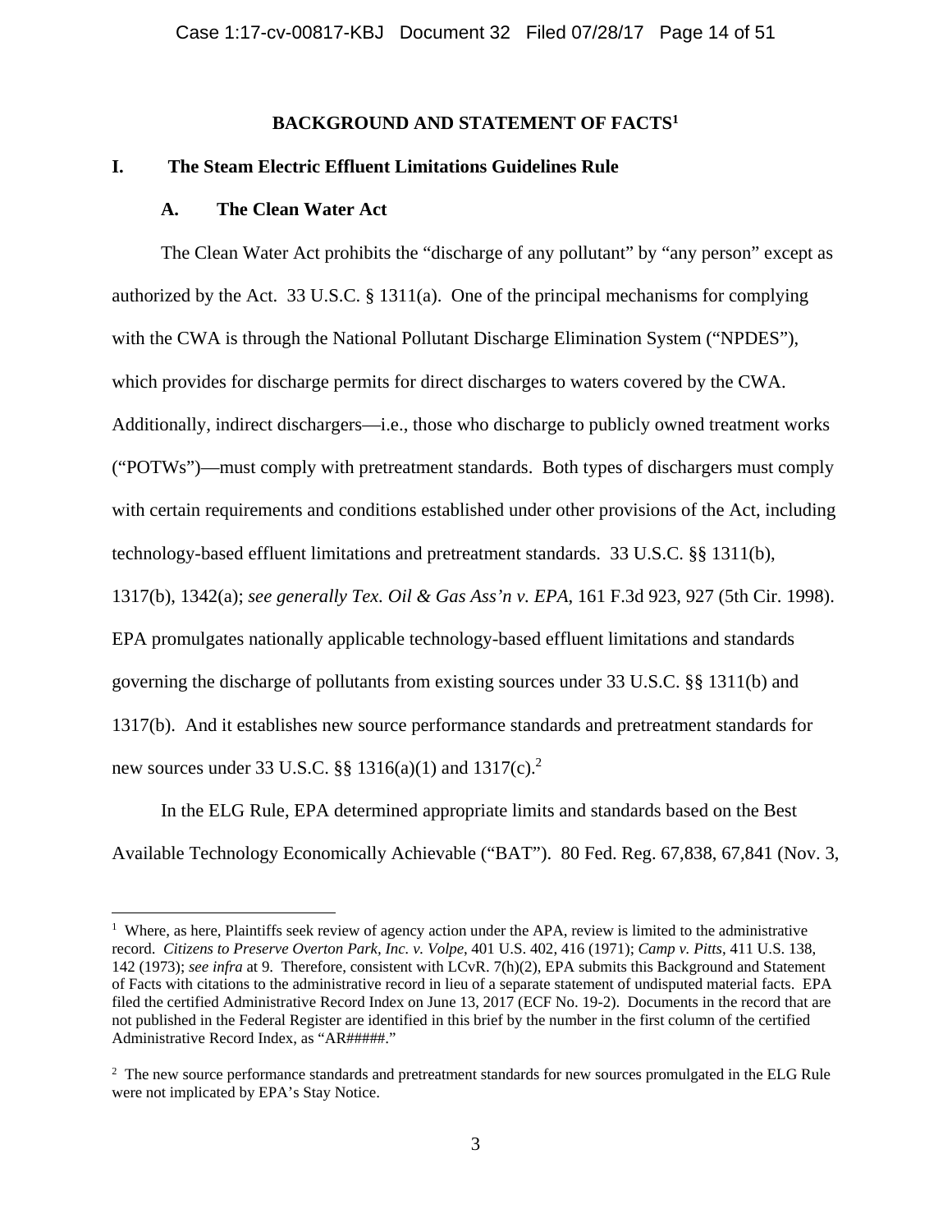## BACKGROUND AND STATEMENT OF FACTS[1]

### I. The Steam Electric Effluent Limitations Guidelines Rule

#### A. The Clean Water Act

The Clean Water Act prohibits the "discharge of any pollutant" by "any person" except as authorized by the Act. 33 U.S.C. § 1311(a). One of the principal mechanisms for complying with the CWA is through the National Pollutant Discharge Elimination System ("NPDES"), which provides for discharge permits for direct discharges to waters covered by the CWA. Additionally, indirect dischargers—i.e., those who discharge to publicly owned treatment works ("POTWs")—must comply with pretreatment standards. Both types of dischargers must comply with certain requirements and conditions established under other provisions of the Act, including technology-based effluent limitations and pretreatment standards. 33 U.S.C. §§ 1311(b), 1317(b), 1342(a); *see generally Tex. Oil & Gas Ass'n v. EPA*, 161 F.3d 923, 927 (5th Cir. 1998). EPA promulgates nationally applicable technology-based effluent limitations and standards governing the discharge of pollutants from existing sources under 33 U.S.C. §§ 1311(b) and 1317(b). And it establishes new source performance standards and pretreatment standards for new sources under 33 U.S.C. §§ 1316(a)(1) and 1317(c).[2]

In the ELG Rule, EPA determined appropriate limits and standards based on the Best Available Technology Economically Achievable ("BAT"). 80 Fed. Reg. 67,838, 67,841 (Nov. 3,

---

[1] Where, as here, Plaintiffs seek review of agency action under the APA, review is limited to the administrative record. *Citizens to Preserve Overton Park, Inc. v. Volpe*, 401 U.S. 402, 416 (1971); *Camp v. Pitts*, 411 U.S. 138, 142 (1973); *see infra* at 9. Therefore, consistent with LCvR. 7(h)(2), EPA submits this Background and Statement of Facts with citations to the administrative record in lieu of a separate statement of undisputed material facts. EPA filed the certified Administrative Record Index on June 13, 2017 (ECF No. 19-2). Documents in the record that are not published in the Federal Register are identified in this brief by the number in the first column of the certified Administrative Record Index, as "AR#####."

[2] The new source performance standards and pretreatment standards for new sources promulgated in the ELG Rule were not implicated by EPA's Stay Notice.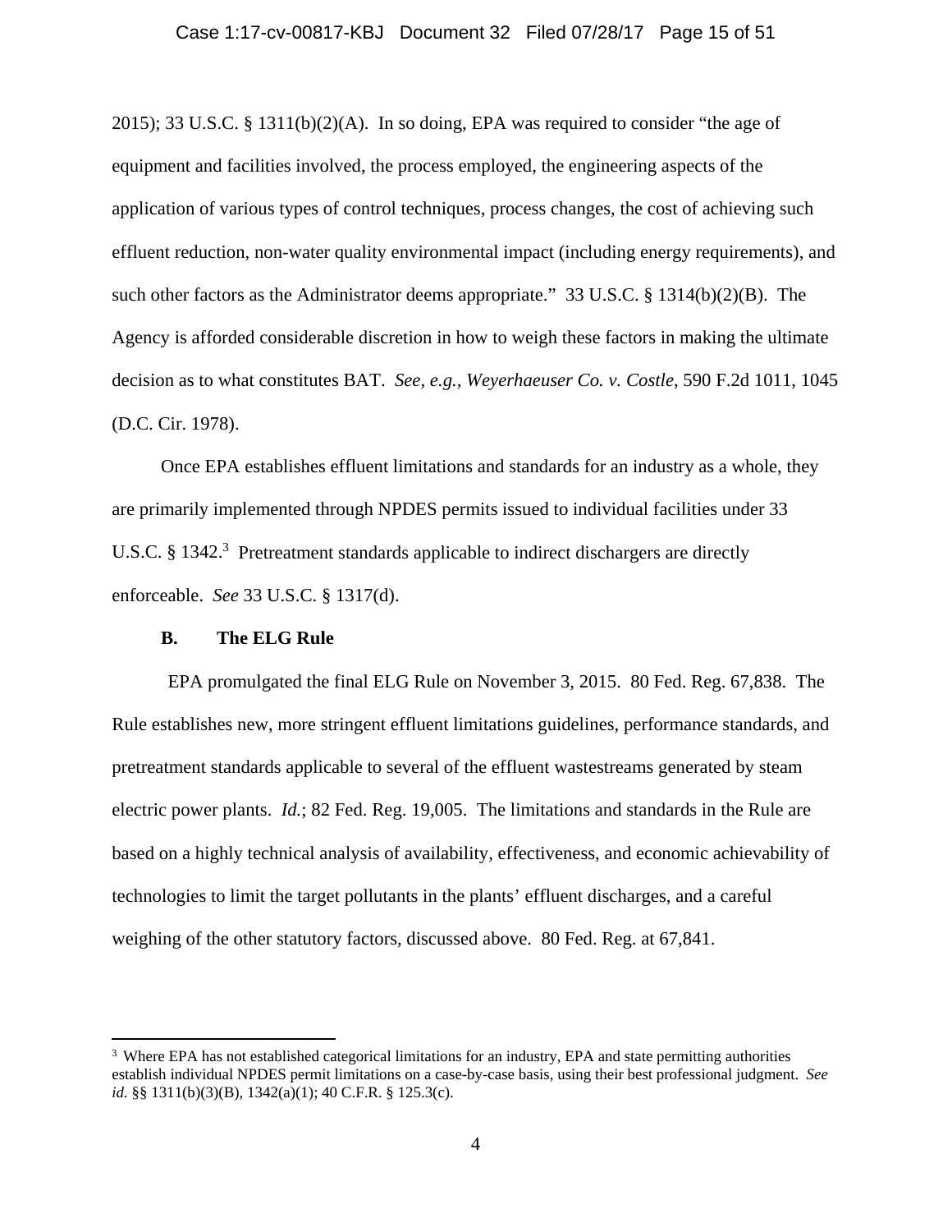2015); 33 U.S.C. § 1311(b)(2)(A). In so doing, EPA was required to consider "the age of equipment and facilities involved, the process employed, the engineering aspects of the application of various types of control techniques, process changes, the cost of achieving such effluent reduction, non-water quality environmental impact (including energy requirements), and such other factors as the Administrator deems appropriate." 33 U.S.C. § 1314(b)(2)(B). The Agency is afforded considerable discretion in how to weigh these factors in making the ultimate decision as to what constitutes BAT. *See, e.g., Weyerhaeuser Co. v. Costle*, 590 F.2d 1011, 1045 (D.C. Cir. 1978).

Once EPA establishes effluent limitations and standards for an industry as a whole, they are primarily implemented through NPDES permits issued to individual facilities under 33 U.S.C. § 1342.[3] Pretreatment standards applicable to indirect dischargers are directly enforceable. *See* 33 U.S.C. § 1317(d).

### B. The ELG Rule

EPA promulgated the final ELG Rule on November 3, 2015. 80 Fed. Reg. 67,838. The Rule establishes new, more stringent effluent limitations guidelines, performance standards, and pretreatment standards applicable to several of the effluent wastestreams generated by steam electric power plants. *Id.*; 82 Fed. Reg. 19,005. The limitations and standards in the Rule are based on a highly technical analysis of availability, effectiveness, and economic achievability of technologies to limit the target pollutants in the plants' effluent discharges, and a careful weighing of the other statutory factors, discussed above. 80 Fed. Reg. at 67,841.

---

[3] Where EPA has not established categorical limitations for an industry, EPA and state permitting authorities establish individual NPDES permit limitations on a case-by-case basis, using their best professional judgment. *See id.* §§ 1311(b)(3)(B), 1342(a)(1); 40 C.F.R. § 125.3(c).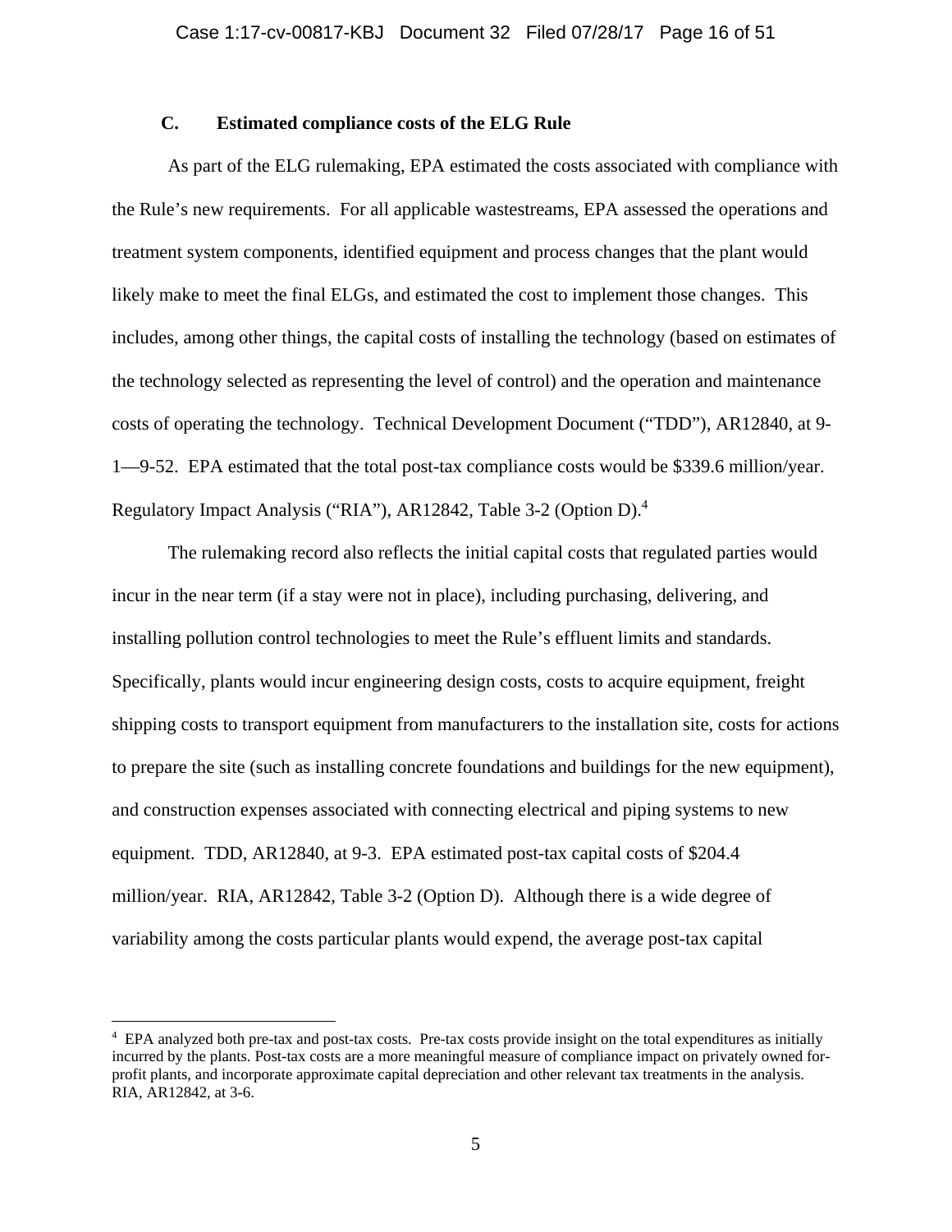### C. Estimated compliance costs of the ELG Rule

As part of the ELG rulemaking, EPA estimated the costs associated with compliance with the Rule's new requirements. For all applicable wastestreams, EPA assessed the operations and treatment system components, identified equipment and process changes that the plant would likely make to meet the final ELGs, and estimated the cost to implement those changes. This includes, among other things, the capital costs of installing the technology (based on estimates of the technology selected as representing the level of control) and the operation and maintenance costs of operating the technology. Technical Development Document ("TDD"), AR12840, at 9-1—9-52. EPA estimated that the total post-tax compliance costs would be $339.6 million/year. Regulatory Impact Analysis ("RIA"), AR12842, Table 3-2 (Option D).[4]

The rulemaking record also reflects the initial capital costs that regulated parties would incur in the near term (if a stay were not in place), including purchasing, delivering, and installing pollution control technologies to meet the Rule's effluent limits and standards. Specifically, plants would incur engineering design costs, costs to acquire equipment, freight shipping costs to transport equipment from manufacturers to the installation site, costs for actions to prepare the site (such as installing concrete foundations and buildings for the new equipment), and construction expenses associated with connecting electrical and piping systems to new equipment. TDD, AR12840, at 9-3. EPA estimated post-tax capital costs of $204.4 million/year. RIA, AR12842, Table 3-2 (Option D). Although there is a wide degree of variability among the costs particular plants would expend, the average post-tax capital

---

[4] EPA analyzed both pre-tax and post-tax costs. Pre-tax costs provide insight on the total expenditures as initially incurred by the plants. Post-tax costs are a more meaningful measure of compliance impact on privately owned for-profit plants, and incorporate approximate capital depreciation and other relevant tax treatments in the analysis. RIA, AR12842, at 3-6.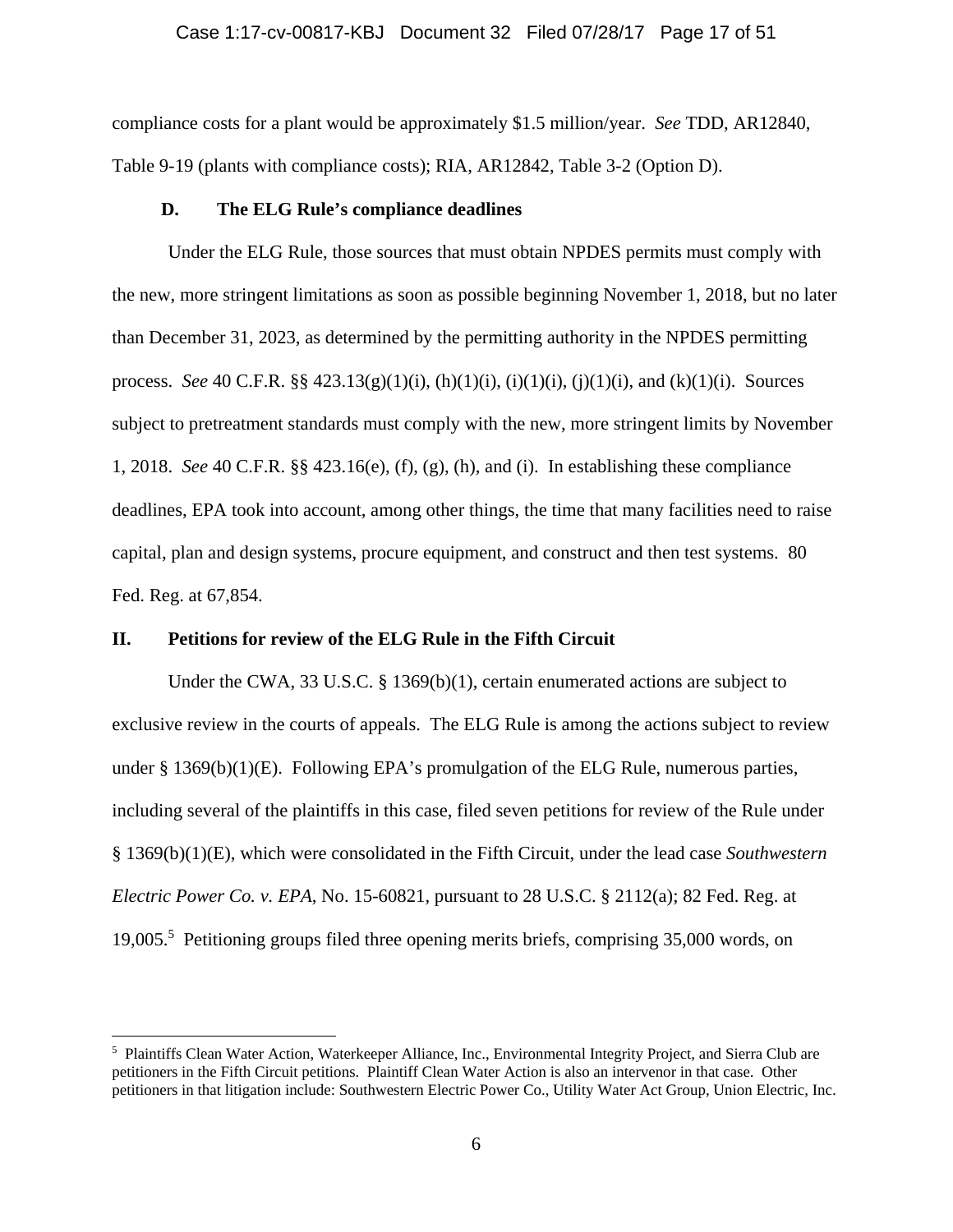compliance costs for a plant would be approximately $1.5 million/year. *See* TDD, AR12840, Table 9-19 (plants with compliance costs); RIA, AR12842, Table 3-2 (Option D).

### D. The ELG Rule's compliance deadlines

Under the ELG Rule, those sources that must obtain NPDES permits must comply with the new, more stringent limitations as soon as possible beginning November 1, 2018, but no later than December 31, 2023, as determined by the permitting authority in the NPDES permitting process. *See* 40 C.F.R. §§ 423.13(g)(1)(i), (h)(1)(i), (i)(1)(i), (j)(1)(i), and (k)(1)(i). Sources subject to pretreatment standards must comply with the new, more stringent limits by November 1, 2018. *See* 40 C.F.R. §§ 423.16(e), (f), (g), (h), and (i). In establishing these compliance deadlines, EPA took into account, among other things, the time that many facilities need to raise capital, plan and design systems, procure equipment, and construct and then test systems. 80 Fed. Reg. at 67,854.

## II. Petitions for review of the ELG Rule in the Fifth Circuit

Under the CWA, 33 U.S.C. § 1369(b)(1), certain enumerated actions are subject to exclusive review in the courts of appeals. The ELG Rule is among the actions subject to review under § 1369(b)(1)(E). Following EPA's promulgation of the ELG Rule, numerous parties, including several of the plaintiffs in this case, filed seven petitions for review of the Rule under § 1369(b)(1)(E), which were consolidated in the Fifth Circuit, under the lead case *Southwestern Electric Power Co. v. EPA*, No. 15-60821, pursuant to 28 U.S.C. § 2112(a); 82 Fed. Reg. at 19,005.[5] Petitioning groups filed three opening merits briefs, comprising 35,000 words, on

---

[5] Plaintiffs Clean Water Action, Waterkeeper Alliance, Inc., Environmental Integrity Project, and Sierra Club are petitioners in the Fifth Circuit petitions. Plaintiff Clean Water Action is also an intervenor in that case. Other petitioners in that litigation include: Southwestern Electric Power Co., Utility Water Act Group, Union Electric, Inc.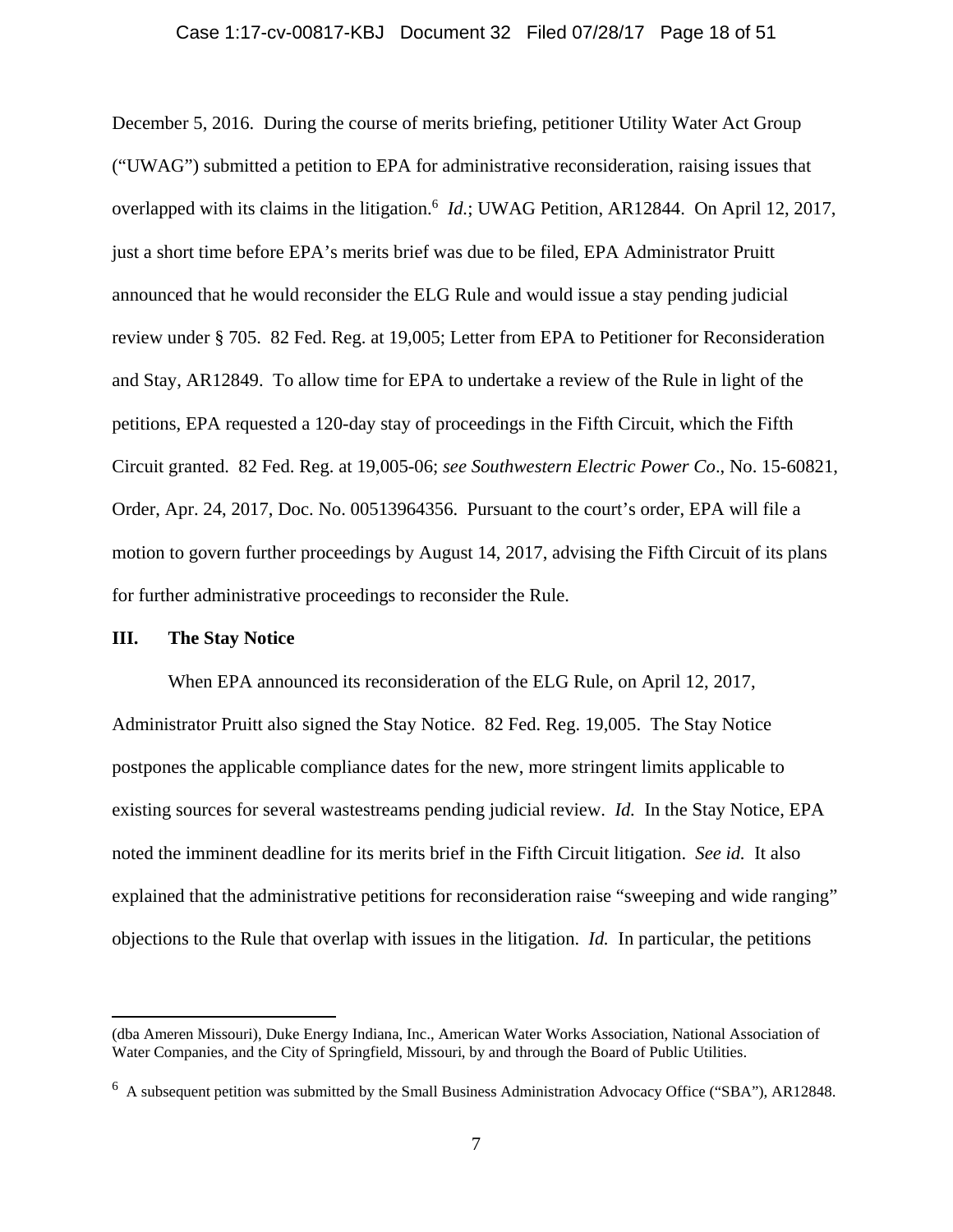December 5, 2016. During the course of merits briefing, petitioner Utility Water Act Group ("UWAG") submitted a petition to EPA for administrative reconsideration, raising issues that overlapped with its claims in the litigation.[6] *Id.*; UWAG Petition, AR12844. On April 12, 2017, just a short time before EPA's merits brief was due to be filed, EPA Administrator Pruitt announced that he would reconsider the ELG Rule and would issue a stay pending judicial review under § 705. 82 Fed. Reg. at 19,005; Letter from EPA to Petitioner for Reconsideration and Stay, AR12849. To allow time for EPA to undertake a review of the Rule in light of the petitions, EPA requested a 120-day stay of proceedings in the Fifth Circuit, which the Fifth Circuit granted. 82 Fed. Reg. at 19,005-06; *see Southwestern Electric Power Co*., No. 15-60821, Order, Apr. 24, 2017, Doc. No. 00513964356. Pursuant to the court's order, EPA will file a motion to govern further proceedings by August 14, 2017, advising the Fifth Circuit of its plans for further administrative proceedings to reconsider the Rule.

## III. The Stay Notice

When EPA announced its reconsideration of the ELG Rule, on April 12, 2017, Administrator Pruitt also signed the Stay Notice. 82 Fed. Reg. 19,005. The Stay Notice postpones the applicable compliance dates for the new, more stringent limits applicable to existing sources for several wastestreams pending judicial review. *Id.* In the Stay Notice, EPA noted the imminent deadline for its merits brief in the Fifth Circuit litigation. *See id.* It also explained that the administrative petitions for reconsideration raise "sweeping and wide ranging" objections to the Rule that overlap with issues in the litigation. *Id.* In particular, the petitions

---

(dba Ameren Missouri), Duke Energy Indiana, Inc., American Water Works Association, National Association of Water Companies, and the City of Springfield, Missouri, by and through the Board of Public Utilities.

[6] A subsequent petition was submitted by the Small Business Administration Advocacy Office ("SBA"), AR12848.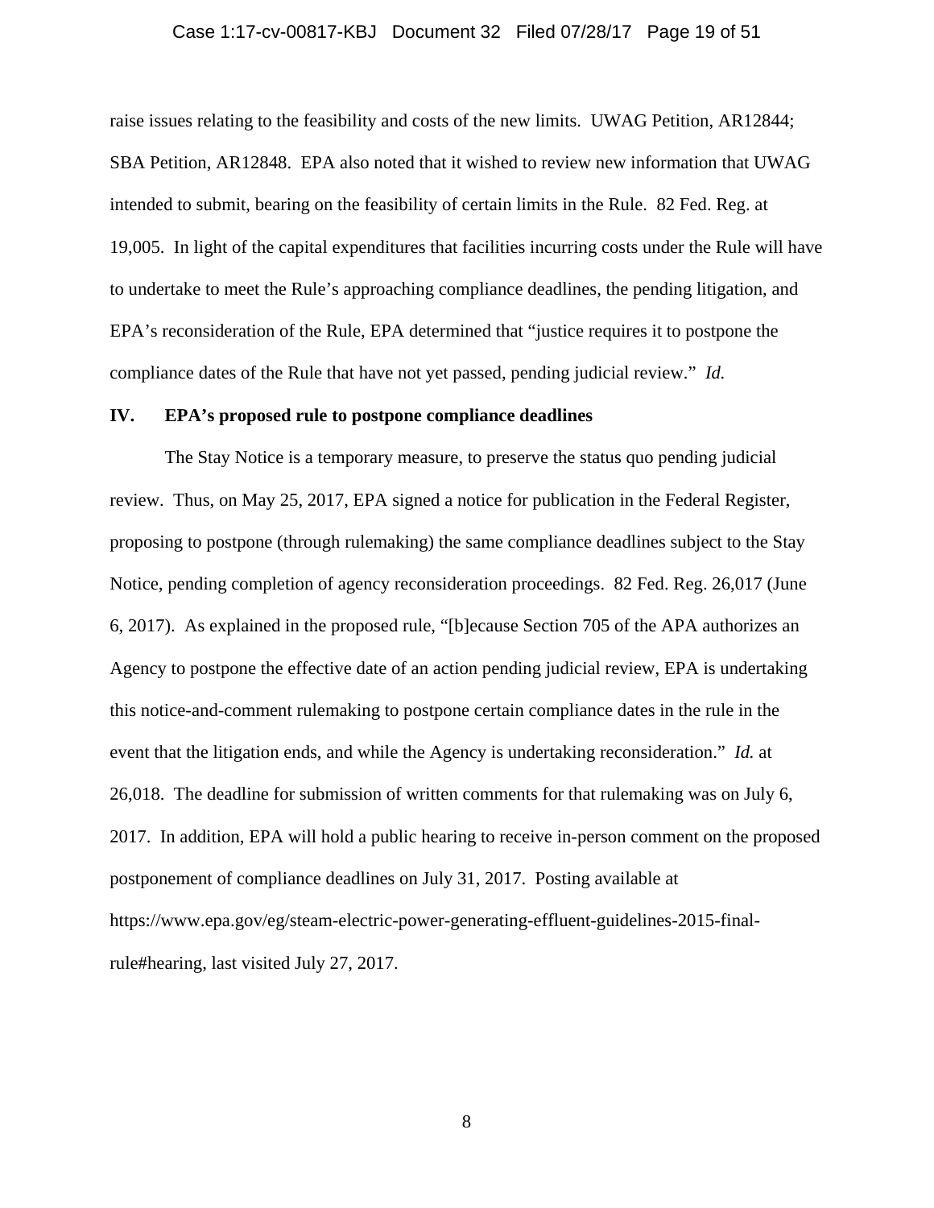raise issues relating to the feasibility and costs of the new limits. UWAG Petition, AR12844; SBA Petition, AR12848. EPA also noted that it wished to review new information that UWAG intended to submit, bearing on the feasibility of certain limits in the Rule. 82 Fed. Reg. at 19,005. In light of the capital expenditures that facilities incurring costs under the Rule will have to undertake to meet the Rule's approaching compliance deadlines, the pending litigation, and EPA's reconsideration of the Rule, EPA determined that "justice requires it to postpone the compliance dates of the Rule that have not yet passed, pending judicial review." *Id.*

## IV. EPA's proposed rule to postpone compliance deadlines

The Stay Notice is a temporary measure, to preserve the status quo pending judicial review. Thus, on May 25, 2017, EPA signed a notice for publication in the Federal Register, proposing to postpone (through rulemaking) the same compliance deadlines subject to the Stay Notice, pending completion of agency reconsideration proceedings. 82 Fed. Reg. 26,017 (June 6, 2017). As explained in the proposed rule, "[b]ecause Section 705 of the APA authorizes an Agency to postpone the effective date of an action pending judicial review, EPA is undertaking this notice-and-comment rulemaking to postpone certain compliance dates in the rule in the event that the litigation ends, and while the Agency is undertaking reconsideration." *Id.* at 26,018. The deadline for submission of written comments for that rulemaking was on July 6, 2017. In addition, EPA will hold a public hearing to receive in-person comment on the proposed postponement of compliance deadlines on July 31, 2017. Posting available at https://www.epa.gov/eg/steam-electric-power-generating-effluent-guidelines-2015-final-rule#hearing, last visited July 27, 2017.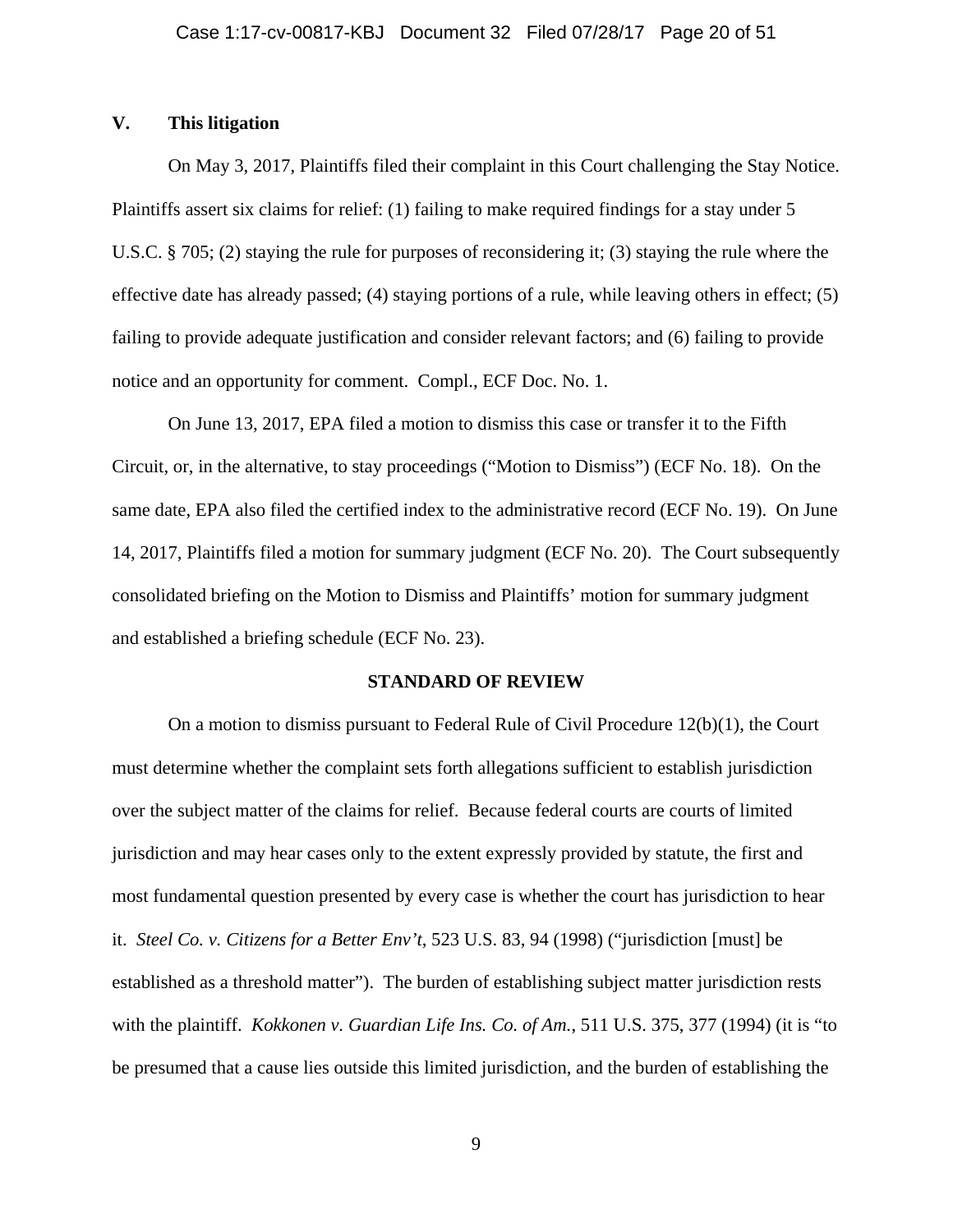## V. This litigation

On May 3, 2017, Plaintiffs filed their complaint in this Court challenging the Stay Notice. Plaintiffs assert six claims for relief: (1) failing to make required findings for a stay under 5 U.S.C. § 705; (2) staying the rule for purposes of reconsidering it; (3) staying the rule where the effective date has already passed; (4) staying portions of a rule, while leaving others in effect; (5) failing to provide adequate justification and consider relevant factors; and (6) failing to provide notice and an opportunity for comment. Compl., ECF Doc. No. 1.

On June 13, 2017, EPA filed a motion to dismiss this case or transfer it to the Fifth Circuit, or, in the alternative, to stay proceedings ("Motion to Dismiss") (ECF No. 18). On the same date, EPA also filed the certified index to the administrative record (ECF No. 19). On June 14, 2017, Plaintiffs filed a motion for summary judgment (ECF No. 20). The Court subsequently consolidated briefing on the Motion to Dismiss and Plaintiffs' motion for summary judgment and established a briefing schedule (ECF No. 23).

## STANDARD OF REVIEW

On a motion to dismiss pursuant to Federal Rule of Civil Procedure 12(b)(1), the Court must determine whether the complaint sets forth allegations sufficient to establish jurisdiction over the subject matter of the claims for relief. Because federal courts are courts of limited jurisdiction and may hear cases only to the extent expressly provided by statute, the first and most fundamental question presented by every case is whether the court has jurisdiction to hear it. *Steel Co. v. Citizens for a Better Env't*, 523 U.S. 83, 94 (1998) ("jurisdiction [must] be established as a threshold matter"). The burden of establishing subject matter jurisdiction rests with the plaintiff. *Kokkonen v. Guardian Life Ins. Co. of Am.*, 511 U.S. 375, 377 (1994) (it is "to be presumed that a cause lies outside this limited jurisdiction, and the burden of establishing the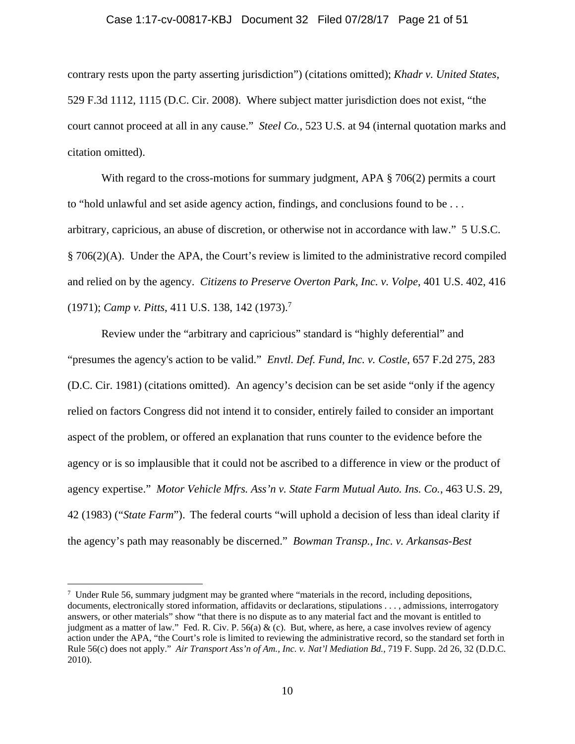contrary rests upon the party asserting jurisdiction") (citations omitted); *Khadr v. United States*, 529 F.3d 1112, 1115 (D.C. Cir. 2008). Where subject matter jurisdiction does not exist, "the court cannot proceed at all in any cause." *Steel Co.*, 523 U.S. at 94 (internal quotation marks and citation omitted).

With regard to the cross-motions for summary judgment, APA § 706(2) permits a court to "hold unlawful and set aside agency action, findings, and conclusions found to be . . . arbitrary, capricious, an abuse of discretion, or otherwise not in accordance with law." 5 U.S.C. § 706(2)(A). Under the APA, the Court's review is limited to the administrative record compiled and relied on by the agency. *Citizens to Preserve Overton Park, Inc. v. Volpe*, 401 U.S. 402, 416 (1971); *Camp v. Pitts*, 411 U.S. 138, 142 (1973).[7]

Review under the "arbitrary and capricious" standard is "highly deferential" and "presumes the agency's action to be valid." *Envtl. Def. Fund, Inc. v. Costle*, 657 F.2d 275, 283 (D.C. Cir. 1981) (citations omitted). An agency's decision can be set aside "only if the agency relied on factors Congress did not intend it to consider, entirely failed to consider an important aspect of the problem, or offered an explanation that runs counter to the evidence before the agency or is so implausible that it could not be ascribed to a difference in view or the product of agency expertise." *Motor Vehicle Mfrs. Ass'n v. State Farm Mutual Auto. Ins. Co.*, 463 U.S. 29, 42 (1983) ("*State Farm*"). The federal courts "will uphold a decision of less than ideal clarity if the agency's path may reasonably be discerned." *Bowman Transp., Inc. v. Arkansas-Best*

---

[7] Under Rule 56, summary judgment may be granted where "materials in the record, including depositions, documents, electronically stored information, affidavits or declarations, stipulations . . . , admissions, interrogatory answers, or other materials" show "that there is no dispute as to any material fact and the movant is entitled to judgment as a matter of law." Fed. R. Civ. P. 56(a) & (c). But, where, as here, a case involves review of agency action under the APA, "the Court's role is limited to reviewing the administrative record, so the standard set forth in Rule 56(c) does not apply." *Air Transport Ass'n of Am., Inc. v. Nat'l Mediation Bd.*, 719 F. Supp. 2d 26, 32 (D.D.C. 2010).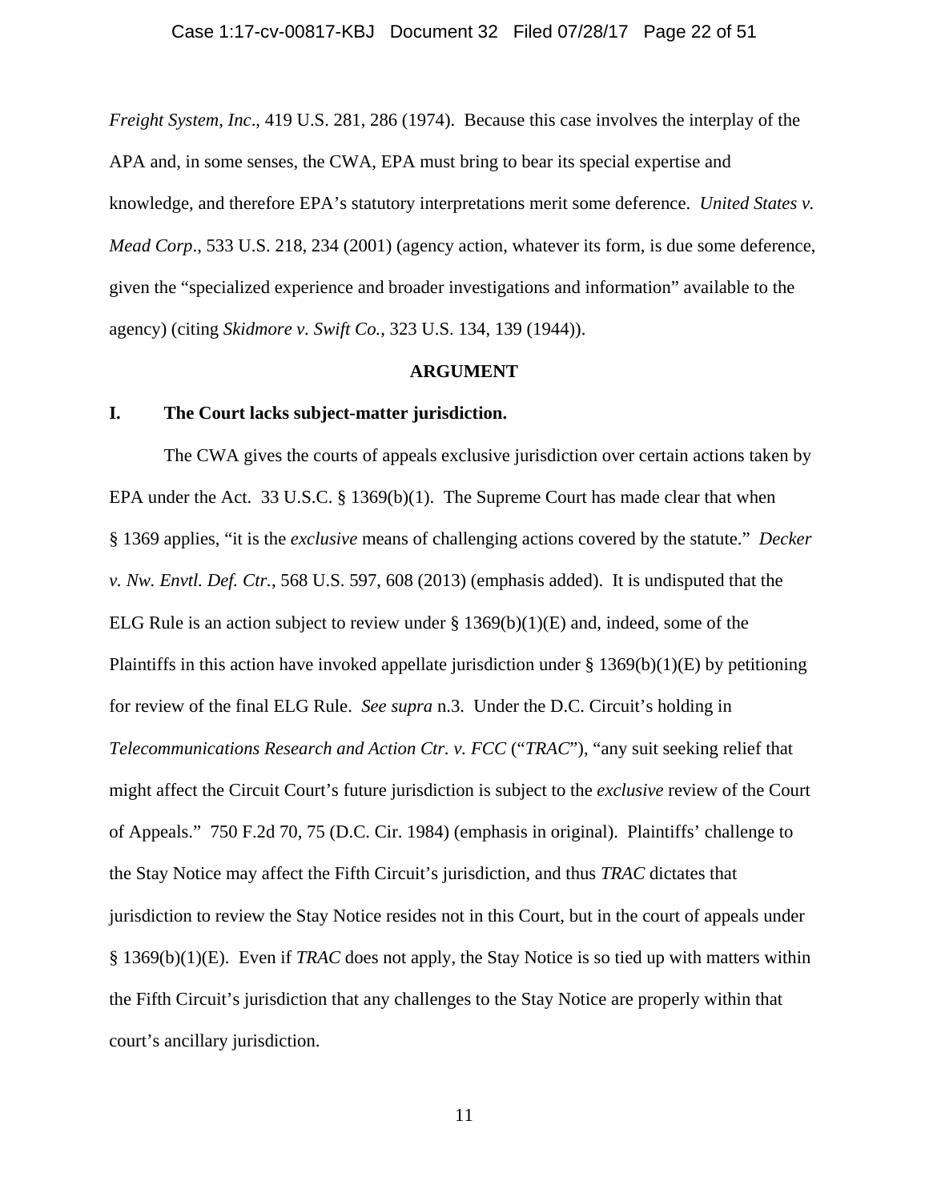*Freight System, Inc*., 419 U.S. 281, 286 (1974). Because this case involves the interplay of the APA and, in some senses, the CWA, EPA must bring to bear its special expertise and knowledge, and therefore EPA's statutory interpretations merit some deference. *United States v. Mead Corp*., 533 U.S. 218, 234 (2001) (agency action, whatever its form, is due some deference, given the "specialized experience and broader investigations and information" available to the agency) (citing *Skidmore v. Swift Co.*, 323 U.S. 134, 139 (1944)).

## ARGUMENT

### I. The Court lacks subject-matter jurisdiction.

The CWA gives the courts of appeals exclusive jurisdiction over certain actions taken by EPA under the Act. 33 U.S.C. § 1369(b)(1). The Supreme Court has made clear that when § 1369 applies, "it is the *exclusive* means of challenging actions covered by the statute." *Decker v. Nw. Envtl. Def. Ctr.*, 568 U.S. 597, 608 (2013) (emphasis added). It is undisputed that the ELG Rule is an action subject to review under § 1369(b)(1)(E) and, indeed, some of the Plaintiffs in this action have invoked appellate jurisdiction under § 1369(b)(1)(E) by petitioning for review of the final ELG Rule. *See supra* n.3. Under the D.C. Circuit's holding in *Telecommunications Research and Action Ctr. v. FCC* ("*TRAC*"), "any suit seeking relief that might affect the Circuit Court's future jurisdiction is subject to the *exclusive* review of the Court of Appeals." 750 F.2d 70, 75 (D.C. Cir. 1984) (emphasis in original). Plaintiffs' challenge to the Stay Notice may affect the Fifth Circuit's jurisdiction, and thus *TRAC* dictates that jurisdiction to review the Stay Notice resides not in this Court, but in the court of appeals under § 1369(b)(1)(E). Even if *TRAC* does not apply, the Stay Notice is so tied up with matters within the Fifth Circuit's jurisdiction that any challenges to the Stay Notice are properly within that court's ancillary jurisdiction.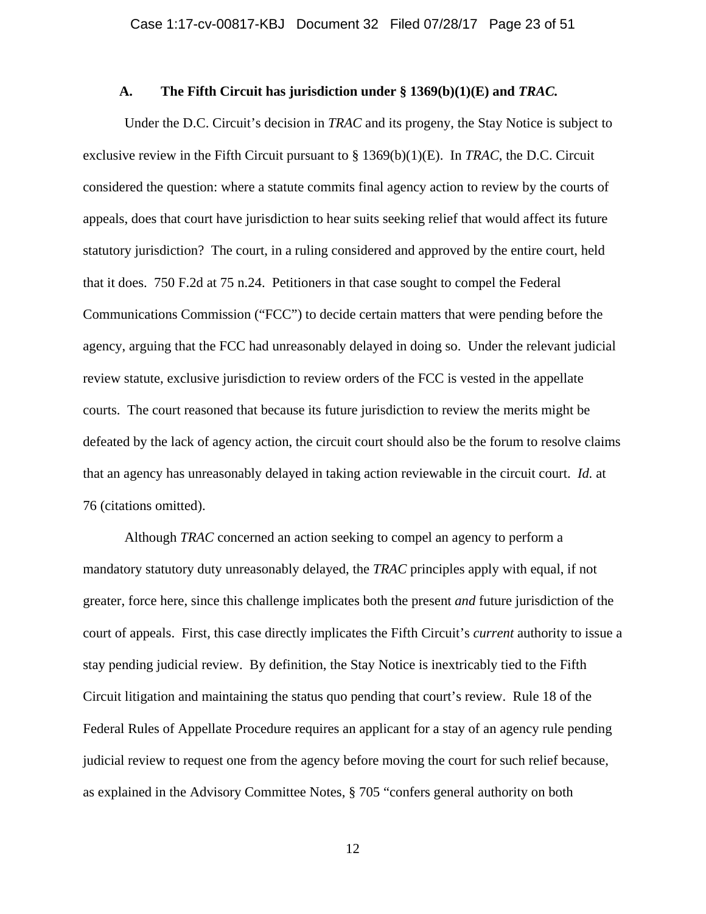### A. The Fifth Circuit has jurisdiction under § 1369(b)(1)(E) and *TRAC.*

Under the D.C. Circuit's decision in *TRAC* and its progeny, the Stay Notice is subject to exclusive review in the Fifth Circuit pursuant to § 1369(b)(1)(E). In *TRAC*, the D.C. Circuit considered the question: where a statute commits final agency action to review by the courts of appeals, does that court have jurisdiction to hear suits seeking relief that would affect its future statutory jurisdiction? The court, in a ruling considered and approved by the entire court, held that it does. 750 F.2d at 75 n.24. Petitioners in that case sought to compel the Federal Communications Commission ("FCC") to decide certain matters that were pending before the agency, arguing that the FCC had unreasonably delayed in doing so. Under the relevant judicial review statute, exclusive jurisdiction to review orders of the FCC is vested in the appellate courts. The court reasoned that because its future jurisdiction to review the merits might be defeated by the lack of agency action, the circuit court should also be the forum to resolve claims that an agency has unreasonably delayed in taking action reviewable in the circuit court. *Id.* at 76 (citations omitted).

Although *TRAC* concerned an action seeking to compel an agency to perform a mandatory statutory duty unreasonably delayed, the *TRAC* principles apply with equal, if not greater, force here, since this challenge implicates both the present *and* future jurisdiction of the court of appeals. First, this case directly implicates the Fifth Circuit's *current* authority to issue a stay pending judicial review. By definition, the Stay Notice is inextricably tied to the Fifth Circuit litigation and maintaining the status quo pending that court's review. Rule 18 of the Federal Rules of Appellate Procedure requires an applicant for a stay of an agency rule pending judicial review to request one from the agency before moving the court for such relief because, as explained in the Advisory Committee Notes, § 705 "confers general authority on both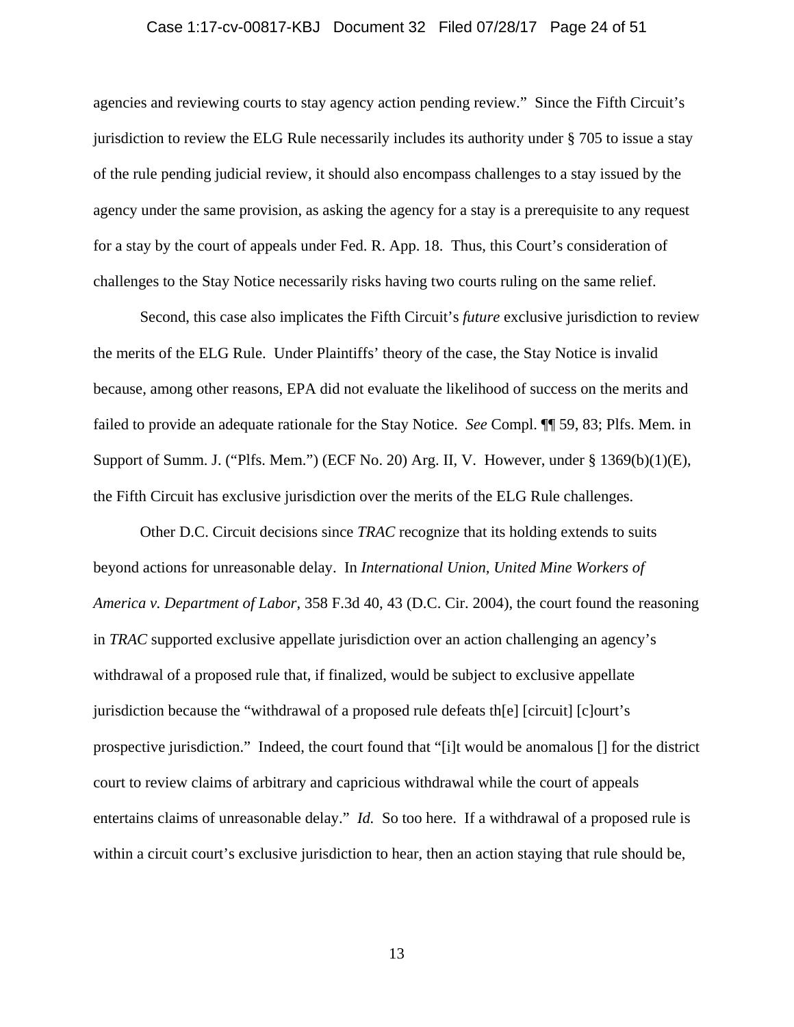agencies and reviewing courts to stay agency action pending review." Since the Fifth Circuit's jurisdiction to review the ELG Rule necessarily includes its authority under § 705 to issue a stay of the rule pending judicial review, it should also encompass challenges to a stay issued by the agency under the same provision, as asking the agency for a stay is a prerequisite to any request for a stay by the court of appeals under Fed. R. App. 18. Thus, this Court's consideration of challenges to the Stay Notice necessarily risks having two courts ruling on the same relief.

Second, this case also implicates the Fifth Circuit's *future* exclusive jurisdiction to review the merits of the ELG Rule. Under Plaintiffs' theory of the case, the Stay Notice is invalid because, among other reasons, EPA did not evaluate the likelihood of success on the merits and failed to provide an adequate rationale for the Stay Notice. *See* Compl. ¶¶ 59, 83; Plfs. Mem. in Support of Summ. J. ("Plfs. Mem.") (ECF No. 20) Arg. II, V. However, under § 1369(b)(1)(E), the Fifth Circuit has exclusive jurisdiction over the merits of the ELG Rule challenges.

Other D.C. Circuit decisions since *TRAC* recognize that its holding extends to suits beyond actions for unreasonable delay. In *International Union, United Mine Workers of America v. Department of Labor*, 358 F.3d 40, 43 (D.C. Cir. 2004), the court found the reasoning in *TRAC* supported exclusive appellate jurisdiction over an action challenging an agency's withdrawal of a proposed rule that, if finalized, would be subject to exclusive appellate jurisdiction because the "withdrawal of a proposed rule defeats th[e] [circuit] [c]ourt's prospective jurisdiction." Indeed, the court found that "[i]t would be anomalous [] for the district court to review claims of arbitrary and capricious withdrawal while the court of appeals entertains claims of unreasonable delay." *Id.* So too here. If a withdrawal of a proposed rule is within a circuit court's exclusive jurisdiction to hear, then an action staying that rule should be,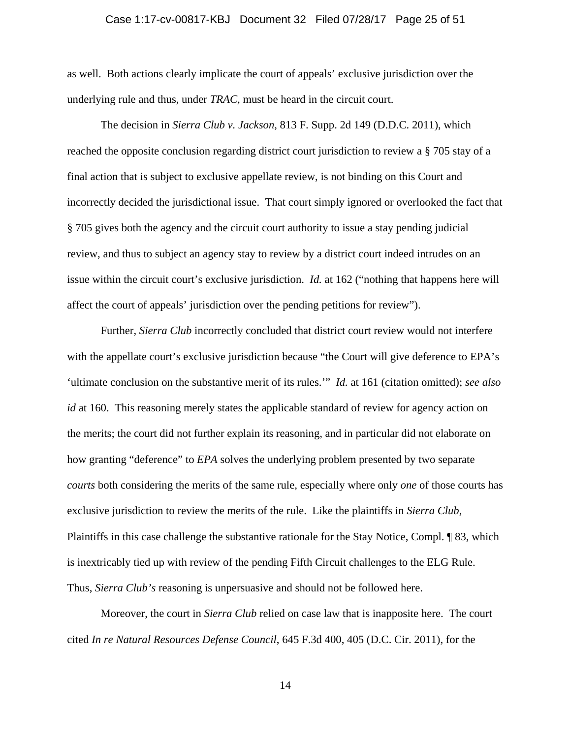as well. Both actions clearly implicate the court of appeals' exclusive jurisdiction over the underlying rule and thus, under *TRAC*, must be heard in the circuit court.

The decision in *Sierra Club v. Jackson*, 813 F. Supp. 2d 149 (D.D.C. 2011), which reached the opposite conclusion regarding district court jurisdiction to review a § 705 stay of a final action that is subject to exclusive appellate review, is not binding on this Court and incorrectly decided the jurisdictional issue. That court simply ignored or overlooked the fact that § 705 gives both the agency and the circuit court authority to issue a stay pending judicial review, and thus to subject an agency stay to review by a district court indeed intrudes on an issue within the circuit court's exclusive jurisdiction. *Id.* at 162 ("nothing that happens here will affect the court of appeals' jurisdiction over the pending petitions for review").

Further, *Sierra Club* incorrectly concluded that district court review would not interfere with the appellate court's exclusive jurisdiction because "the Court will give deference to EPA's 'ultimate conclusion on the substantive merit of its rules.'" *Id.* at 161 (citation omitted); *see also id* at 160. This reasoning merely states the applicable standard of review for agency action on the merits; the court did not further explain its reasoning, and in particular did not elaborate on how granting "deference" to *EPA* solves the underlying problem presented by two separate *courts* both considering the merits of the same rule, especially where only *one* of those courts has exclusive jurisdiction to review the merits of the rule. Like the plaintiffs in *Sierra Club*, Plaintiffs in this case challenge the substantive rationale for the Stay Notice, Compl. ¶ 83, which is inextricably tied up with review of the pending Fifth Circuit challenges to the ELG Rule. Thus, *Sierra Club's* reasoning is unpersuasive and should not be followed here.

Moreover, the court in *Sierra Club* relied on case law that is inapposite here. The court cited *In re Natural Resources Defense Council*, 645 F.3d 400, 405 (D.C. Cir. 2011), for the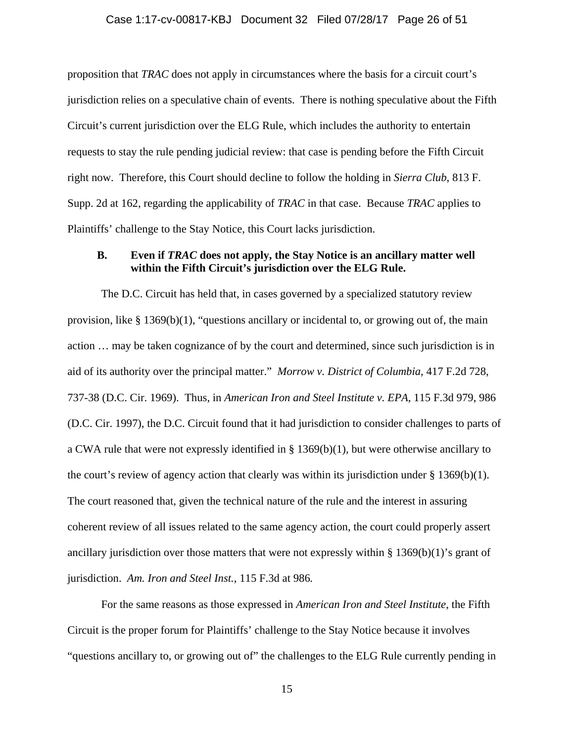proposition that *TRAC* does not apply in circumstances where the basis for a circuit court's jurisdiction relies on a speculative chain of events. There is nothing speculative about the Fifth Circuit's current jurisdiction over the ELG Rule, which includes the authority to entertain requests to stay the rule pending judicial review: that case is pending before the Fifth Circuit right now. Therefore, this Court should decline to follow the holding in *Sierra Club*, 813 F. Supp. 2d at 162, regarding the applicability of *TRAC* in that case. Because *TRAC* applies to Plaintiffs' challenge to the Stay Notice, this Court lacks jurisdiction.

### B. Even if *TRAC* does not apply, the Stay Notice is an ancillary matter well within the Fifth Circuit's jurisdiction over the ELG Rule.

The D.C. Circuit has held that, in cases governed by a specialized statutory review provision, like § 1369(b)(1), "questions ancillary or incidental to, or growing out of, the main action … may be taken cognizance of by the court and determined, since such jurisdiction is in aid of its authority over the principal matter." *Morrow v. District of Columbia*, 417 F.2d 728, 737-38 (D.C. Cir. 1969). Thus, in *American Iron and Steel Institute v. EPA*, 115 F.3d 979, 986 (D.C. Cir. 1997), the D.C. Circuit found that it had jurisdiction to consider challenges to parts of a CWA rule that were not expressly identified in § 1369(b)(1), but were otherwise ancillary to the court's review of agency action that clearly was within its jurisdiction under § 1369(b)(1). The court reasoned that, given the technical nature of the rule and the interest in assuring coherent review of all issues related to the same agency action, the court could properly assert ancillary jurisdiction over those matters that were not expressly within § 1369(b)(1)'s grant of jurisdiction. *Am. Iron and Steel Inst.*, 115 F.3d at 986.

For the same reasons as those expressed in *American Iron and Steel Institute*, the Fifth Circuit is the proper forum for Plaintiffs' challenge to the Stay Notice because it involves "questions ancillary to, or growing out of" the challenges to the ELG Rule currently pending in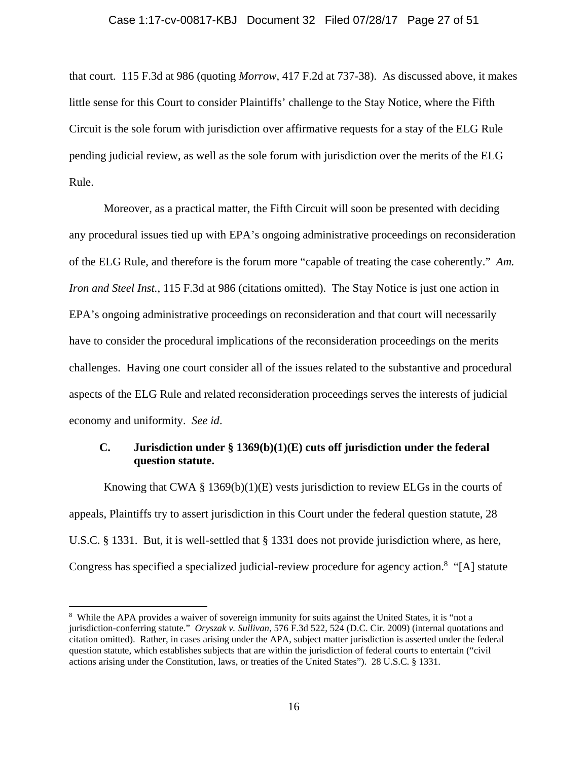that court. 115 F.3d at 986 (quoting *Morrow*, 417 F.2d at 737-38). As discussed above, it makes little sense for this Court to consider Plaintiffs' challenge to the Stay Notice, where the Fifth Circuit is the sole forum with jurisdiction over affirmative requests for a stay of the ELG Rule pending judicial review, as well as the sole forum with jurisdiction over the merits of the ELG Rule.

Moreover, as a practical matter, the Fifth Circuit will soon be presented with deciding any procedural issues tied up with EPA's ongoing administrative proceedings on reconsideration of the ELG Rule, and therefore is the forum more "capable of treating the case coherently." *Am. Iron and Steel Inst.*, 115 F.3d at 986 (citations omitted). The Stay Notice is just one action in EPA's ongoing administrative proceedings on reconsideration and that court will necessarily have to consider the procedural implications of the reconsideration proceedings on the merits challenges. Having one court consider all of the issues related to the substantive and procedural aspects of the ELG Rule and related reconsideration proceedings serves the interests of judicial economy and uniformity. *See id*.

### C. Jurisdiction under § 1369(b)(1)(E) cuts off jurisdiction under the federal question statute.

Knowing that CWA § 1369(b)(1)(E) vests jurisdiction to review ELGs in the courts of appeals, Plaintiffs try to assert jurisdiction in this Court under the federal question statute, 28 U.S.C. § 1331. But, it is well-settled that § 1331 does not provide jurisdiction where, as here, Congress has specified a specialized judicial-review procedure for agency action.[8] "[A] statute

---

[8] While the APA provides a waiver of sovereign immunity for suits against the United States, it is "not a jurisdiction-conferring statute." *Oryszak v. Sullivan*, 576 F.3d 522, 524 (D.C. Cir. 2009) (internal quotations and citation omitted). Rather, in cases arising under the APA, subject matter jurisdiction is asserted under the federal question statute, which establishes subjects that are within the jurisdiction of federal courts to entertain ("civil actions arising under the Constitution, laws, or treaties of the United States"). 28 U.S.C. § 1331.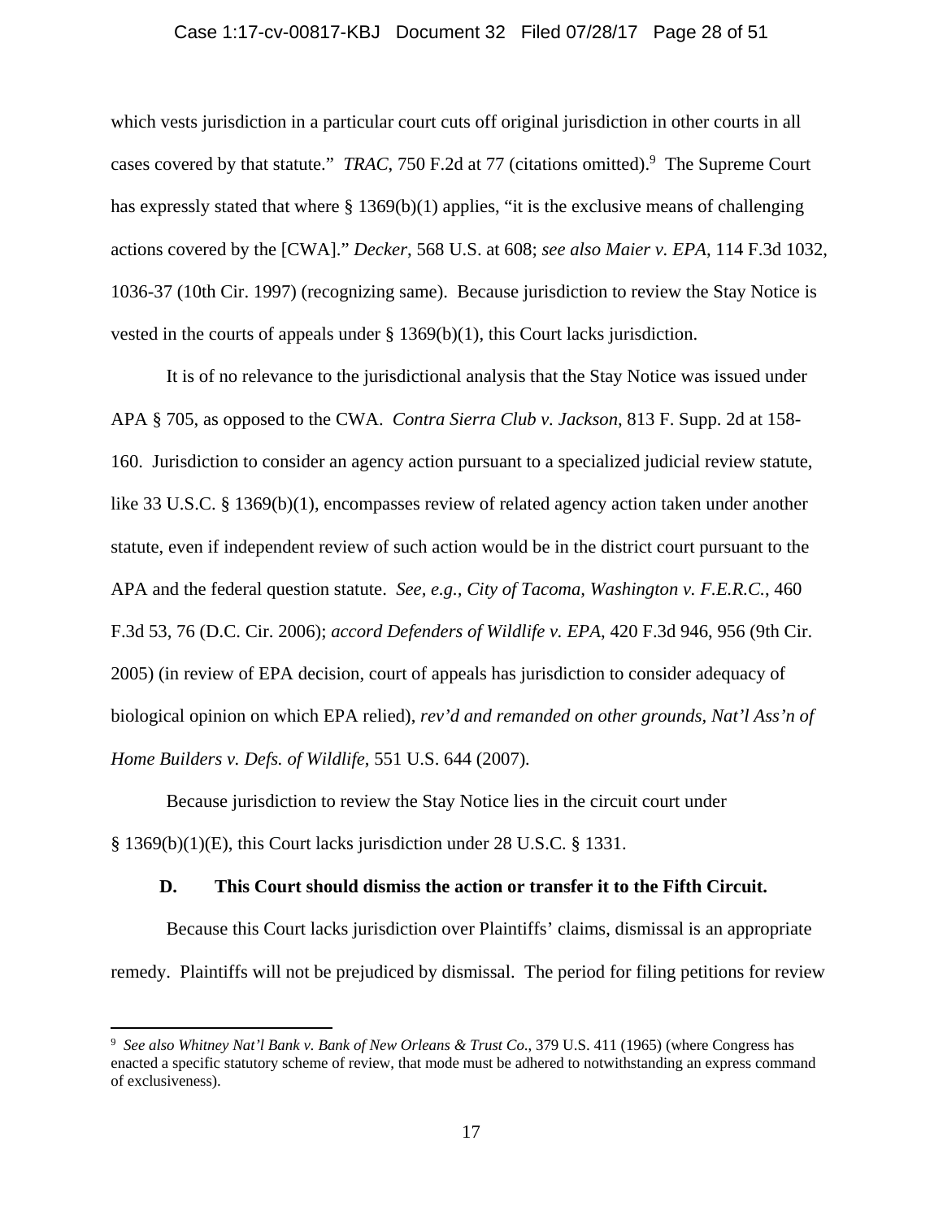which vests jurisdiction in a particular court cuts off original jurisdiction in other courts in all cases covered by that statute." *TRAC*, 750 F.2d at 77 (citations omitted).[9] The Supreme Court has expressly stated that where § 1369(b)(1) applies, "it is the exclusive means of challenging actions covered by the [CWA]." *Decker*, 568 U.S. at 608; *see also Maier v. EPA*, 114 F.3d 1032, 1036-37 (10th Cir. 1997) (recognizing same). Because jurisdiction to review the Stay Notice is vested in the courts of appeals under § 1369(b)(1), this Court lacks jurisdiction.

It is of no relevance to the jurisdictional analysis that the Stay Notice was issued under APA § 705, as opposed to the CWA. *Contra Sierra Club v. Jackson*, 813 F. Supp. 2d at 158-160. Jurisdiction to consider an agency action pursuant to a specialized judicial review statute, like 33 U.S.C. § 1369(b)(1), encompasses review of related agency action taken under another statute, even if independent review of such action would be in the district court pursuant to the APA and the federal question statute. *See, e.g.*, *City of Tacoma, Washington v. F.E.R.C.*, 460 F.3d 53, 76 (D.C. Cir. 2006); *accord Defenders of Wildlife v. EPA*, 420 F.3d 946, 956 (9th Cir. 2005) (in review of EPA decision, court of appeals has jurisdiction to consider adequacy of biological opinion on which EPA relied), *rev'd and remanded on other grounds*, *Nat'l Ass'n of Home Builders v. Defs. of Wildlife*, 551 U.S. 644 (2007).

Because jurisdiction to review the Stay Notice lies in the circuit court under § 1369(b)(1)(E), this Court lacks jurisdiction under 28 U.S.C. § 1331.

### D. This Court should dismiss the action or transfer it to the Fifth Circuit.

Because this Court lacks jurisdiction over Plaintiffs' claims, dismissal is an appropriate remedy. Plaintiffs will not be prejudiced by dismissal. The period for filing petitions for review

---

[9] *See also Whitney Nat'l Bank v. Bank of New Orleans & Trust Co.*, 379 U.S. 411 (1965) (where Congress has enacted a specific statutory scheme of review, that mode must be adhered to notwithstanding an express command of exclusiveness).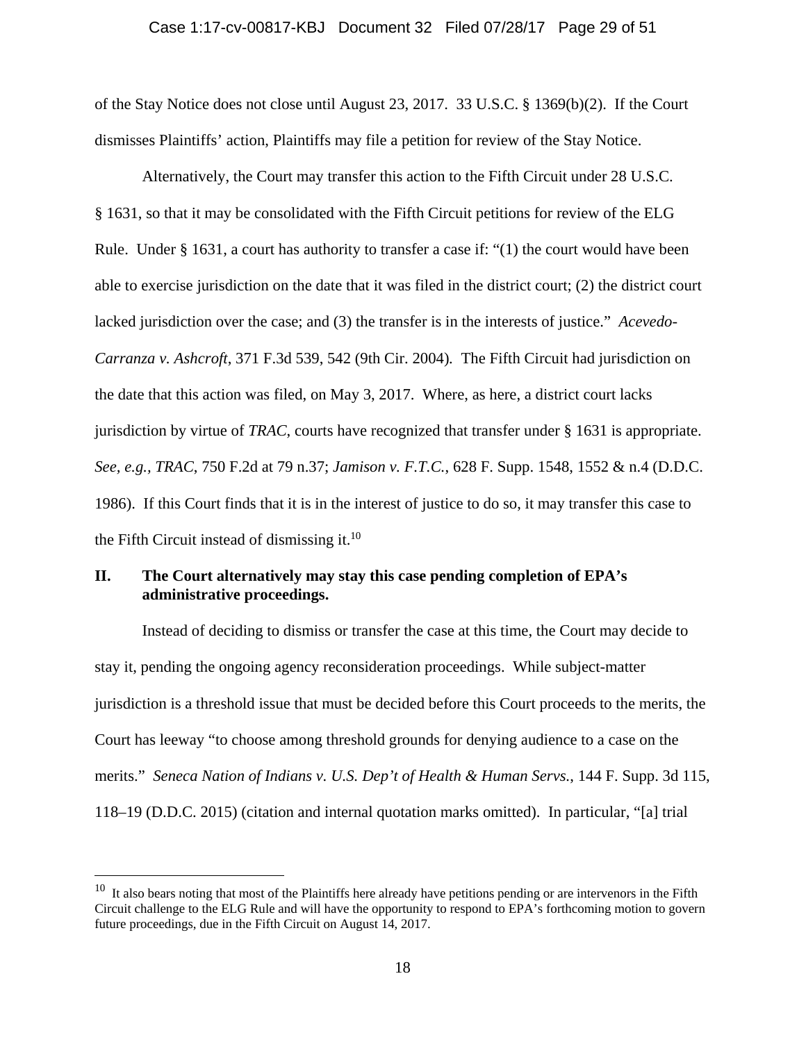of the Stay Notice does not close until August 23, 2017. 33 U.S.C. § 1369(b)(2). If the Court dismisses Plaintiffs' action, Plaintiffs may file a petition for review of the Stay Notice.

Alternatively, the Court may transfer this action to the Fifth Circuit under 28 U.S.C. § 1631, so that it may be consolidated with the Fifth Circuit petitions for review of the ELG Rule. Under § 1631, a court has authority to transfer a case if: "(1) the court would have been able to exercise jurisdiction on the date that it was filed in the district court; (2) the district court lacked jurisdiction over the case; and (3) the transfer is in the interests of justice." *Acevedo-Carranza v. Ashcroft*, 371 F.3d 539, 542 (9th Cir. 2004). The Fifth Circuit had jurisdiction on the date that this action was filed, on May 3, 2017. Where, as here, a district court lacks jurisdiction by virtue of *TRAC*, courts have recognized that transfer under § 1631 is appropriate. *See, e.g.*, *TRAC*, 750 F.2d at 79 n.37; *Jamison v. F.T.C.*, 628 F. Supp. 1548, 1552 & n.4 (D.D.C. 1986). If this Court finds that it is in the interest of justice to do so, it may transfer this case to the Fifth Circuit instead of dismissing it.[10]

## II. The Court alternatively may stay this case pending completion of EPA's administrative proceedings.

Instead of deciding to dismiss or transfer the case at this time, the Court may decide to stay it, pending the ongoing agency reconsideration proceedings. While subject-matter jurisdiction is a threshold issue that must be decided before this Court proceeds to the merits, the Court has leeway "to choose among threshold grounds for denying audience to a case on the merits." *Seneca Nation of Indians v. U.S. Dep't of Health & Human Servs.*, 144 F. Supp. 3d 115, 118–19 (D.D.C. 2015) (citation and internal quotation marks omitted). In particular, "[a] trial

---

[10] It also bears noting that most of the Plaintiffs here already have petitions pending or are intervenors in the Fifth Circuit challenge to the ELG Rule and will have the opportunity to respond to EPA's forthcoming motion to govern future proceedings, due in the Fifth Circuit on August 14, 2017.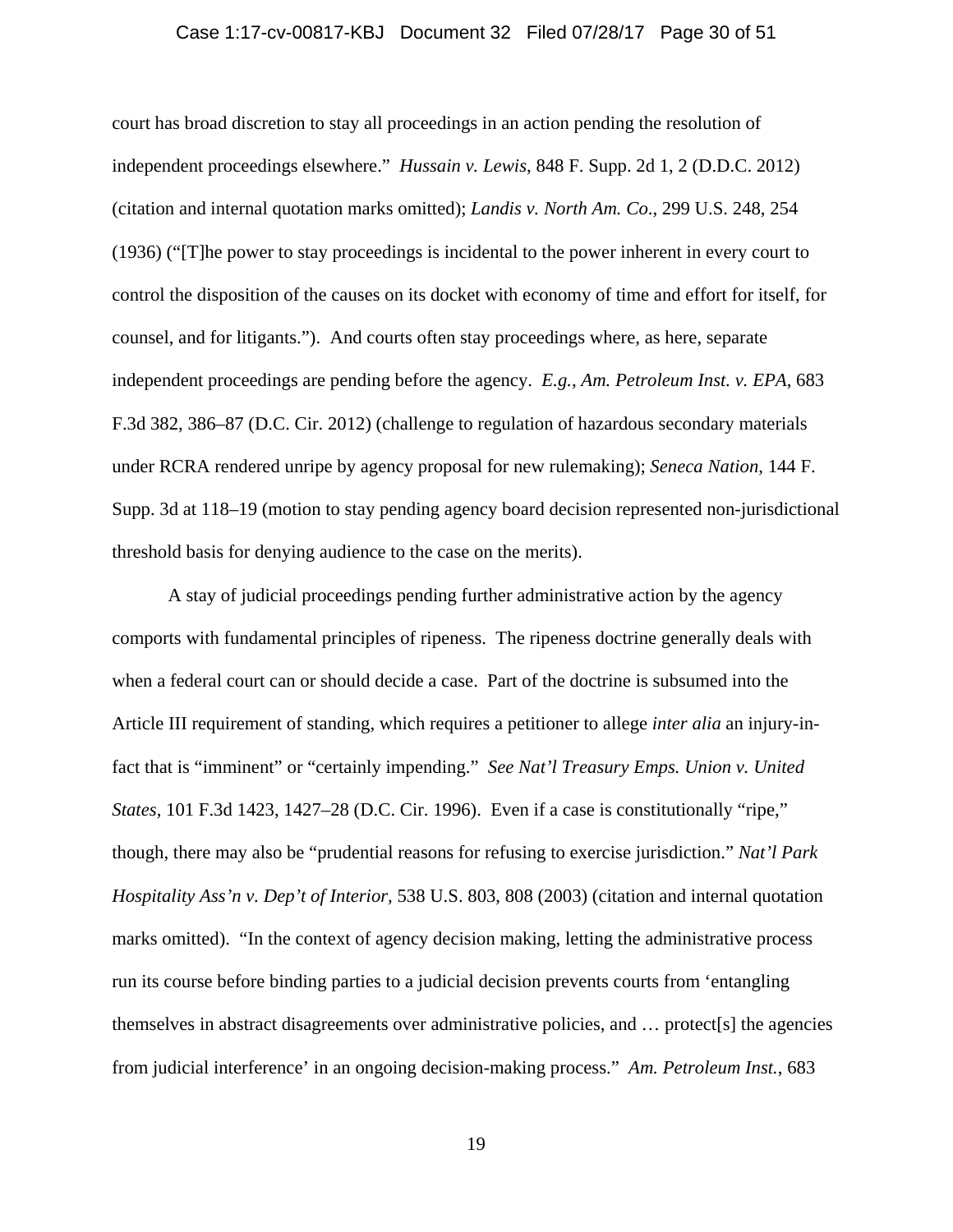court has broad discretion to stay all proceedings in an action pending the resolution of independent proceedings elsewhere." *Hussain v. Lewis*, 848 F. Supp. 2d 1, 2 (D.D.C. 2012) (citation and internal quotation marks omitted); *Landis v. North Am. Co*., 299 U.S. 248, 254 (1936) ("[T]he power to stay proceedings is incidental to the power inherent in every court to control the disposition of the causes on its docket with economy of time and effort for itself, for counsel, and for litigants."). And courts often stay proceedings where, as here, separate independent proceedings are pending before the agency. *E.g.*, *Am. Petroleum Inst. v. EPA*, 683 F.3d 382, 386–87 (D.C. Cir. 2012) (challenge to regulation of hazardous secondary materials under RCRA rendered unripe by agency proposal for new rulemaking); *Seneca Nation*, 144 F. Supp. 3d at 118–19 (motion to stay pending agency board decision represented non-jurisdictional threshold basis for denying audience to the case on the merits).

A stay of judicial proceedings pending further administrative action by the agency comports with fundamental principles of ripeness. The ripeness doctrine generally deals with when a federal court can or should decide a case. Part of the doctrine is subsumed into the Article III requirement of standing, which requires a petitioner to allege *inter alia* an injury-in-fact that is "imminent" or "certainly impending." *See Nat'l Treasury Emps. Union v. United States*, 101 F.3d 1423, 1427–28 (D.C. Cir. 1996). Even if a case is constitutionally "ripe," though, there may also be "prudential reasons for refusing to exercise jurisdiction." *Nat'l Park Hospitality Ass'n v. Dep't of Interior*, 538 U.S. 803, 808 (2003) (citation and internal quotation marks omitted). "In the context of agency decision making, letting the administrative process run its course before binding parties to a judicial decision prevents courts from 'entangling themselves in abstract disagreements over administrative policies, and … protect[s] the agencies from judicial interference' in an ongoing decision-making process." *Am. Petroleum Inst.*, 683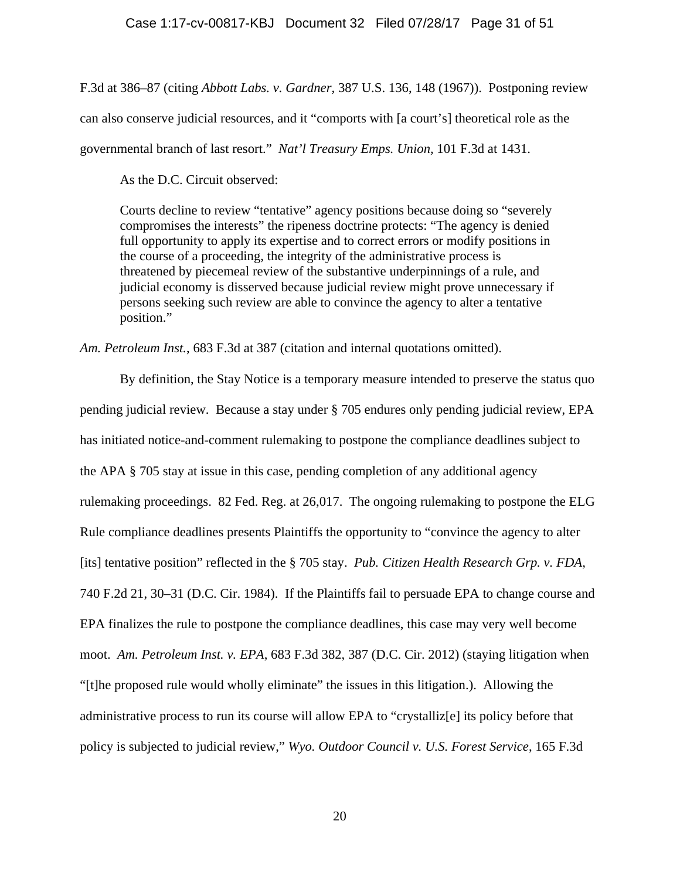F.3d at 386–87 (citing *Abbott Labs. v. Gardner*, 387 U.S. 136, 148 (1967)). Postponing review can also conserve judicial resources, and it "comports with [a court's] theoretical role as the governmental branch of last resort." *Nat'l Treasury Emps. Union*, 101 F.3d at 1431.

As the D.C. Circuit observed:

> Courts decline to review "tentative" agency positions because doing so "severely compromises the interests" the ripeness doctrine protects: "The agency is denied full opportunity to apply its expertise and to correct errors or modify positions in the course of a proceeding, the integrity of the administrative process is threatened by piecemeal review of the substantive underpinnings of a rule, and judicial economy is disserved because judicial review might prove unnecessary if persons seeking such review are able to convince the agency to alter a tentative position."

*Am. Petroleum Inst.*, 683 F.3d at 387 (citation and internal quotations omitted).

By definition, the Stay Notice is a temporary measure intended to preserve the status quo pending judicial review. Because a stay under § 705 endures only pending judicial review, EPA has initiated notice-and-comment rulemaking to postpone the compliance deadlines subject to the APA § 705 stay at issue in this case, pending completion of any additional agency rulemaking proceedings. 82 Fed. Reg. at 26,017. The ongoing rulemaking to postpone the ELG Rule compliance deadlines presents Plaintiffs the opportunity to "convince the agency to alter [its] tentative position" reflected in the § 705 stay. *Pub. Citizen Health Research Grp. v. FDA*, 740 F.2d 21, 30–31 (D.C. Cir. 1984). If the Plaintiffs fail to persuade EPA to change course and EPA finalizes the rule to postpone the compliance deadlines, this case may very well become moot. *Am. Petroleum Inst. v. EPA*, 683 F.3d 382, 387 (D.C. Cir. 2012) (staying litigation when "[t]he proposed rule would wholly eliminate" the issues in this litigation.). Allowing the administrative process to run its course will allow EPA to "crystalliz[e] its policy before that policy is subjected to judicial review," *Wyo. Outdoor Council v. U.S. Forest Service*, 165 F.3d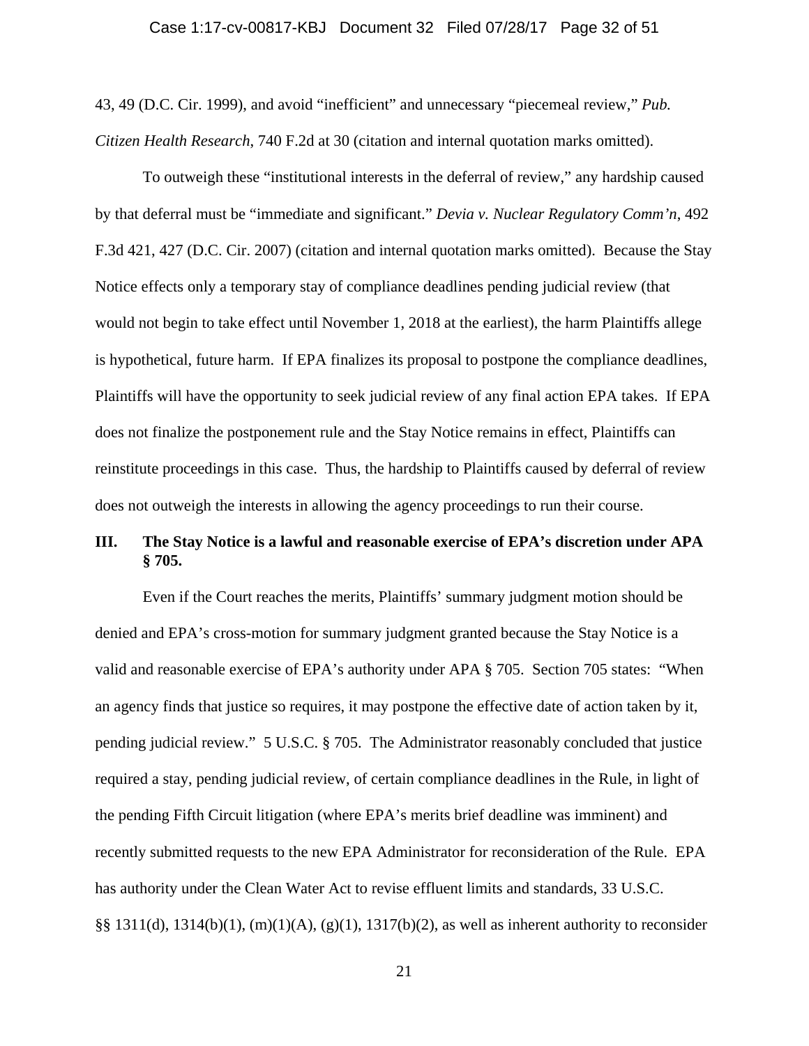43, 49 (D.C. Cir. 1999), and avoid "inefficient" and unnecessary "piecemeal review," *Pub. Citizen Health Research*, 740 F.2d at 30 (citation and internal quotation marks omitted).

To outweigh these "institutional interests in the deferral of review," any hardship caused by that deferral must be "immediate and significant." *Devia v. Nuclear Regulatory Comm'n*, 492 F.3d 421, 427 (D.C. Cir. 2007) (citation and internal quotation marks omitted). Because the Stay Notice effects only a temporary stay of compliance deadlines pending judicial review (that would not begin to take effect until November 1, 2018 at the earliest), the harm Plaintiffs allege is hypothetical, future harm. If EPA finalizes its proposal to postpone the compliance deadlines, Plaintiffs will have the opportunity to seek judicial review of any final action EPA takes. If EPA does not finalize the postponement rule and the Stay Notice remains in effect, Plaintiffs can reinstitute proceedings in this case. Thus, the hardship to Plaintiffs caused by deferral of review does not outweigh the interests in allowing the agency proceedings to run their course.

## III. The Stay Notice is a lawful and reasonable exercise of EPA's discretion under APA § 705.

Even if the Court reaches the merits, Plaintiffs' summary judgment motion should be denied and EPA's cross-motion for summary judgment granted because the Stay Notice is a valid and reasonable exercise of EPA's authority under APA § 705. Section 705 states: "When an agency finds that justice so requires, it may postpone the effective date of action taken by it, pending judicial review." 5 U.S.C. § 705. The Administrator reasonably concluded that justice required a stay, pending judicial review, of certain compliance deadlines in the Rule, in light of the pending Fifth Circuit litigation (where EPA's merits brief deadline was imminent) and recently submitted requests to the new EPA Administrator for reconsideration of the Rule. EPA has authority under the Clean Water Act to revise effluent limits and standards, 33 U.S.C. §§ 1311(d), 1314(b)(1), (m)(1)(A), (g)(1), 1317(b)(2), as well as inherent authority to reconsider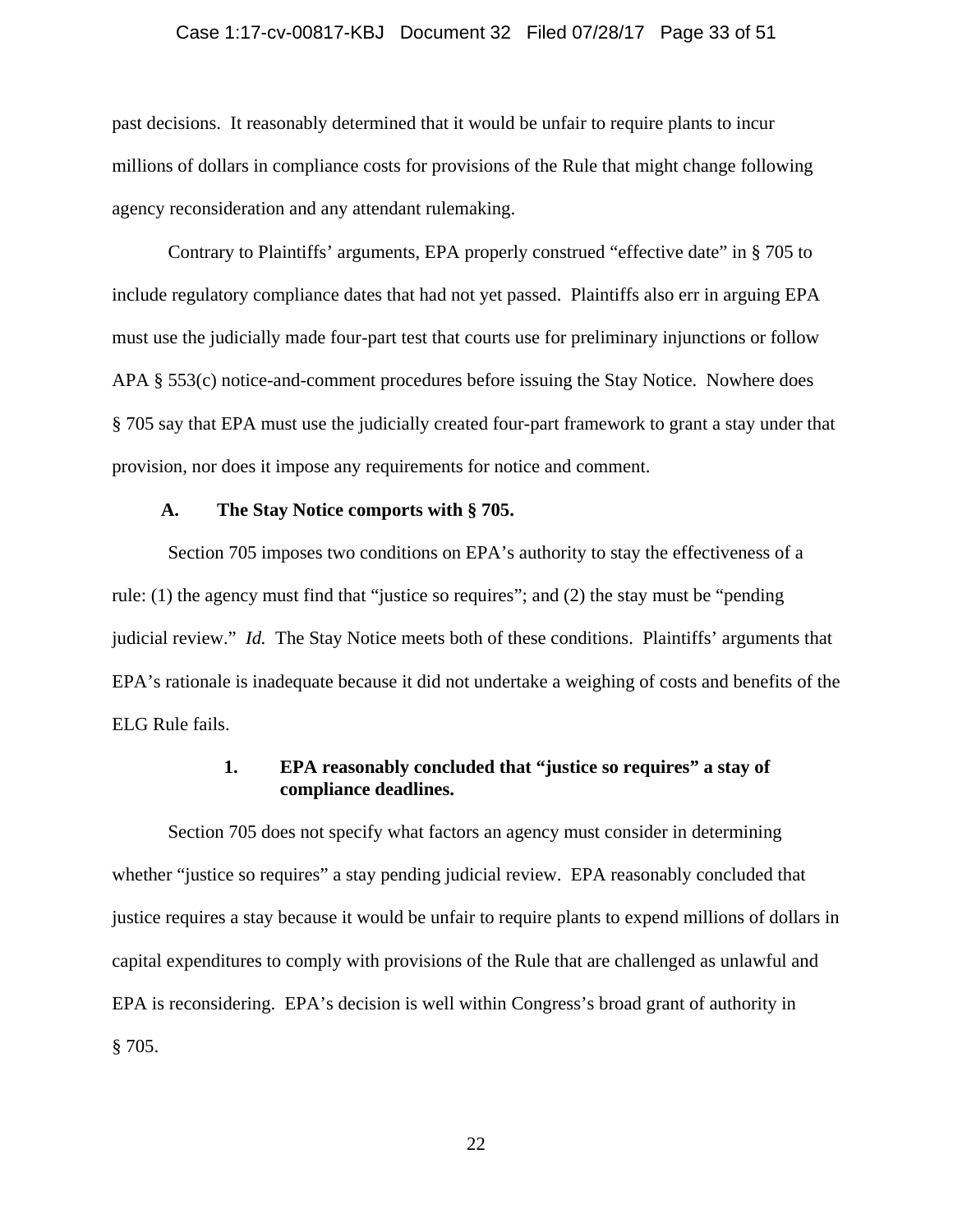past decisions. It reasonably determined that it would be unfair to require plants to incur millions of dollars in compliance costs for provisions of the Rule that might change following agency reconsideration and any attendant rulemaking.

Contrary to Plaintiffs' arguments, EPA properly construed "effective date" in § 705 to include regulatory compliance dates that had not yet passed. Plaintiffs also err in arguing EPA must use the judicially made four-part test that courts use for preliminary injunctions or follow APA § 553(c) notice-and-comment procedures before issuing the Stay Notice. Nowhere does § 705 say that EPA must use the judicially created four-part framework to grant a stay under that provision, nor does it impose any requirements for notice and comment.

### A. The Stay Notice comports with § 705.

Section 705 imposes two conditions on EPA's authority to stay the effectiveness of a rule: (1) the agency must find that "justice so requires"; and (2) the stay must be "pending judicial review." *Id.* The Stay Notice meets both of these conditions. Plaintiffs' arguments that EPA's rationale is inadequate because it did not undertake a weighing of costs and benefits of the ELG Rule fails.

#### 1. EPA reasonably concluded that "justice so requires" a stay of compliance deadlines.

Section 705 does not specify what factors an agency must consider in determining whether "justice so requires" a stay pending judicial review. EPA reasonably concluded that justice requires a stay because it would be unfair to require plants to expend millions of dollars in capital expenditures to comply with provisions of the Rule that are challenged as unlawful and EPA is reconsidering. EPA's decision is well within Congress's broad grant of authority in § 705.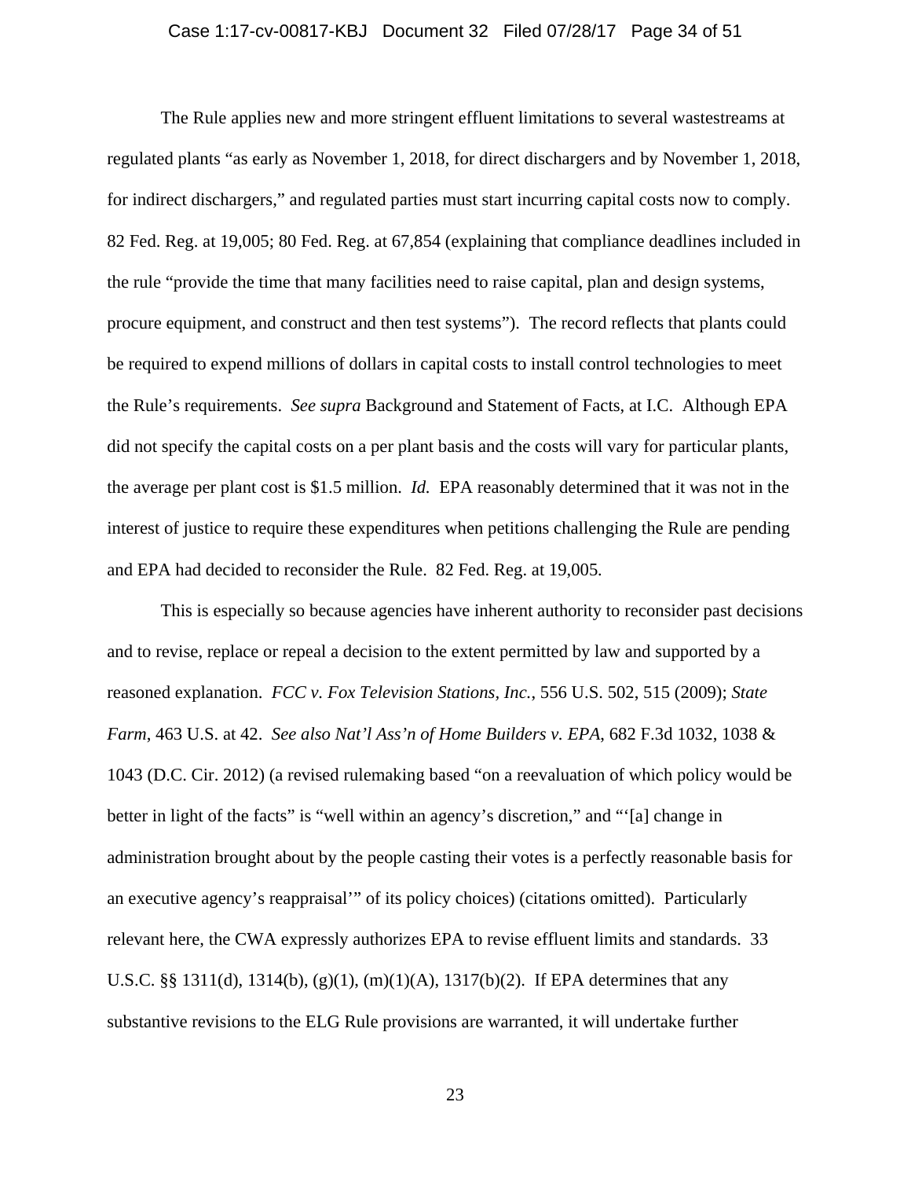The Rule applies new and more stringent effluent limitations to several wastestreams at regulated plants "as early as November 1, 2018, for direct dischargers and by November 1, 2018, for indirect dischargers," and regulated parties must start incurring capital costs now to comply. 82 Fed. Reg. at 19,005; 80 Fed. Reg. at 67,854 (explaining that compliance deadlines included in the rule "provide the time that many facilities need to raise capital, plan and design systems, procure equipment, and construct and then test systems"). The record reflects that plants could be required to expend millions of dollars in capital costs to install control technologies to meet the Rule's requirements. *See supra* Background and Statement of Facts, at I.C. Although EPA did not specify the capital costs on a per plant basis and the costs will vary for particular plants, the average per plant cost is $1.5 million. *Id.* EPA reasonably determined that it was not in the interest of justice to require these expenditures when petitions challenging the Rule are pending and EPA had decided to reconsider the Rule. 82 Fed. Reg. at 19,005.

This is especially so because agencies have inherent authority to reconsider past decisions and to revise, replace or repeal a decision to the extent permitted by law and supported by a reasoned explanation. *FCC v. Fox Television Stations, Inc.*, 556 U.S. 502, 515 (2009); *State Farm*, 463 U.S. at 42. *See also Nat'l Ass'n of Home Builders v. EPA*, 682 F.3d 1032, 1038 & 1043 (D.C. Cir. 2012) (a revised rulemaking based "on a reevaluation of which policy would be better in light of the facts" is "well within an agency's discretion," and "'[a] change in administration brought about by the people casting their votes is a perfectly reasonable basis for an executive agency's reappraisal'" of its policy choices) (citations omitted). Particularly relevant here, the CWA expressly authorizes EPA to revise effluent limits and standards. 33 U.S.C. §§ 1311(d), 1314(b), (g)(1), (m)(1)(A), 1317(b)(2). If EPA determines that any substantive revisions to the ELG Rule provisions are warranted, it will undertake further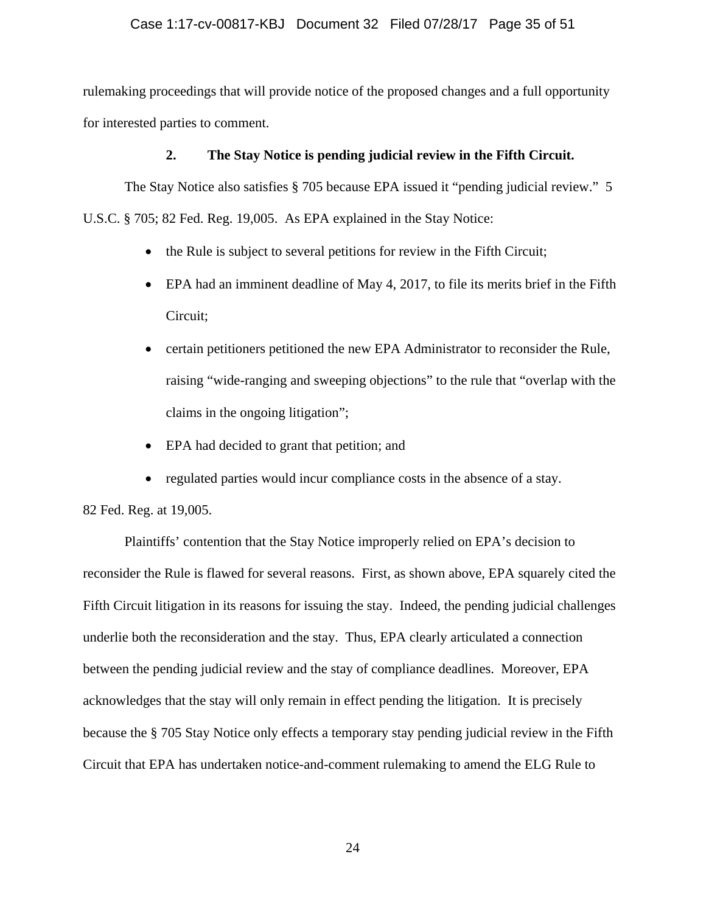rulemaking proceedings that will provide notice of the proposed changes and a full opportunity for interested parties to comment.

### 2. The Stay Notice is pending judicial review in the Fifth Circuit.

The Stay Notice also satisfies § 705 because EPA issued it "pending judicial review." 5 U.S.C. § 705; 82 Fed. Reg. 19,005. As EPA explained in the Stay Notice:

- the Rule is subject to several petitions for review in the Fifth Circuit;
- EPA had an imminent deadline of May 4, 2017, to file its merits brief in the Fifth Circuit;
- certain petitioners petitioned the new EPA Administrator to reconsider the Rule, raising "wide-ranging and sweeping objections" to the rule that "overlap with the claims in the ongoing litigation";
- EPA had decided to grant that petition; and
- regulated parties would incur compliance costs in the absence of a stay.

82 Fed. Reg. at 19,005.

Plaintiffs' contention that the Stay Notice improperly relied on EPA's decision to reconsider the Rule is flawed for several reasons. First, as shown above, EPA squarely cited the Fifth Circuit litigation in its reasons for issuing the stay. Indeed, the pending judicial challenges underlie both the reconsideration and the stay. Thus, EPA clearly articulated a connection between the pending judicial review and the stay of compliance deadlines. Moreover, EPA acknowledges that the stay will only remain in effect pending the litigation. It is precisely because the § 705 Stay Notice only effects a temporary stay pending judicial review in the Fifth Circuit that EPA has undertaken notice-and-comment rulemaking to amend the ELG Rule to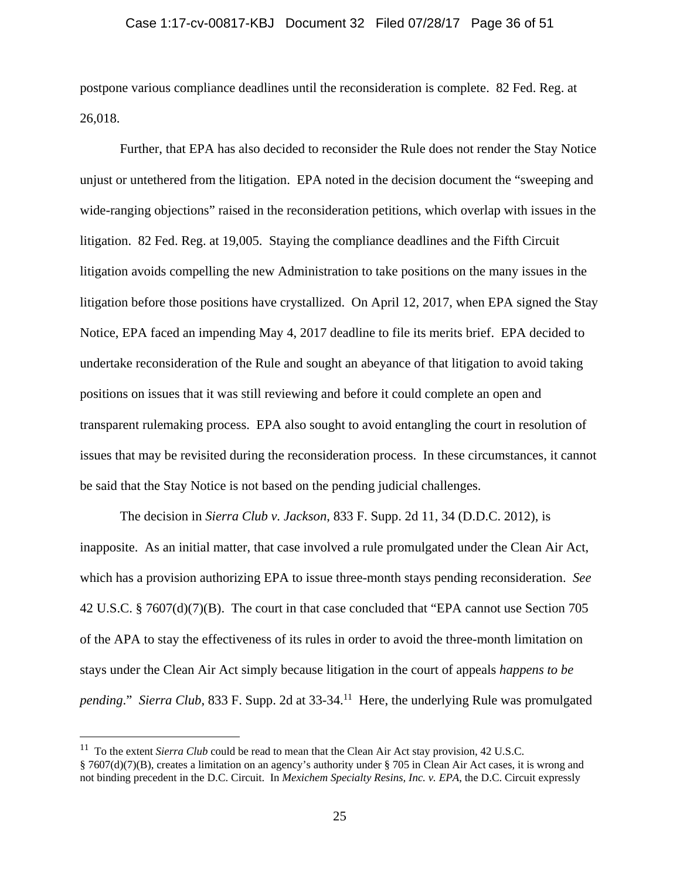postpone various compliance deadlines until the reconsideration is complete. 82 Fed. Reg. at 26,018.

Further, that EPA has also decided to reconsider the Rule does not render the Stay Notice unjust or untethered from the litigation. EPA noted in the decision document the "sweeping and wide-ranging objections" raised in the reconsideration petitions, which overlap with issues in the litigation. 82 Fed. Reg. at 19,005. Staying the compliance deadlines and the Fifth Circuit litigation avoids compelling the new Administration to take positions on the many issues in the litigation before those positions have crystallized. On April 12, 2017, when EPA signed the Stay Notice, EPA faced an impending May 4, 2017 deadline to file its merits brief. EPA decided to undertake reconsideration of the Rule and sought an abeyance of that litigation to avoid taking positions on issues that it was still reviewing and before it could complete an open and transparent rulemaking process. EPA also sought to avoid entangling the court in resolution of issues that may be revisited during the reconsideration process. In these circumstances, it cannot be said that the Stay Notice is not based on the pending judicial challenges.

The decision in *Sierra Club v. Jackson*, 833 F. Supp. 2d 11, 34 (D.D.C. 2012), is inapposite. As an initial matter, that case involved a rule promulgated under the Clean Air Act, which has a provision authorizing EPA to issue three-month stays pending reconsideration. *See* 42 U.S.C. § 7607(d)(7)(B). The court in that case concluded that "EPA cannot use Section 705 of the APA to stay the effectiveness of its rules in order to avoid the three-month limitation on stays under the Clean Air Act simply because litigation in the court of appeals *happens to be pending*." *Sierra Club*, 833 F. Supp. 2d at 33-34.[11] Here, the underlying Rule was promulgated

[11] To the extent *Sierra Club* could be read to mean that the Clean Air Act stay provision, 42 U.S.C. § 7607(d)(7)(B), creates a limitation on an agency's authority under § 705 in Clean Air Act cases, it is wrong and not binding precedent in the D.C. Circuit. In *Mexichem Specialty Resins, Inc. v. EPA*, the D.C. Circuit expressly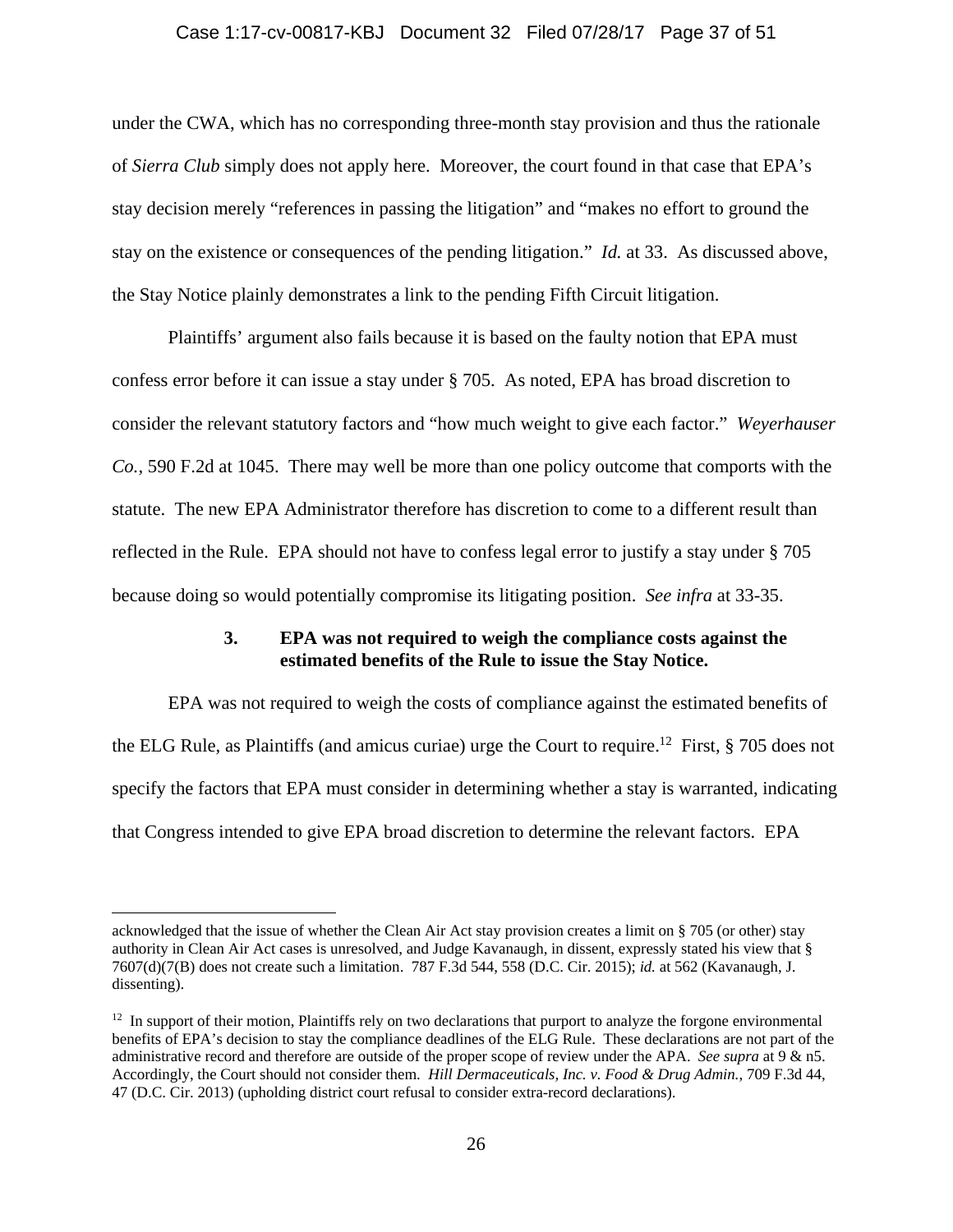under the CWA, which has no corresponding three-month stay provision and thus the rationale of *Sierra Club* simply does not apply here. Moreover, the court found in that case that EPA's stay decision merely "references in passing the litigation" and "makes no effort to ground the stay on the existence or consequences of the pending litigation." *Id.* at 33. As discussed above, the Stay Notice plainly demonstrates a link to the pending Fifth Circuit litigation.

Plaintiffs' argument also fails because it is based on the faulty notion that EPA must confess error before it can issue a stay under § 705. As noted, EPA has broad discretion to consider the relevant statutory factors and "how much weight to give each factor." *Weyerhauser Co.*, 590 F.2d at 1045. There may well be more than one policy outcome that comports with the statute. The new EPA Administrator therefore has discretion to come to a different result than reflected in the Rule. EPA should not have to confess legal error to justify a stay under § 705 because doing so would potentially compromise its litigating position. *See infra* at 33-35.

### 3. EPA was not required to weigh the compliance costs against the estimated benefits of the Rule to issue the Stay Notice.

EPA was not required to weigh the costs of compliance against the estimated benefits of the ELG Rule, as Plaintiffs (and amicus curiae) urge the Court to require.[12] First, § 705 does not specify the factors that EPA must consider in determining whether a stay is warranted, indicating that Congress intended to give EPA broad discretion to determine the relevant factors. EPA

---

acknowledged that the issue of whether the Clean Air Act stay provision creates a limit on § 705 (or other) stay authority in Clean Air Act cases is unresolved, and Judge Kavanaugh, in dissent, expressly stated his view that § 7607(d)(7(B) does not create such a limitation. 787 F.3d 544, 558 (D.C. Cir. 2015); *id.* at 562 (Kavanaugh, J. dissenting).

[12] In support of their motion, Plaintiffs rely on two declarations that purport to analyze the forgone environmental benefits of EPA's decision to stay the compliance deadlines of the ELG Rule. These declarations are not part of the administrative record and therefore are outside of the proper scope of review under the APA. *See supra* at 9 & n5. Accordingly, the Court should not consider them. *Hill Dermaceuticals, Inc. v. Food & Drug Admin.*, 709 F.3d 44, 47 (D.C. Cir. 2013) (upholding district court refusal to consider extra-record declarations).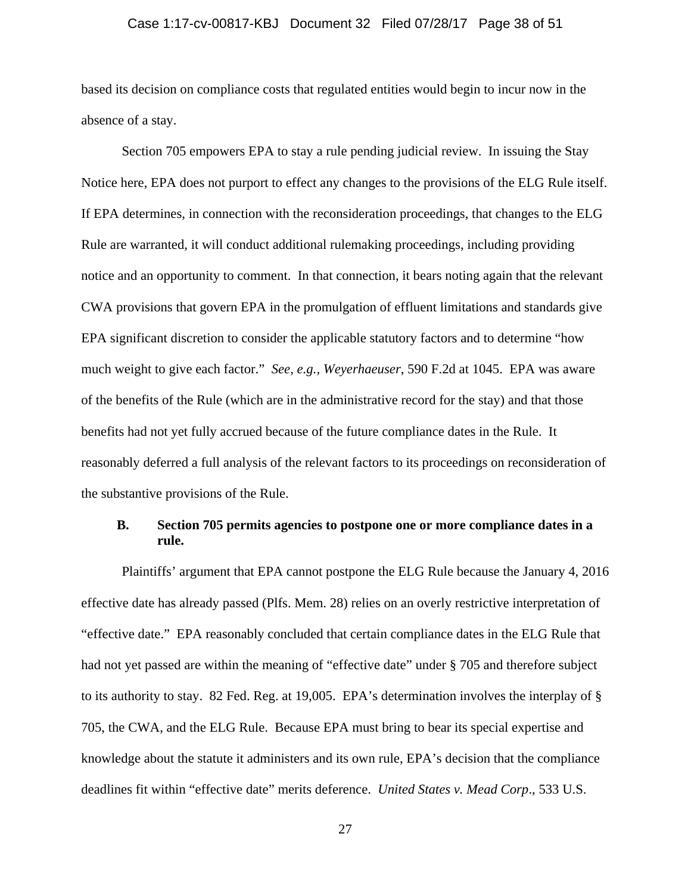based its decision on compliance costs that regulated entities would begin to incur now in the absence of a stay.

Section 705 empowers EPA to stay a rule pending judicial review. In issuing the Stay Notice here, EPA does not purport to effect any changes to the provisions of the ELG Rule itself. If EPA determines, in connection with the reconsideration proceedings, that changes to the ELG Rule are warranted, it will conduct additional rulemaking proceedings, including providing notice and an opportunity to comment. In that connection, it bears noting again that the relevant CWA provisions that govern EPA in the promulgation of effluent limitations and standards give EPA significant discretion to consider the applicable statutory factors and to determine "how much weight to give each factor." *See, e.g.*, *Weyerhaeuser*, 590 F.2d at 1045. EPA was aware of the benefits of the Rule (which are in the administrative record for the stay) and that those benefits had not yet fully accrued because of the future compliance dates in the Rule. It reasonably deferred a full analysis of the relevant factors to its proceedings on reconsideration of the substantive provisions of the Rule.

### B. Section 705 permits agencies to postpone one or more compliance dates in a rule.

Plaintiffs' argument that EPA cannot postpone the ELG Rule because the January 4, 2016 effective date has already passed (Plfs. Mem. 28) relies on an overly restrictive interpretation of "effective date." EPA reasonably concluded that certain compliance dates in the ELG Rule that had not yet passed are within the meaning of "effective date" under § 705 and therefore subject to its authority to stay. 82 Fed. Reg. at 19,005. EPA's determination involves the interplay of § 705, the CWA, and the ELG Rule. Because EPA must bring to bear its special expertise and knowledge about the statute it administers and its own rule, EPA's decision that the compliance deadlines fit within "effective date" merits deference. *United States v. Mead Corp*., 533 U.S.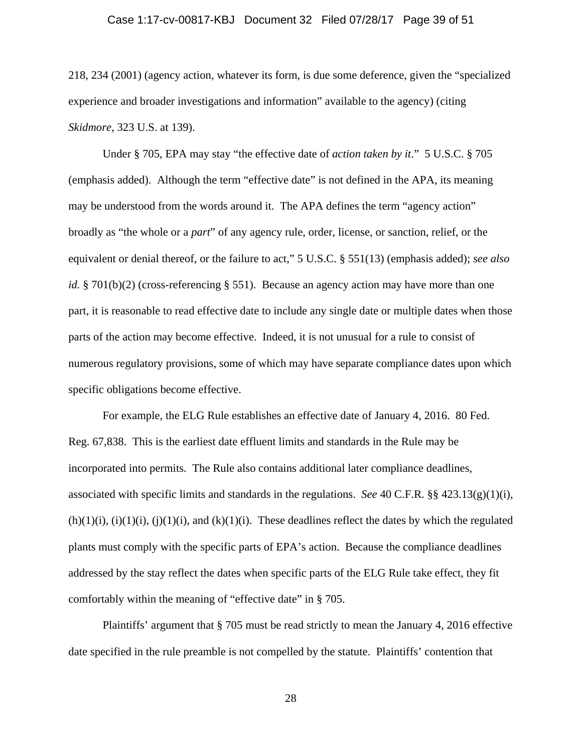218, 234 (2001) (agency action, whatever its form, is due some deference, given the "specialized experience and broader investigations and information" available to the agency) (citing *Skidmore*, 323 U.S. at 139).

Under § 705, EPA may stay "the effective date of *action taken by it*." 5 U.S.C. § 705 (emphasis added). Although the term "effective date" is not defined in the APA, its meaning may be understood from the words around it. The APA defines the term "agency action" broadly as "the whole or a *part*" of any agency rule, order, license, or sanction, relief, or the equivalent or denial thereof, or the failure to act," 5 U.S.C. § 551(13) (emphasis added); *see also id.* § 701(b)(2) (cross-referencing § 551). Because an agency action may have more than one part, it is reasonable to read effective date to include any single date or multiple dates when those parts of the action may become effective. Indeed, it is not unusual for a rule to consist of numerous regulatory provisions, some of which may have separate compliance dates upon which specific obligations become effective.

For example, the ELG Rule establishes an effective date of January 4, 2016. 80 Fed. Reg. 67,838. This is the earliest date effluent limits and standards in the Rule may be incorporated into permits. The Rule also contains additional later compliance deadlines, associated with specific limits and standards in the regulations. *See* 40 C.F.R. §§ 423.13(g)(1)(i), (h)(1)(i), (i)(1)(i), (j)(1)(i), and (k)(1)(i). These deadlines reflect the dates by which the regulated plants must comply with the specific parts of EPA's action. Because the compliance deadlines addressed by the stay reflect the dates when specific parts of the ELG Rule take effect, they fit comfortably within the meaning of "effective date" in § 705.

Plaintiffs' argument that § 705 must be read strictly to mean the January 4, 2016 effective date specified in the rule preamble is not compelled by the statute. Plaintiffs' contention that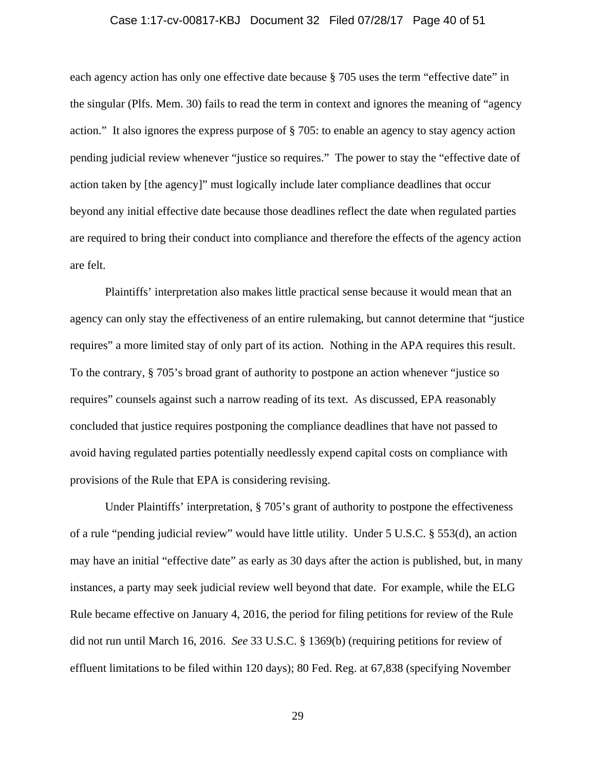each agency action has only one effective date because § 705 uses the term "effective date" in the singular (Plfs. Mem. 30) fails to read the term in context and ignores the meaning of "agency action." It also ignores the express purpose of § 705: to enable an agency to stay agency action pending judicial review whenever "justice so requires." The power to stay the "effective date of action taken by [the agency]" must logically include later compliance deadlines that occur beyond any initial effective date because those deadlines reflect the date when regulated parties are required to bring their conduct into compliance and therefore the effects of the agency action are felt.

Plaintiffs' interpretation also makes little practical sense because it would mean that an agency can only stay the effectiveness of an entire rulemaking, but cannot determine that "justice requires" a more limited stay of only part of its action. Nothing in the APA requires this result. To the contrary, § 705's broad grant of authority to postpone an action whenever "justice so requires" counsels against such a narrow reading of its text. As discussed, EPA reasonably concluded that justice requires postponing the compliance deadlines that have not passed to avoid having regulated parties potentially needlessly expend capital costs on compliance with provisions of the Rule that EPA is considering revising.

Under Plaintiffs' interpretation, § 705's grant of authority to postpone the effectiveness of a rule "pending judicial review" would have little utility. Under 5 U.S.C. § 553(d), an action may have an initial "effective date" as early as 30 days after the action is published, but, in many instances, a party may seek judicial review well beyond that date. For example, while the ELG Rule became effective on January 4, 2016, the period for filing petitions for review of the Rule did not run until March 16, 2016. *See* 33 U.S.C. § 1369(b) (requiring petitions for review of effluent limitations to be filed within 120 days); 80 Fed. Reg. at 67,838 (specifying November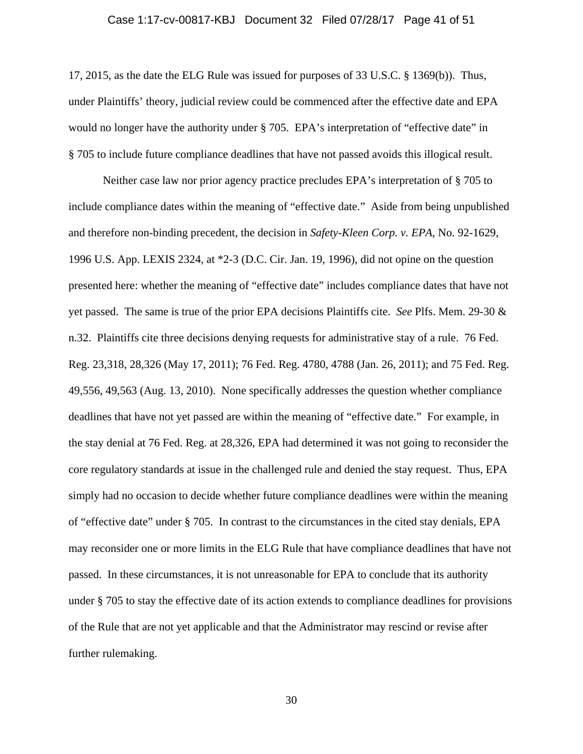17, 2015, as the date the ELG Rule was issued for purposes of 33 U.S.C. § 1369(b)). Thus, under Plaintiffs' theory, judicial review could be commenced after the effective date and EPA would no longer have the authority under § 705. EPA's interpretation of "effective date" in § 705 to include future compliance deadlines that have not passed avoids this illogical result.

Neither case law nor prior agency practice precludes EPA's interpretation of § 705 to include compliance dates within the meaning of "effective date." Aside from being unpublished and therefore non-binding precedent, the decision in *Safety-Kleen Corp. v. EPA*, No. 92-1629, 1996 U.S. App. LEXIS 2324, at *2-3 (D.C. Cir. Jan. 19, 1996), did not opine on the question presented here: whether the meaning of "effective date" includes compliance dates that have not yet passed. The same is true of the prior EPA decisions Plaintiffs cite. *See* Plfs. Mem. 29-30 & n.32. Plaintiffs cite three decisions denying requests for administrative stay of a rule. 76 Fed. Reg. 23,318, 28,326 (May 17, 2011); 76 Fed. Reg. 4780, 4788 (Jan. 26, 2011); and 75 Fed. Reg. 49,556, 49,563 (Aug. 13, 2010). None specifically addresses the question whether compliance deadlines that have not yet passed are within the meaning of "effective date." For example, in the stay denial at 76 Fed. Reg. at 28,326, EPA had determined it was not going to reconsider the core regulatory standards at issue in the challenged rule and denied the stay request. Thus, EPA simply had no occasion to decide whether future compliance deadlines were within the meaning of "effective date" under § 705. In contrast to the circumstances in the cited stay denials, EPA may reconsider one or more limits in the ELG Rule that have compliance deadlines that have not passed. In these circumstances, it is not unreasonable for EPA to conclude that its authority under § 705 to stay the effective date of its action extends to compliance deadlines for provisions of the Rule that are not yet applicable and that the Administrator may rescind or revise after further rulemaking.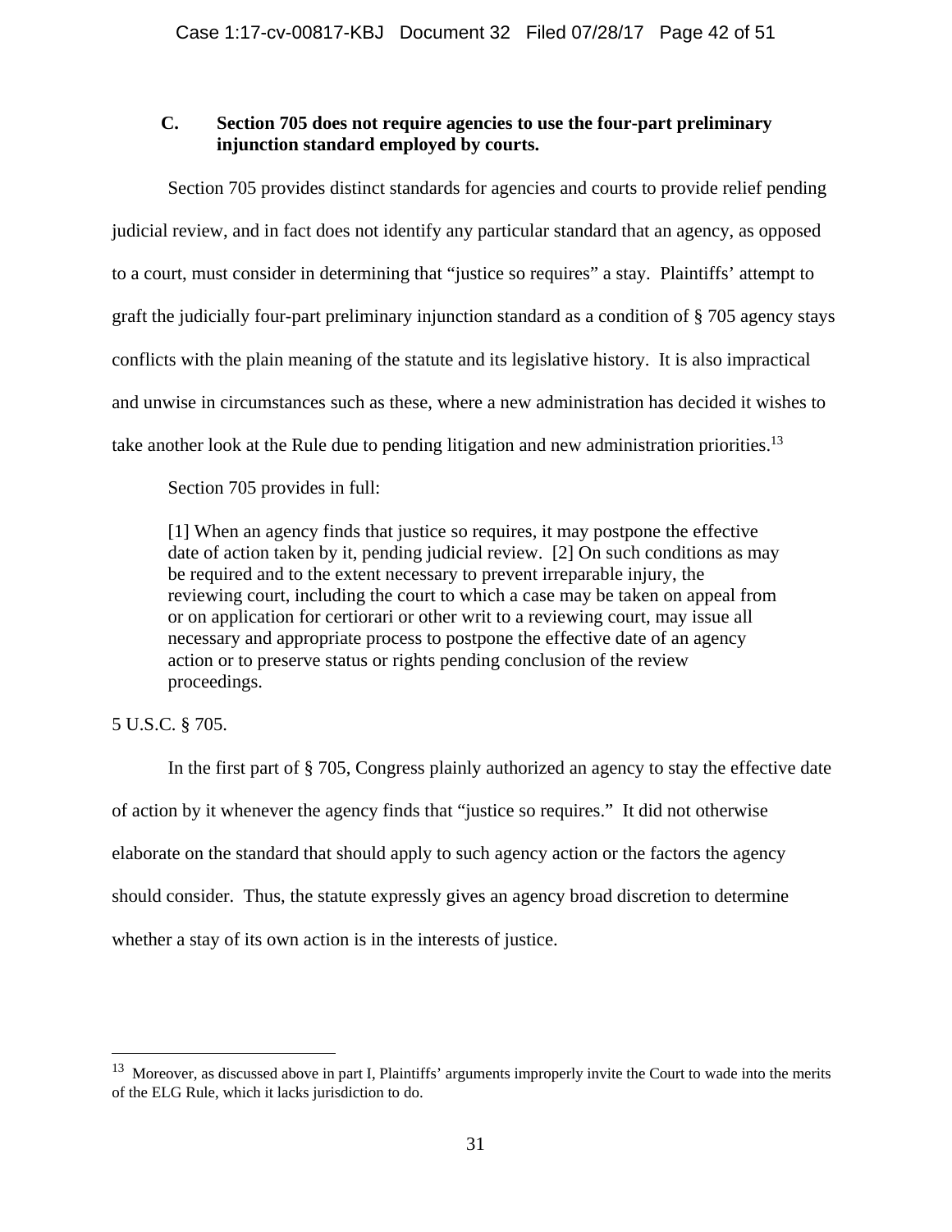### C. Section 705 does not require agencies to use the four-part preliminary injunction standard employed by courts.

Section 705 provides distinct standards for agencies and courts to provide relief pending judicial review, and in fact does not identify any particular standard that an agency, as opposed to a court, must consider in determining that "justice so requires" a stay. Plaintiffs' attempt to graft the judicially four-part preliminary injunction standard as a condition of § 705 agency stays conflicts with the plain meaning of the statute and its legislative history. It is also impractical and unwise in circumstances such as these, where a new administration has decided it wishes to take another look at the Rule due to pending litigation and new administration priorities.[13]

Section 705 provides in full:

> [1] When an agency finds that justice so requires, it may postpone the effective date of action taken by it, pending judicial review. [2] On such conditions as may be required and to the extent necessary to prevent irreparable injury, the reviewing court, including the court to which a case may be taken on appeal from or on application for certiorari or other writ to a reviewing court, may issue all necessary and appropriate process to postpone the effective date of an agency action or to preserve status or rights pending conclusion of the review proceedings.

5 U.S.C. § 705.

In the first part of § 705, Congress plainly authorized an agency to stay the effective date of action by it whenever the agency finds that "justice so requires." It did not otherwise elaborate on the standard that should apply to such agency action or the factors the agency should consider. Thus, the statute expressly gives an agency broad discretion to determine whether a stay of its own action is in the interests of justice.

---

[13] Moreover, as discussed above in part I, Plaintiffs' arguments improperly invite the Court to wade into the merits of the ELG Rule, which it lacks jurisdiction to do.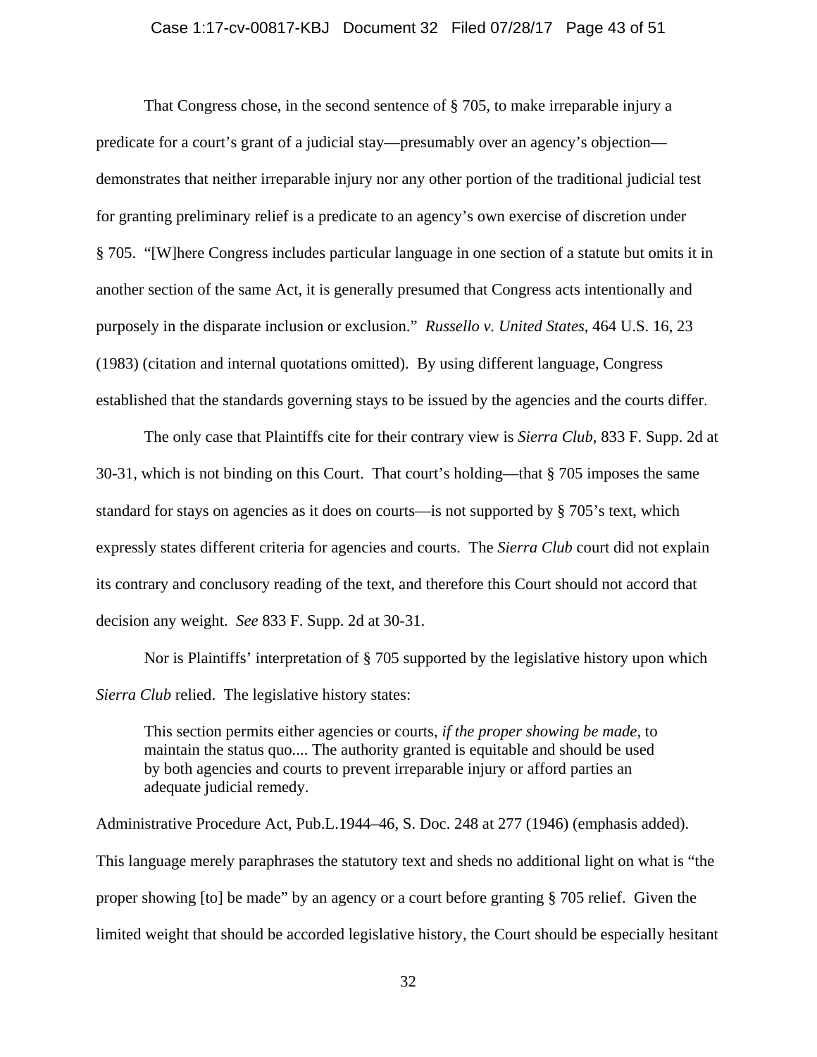That Congress chose, in the second sentence of § 705, to make irreparable injury a predicate for a court's grant of a judicial stay—presumably over an agency's objection—demonstrates that neither irreparable injury nor any other portion of the traditional judicial test for granting preliminary relief is a predicate to an agency's own exercise of discretion under § 705. "[W]here Congress includes particular language in one section of a statute but omits it in another section of the same Act, it is generally presumed that Congress acts intentionally and purposely in the disparate inclusion or exclusion." *Russello v. United States*, 464 U.S. 16, 23 (1983) (citation and internal quotations omitted). By using different language, Congress established that the standards governing stays to be issued by the agencies and the courts differ.

The only case that Plaintiffs cite for their contrary view is *Sierra Club*, 833 F. Supp. 2d at 30-31, which is not binding on this Court. That court's holding—that § 705 imposes the same standard for stays on agencies as it does on courts—is not supported by § 705's text, which expressly states different criteria for agencies and courts. The *Sierra Club* court did not explain its contrary and conclusory reading of the text, and therefore this Court should not accord that decision any weight. *See* 833 F. Supp. 2d at 30-31.

Nor is Plaintiffs' interpretation of § 705 supported by the legislative history upon which *Sierra Club* relied. The legislative history states:

> This section permits either agencies or courts, *if the proper showing be made*, to maintain the status quo.... The authority granted is equitable and should be used by both agencies and courts to prevent irreparable injury or afford parties an adequate judicial remedy.

Administrative Procedure Act, Pub.L.1944–46, S. Doc. 248 at 277 (1946) (emphasis added). This language merely paraphrases the statutory text and sheds no additional light on what is "the proper showing [to] be made" by an agency or a court before granting § 705 relief. Given the limited weight that should be accorded legislative history, the Court should be especially hesitant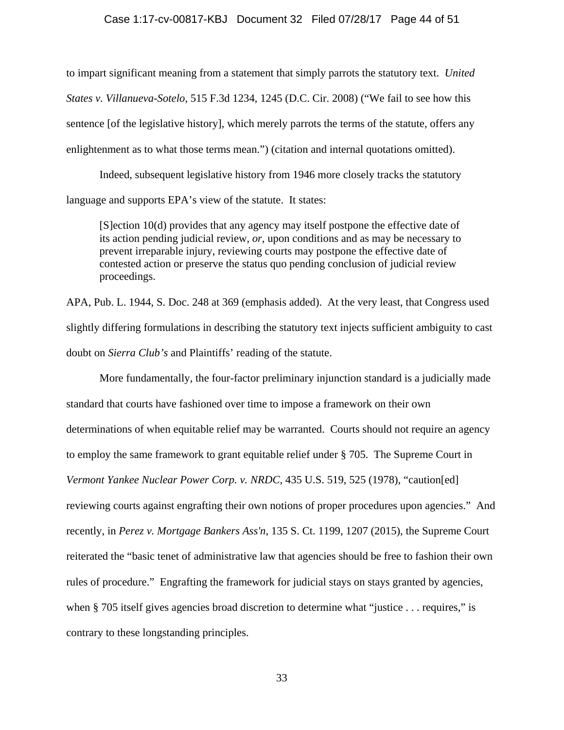to impart significant meaning from a statement that simply parrots the statutory text. *United States v. Villanueva-Sotelo*, 515 F.3d 1234, 1245 (D.C. Cir. 2008) ("We fail to see how this sentence [of the legislative history], which merely parrots the terms of the statute, offers any enlightenment as to what those terms mean.") (citation and internal quotations omitted).

Indeed, subsequent legislative history from 1946 more closely tracks the statutory language and supports EPA's view of the statute. It states:

> [S]ection 10(d) provides that any agency may itself postpone the effective date of its action pending judicial review, *or*, upon conditions and as may be necessary to prevent irreparable injury, reviewing courts may postpone the effective date of contested action or preserve the status quo pending conclusion of judicial review proceedings.

APA, Pub. L. 1944, S. Doc. 248 at 369 (emphasis added). At the very least, that Congress used slightly differing formulations in describing the statutory text injects sufficient ambiguity to cast doubt on *Sierra Club's* and Plaintiffs' reading of the statute.

More fundamentally, the four-factor preliminary injunction standard is a judicially made standard that courts have fashioned over time to impose a framework on their own determinations of when equitable relief may be warranted. Courts should not require an agency to employ the same framework to grant equitable relief under § 705. The Supreme Court in *Vermont Yankee Nuclear Power Corp. v. NRDC*, 435 U.S. 519, 525 (1978), "caution[ed] reviewing courts against engrafting their own notions of proper procedures upon agencies." And recently, in *Perez v. Mortgage Bankers Ass'n*, 135 S. Ct. 1199, 1207 (2015), the Supreme Court reiterated the "basic tenet of administrative law that agencies should be free to fashion their own rules of procedure." Engrafting the framework for judicial stays on stays granted by agencies, when § 705 itself gives agencies broad discretion to determine what "justice . . . requires," is contrary to these longstanding principles.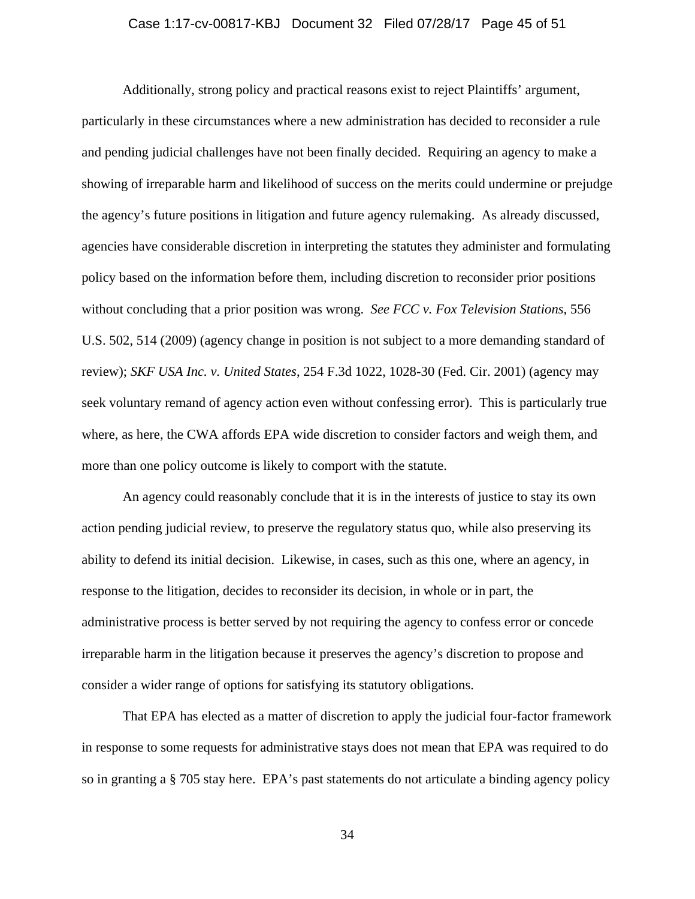Additionally, strong policy and practical reasons exist to reject Plaintiffs' argument, particularly in these circumstances where a new administration has decided to reconsider a rule and pending judicial challenges have not been finally decided. Requiring an agency to make a showing of irreparable harm and likelihood of success on the merits could undermine or prejudge the agency's future positions in litigation and future agency rulemaking. As already discussed, agencies have considerable discretion in interpreting the statutes they administer and formulating policy based on the information before them, including discretion to reconsider prior positions without concluding that a prior position was wrong. *See FCC v. Fox Television Stations*, 556 U.S. 502, 514 (2009) (agency change in position is not subject to a more demanding standard of review); *SKF USA Inc. v. United States*, 254 F.3d 1022, 1028-30 (Fed. Cir. 2001) (agency may seek voluntary remand of agency action even without confessing error). This is particularly true where, as here, the CWA affords EPA wide discretion to consider factors and weigh them, and more than one policy outcome is likely to comport with the statute.

An agency could reasonably conclude that it is in the interests of justice to stay its own action pending judicial review, to preserve the regulatory status quo, while also preserving its ability to defend its initial decision. Likewise, in cases, such as this one, where an agency, in response to the litigation, decides to reconsider its decision, in whole or in part, the administrative process is better served by not requiring the agency to confess error or concede irreparable harm in the litigation because it preserves the agency's discretion to propose and consider a wider range of options for satisfying its statutory obligations.

That EPA has elected as a matter of discretion to apply the judicial four-factor framework in response to some requests for administrative stays does not mean that EPA was required to do so in granting a § 705 stay here. EPA's past statements do not articulate a binding agency policy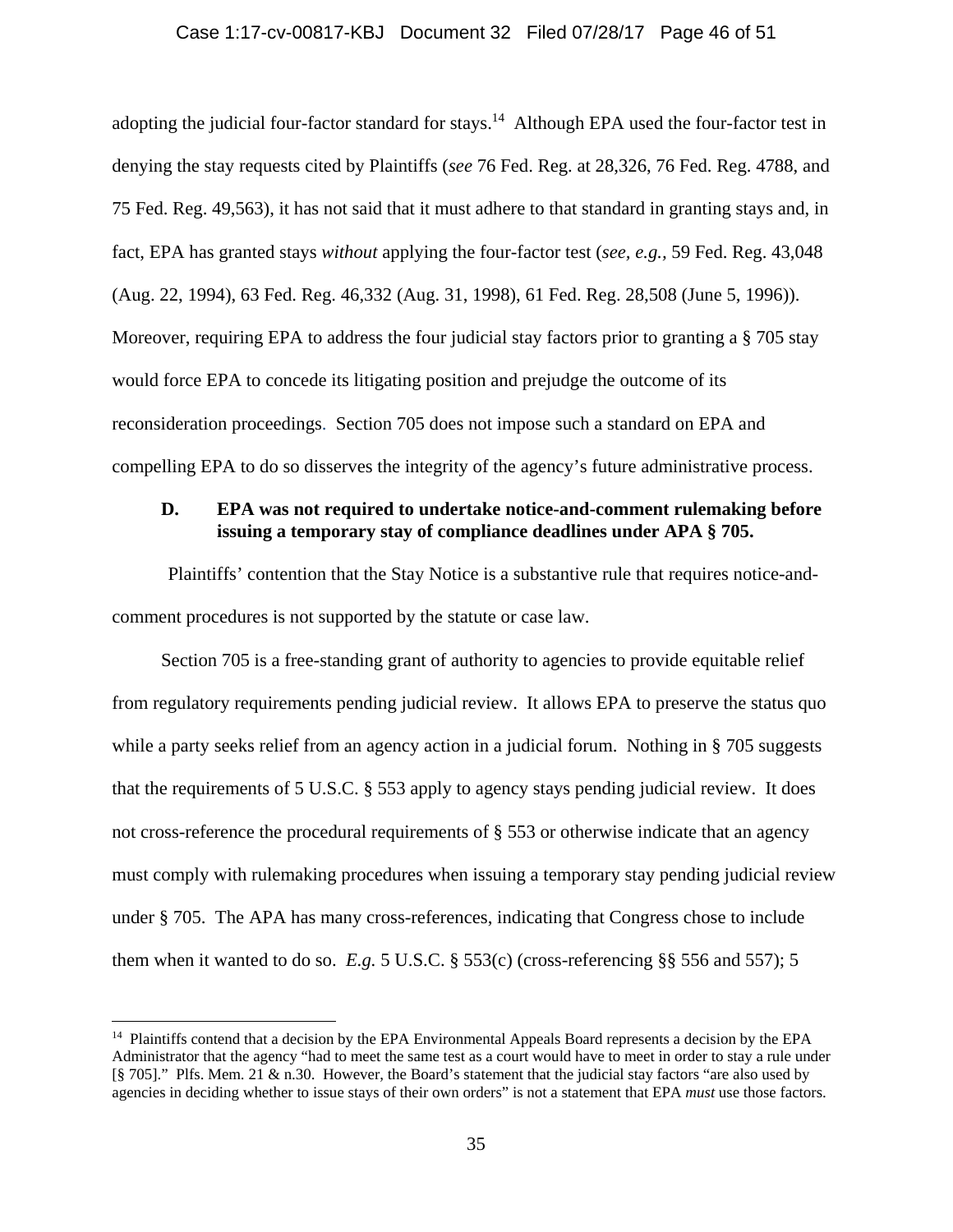adopting the judicial four-factor standard for stays.[14] Although EPA used the four-factor test in denying the stay requests cited by Plaintiffs (*see* 76 Fed. Reg. at 28,326, 76 Fed. Reg. 4788, and 75 Fed. Reg. 49,563), it has not said that it must adhere to that standard in granting stays and, in fact, EPA has granted stays *without* applying the four-factor test (*see, e.g.,* 59 Fed. Reg. 43,048 (Aug. 22, 1994), 63 Fed. Reg. 46,332 (Aug. 31, 1998), 61 Fed. Reg. 28,508 (June 5, 1996)). Moreover, requiring EPA to address the four judicial stay factors prior to granting a § 705 stay would force EPA to concede its litigating position and prejudge the outcome of its reconsideration proceedings. Section 705 does not impose such a standard on EPA and compelling EPA to do so disserves the integrity of the agency's future administrative process.

### D. EPA was not required to undertake notice-and-comment rulemaking before issuing a temporary stay of compliance deadlines under APA § 705.

Plaintiffs' contention that the Stay Notice is a substantive rule that requires notice-and-comment procedures is not supported by the statute or case law.

Section 705 is a free-standing grant of authority to agencies to provide equitable relief from regulatory requirements pending judicial review. It allows EPA to preserve the status quo while a party seeks relief from an agency action in a judicial forum. Nothing in § 705 suggests that the requirements of 5 U.S.C. § 553 apply to agency stays pending judicial review. It does not cross-reference the procedural requirements of § 553 or otherwise indicate that an agency must comply with rulemaking procedures when issuing a temporary stay pending judicial review under § 705. The APA has many cross-references, indicating that Congress chose to include them when it wanted to do so. *E.g.* 5 U.S.C. § 553(c) (cross-referencing §§ 556 and 557); 5

---

[14] Plaintiffs contend that a decision by the EPA Environmental Appeals Board represents a decision by the EPA Administrator that the agency "had to meet the same test as a court would have to meet in order to stay a rule under [§ 705]." Plfs. Mem. 21 & n.30. However, the Board's statement that the judicial stay factors "are also used by agencies in deciding whether to issue stays of their own orders" is not a statement that EPA *must* use those factors.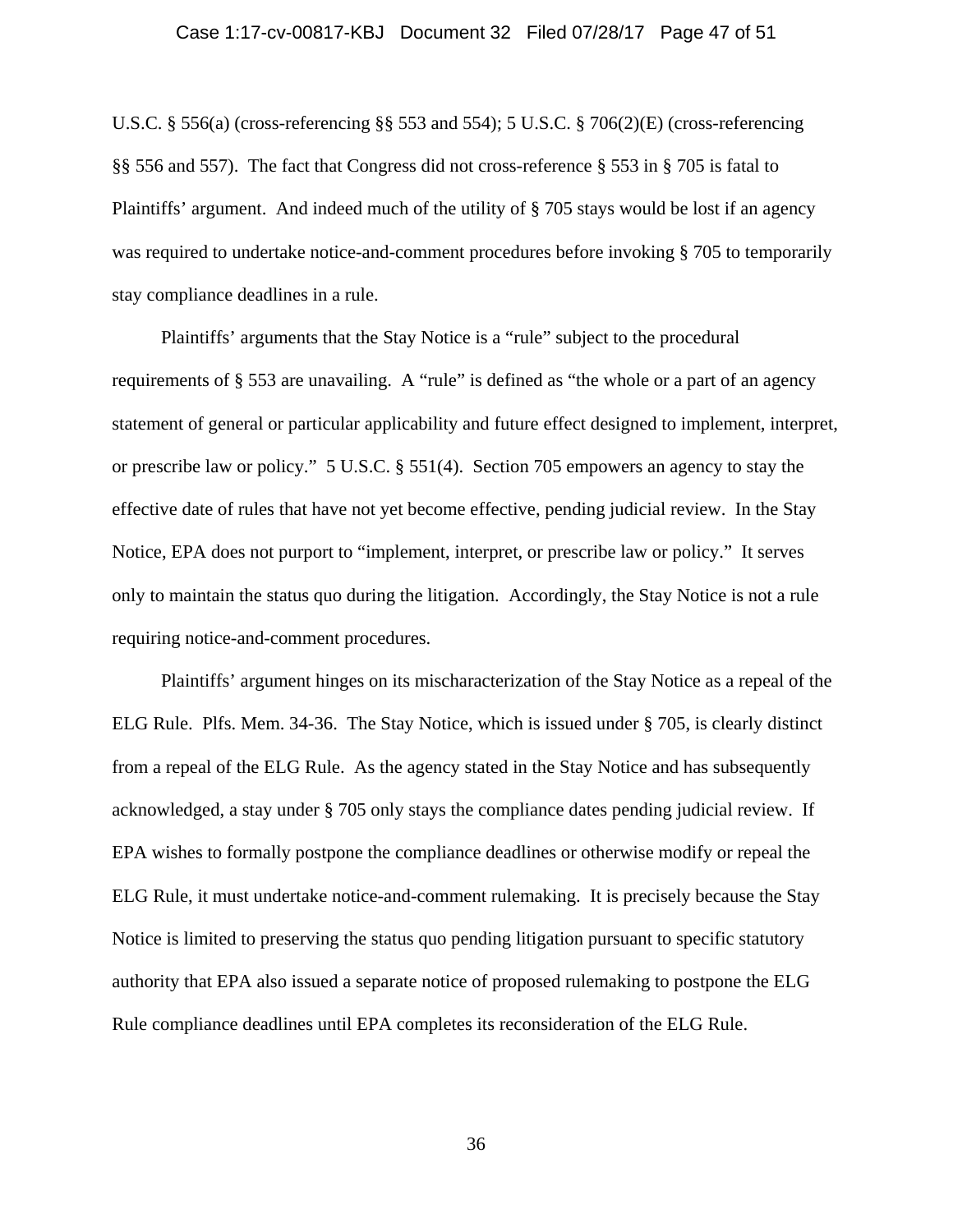U.S.C. § 556(a) (cross-referencing §§ 553 and 554); 5 U.S.C. § 706(2)(E) (cross-referencing §§ 556 and 557). The fact that Congress did not cross-reference § 553 in § 705 is fatal to Plaintiffs' argument. And indeed much of the utility of § 705 stays would be lost if an agency was required to undertake notice-and-comment procedures before invoking § 705 to temporarily stay compliance deadlines in a rule.

Plaintiffs' arguments that the Stay Notice is a "rule" subject to the procedural requirements of § 553 are unavailing. A "rule" is defined as "the whole or a part of an agency statement of general or particular applicability and future effect designed to implement, interpret, or prescribe law or policy." 5 U.S.C. § 551(4). Section 705 empowers an agency to stay the effective date of rules that have not yet become effective, pending judicial review. In the Stay Notice, EPA does not purport to "implement, interpret, or prescribe law or policy." It serves only to maintain the status quo during the litigation. Accordingly, the Stay Notice is not a rule requiring notice-and-comment procedures.

Plaintiffs' argument hinges on its mischaracterization of the Stay Notice as a repeal of the ELG Rule. Plfs. Mem. 34-36. The Stay Notice, which is issued under § 705, is clearly distinct from a repeal of the ELG Rule. As the agency stated in the Stay Notice and has subsequently acknowledged, a stay under § 705 only stays the compliance dates pending judicial review. If EPA wishes to formally postpone the compliance deadlines or otherwise modify or repeal the ELG Rule, it must undertake notice-and-comment rulemaking. It is precisely because the Stay Notice is limited to preserving the status quo pending litigation pursuant to specific statutory authority that EPA also issued a separate notice of proposed rulemaking to postpone the ELG Rule compliance deadlines until EPA completes its reconsideration of the ELG Rule.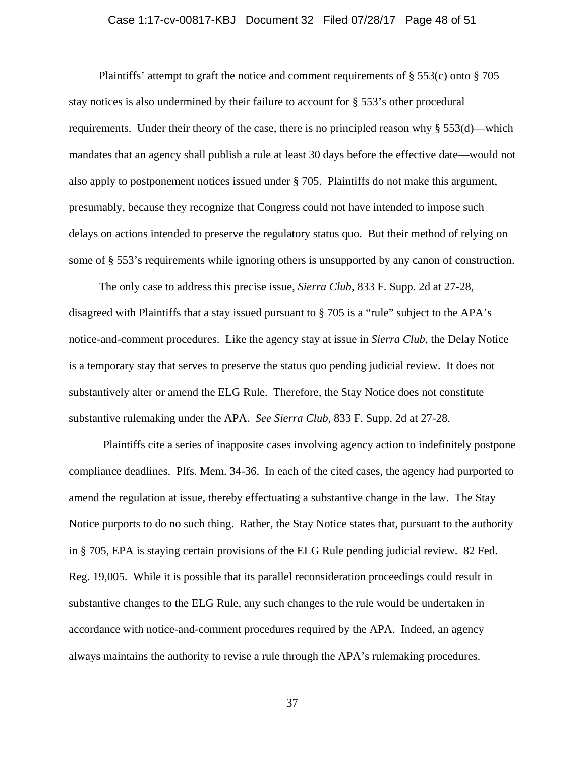Plaintiffs' attempt to graft the notice and comment requirements of § 553(c) onto § 705 stay notices is also undermined by their failure to account for § 553's other procedural requirements. Under their theory of the case, there is no principled reason why § 553(d)—which mandates that an agency shall publish a rule at least 30 days before the effective date—would not also apply to postponement notices issued under § 705. Plaintiffs do not make this argument, presumably, because they recognize that Congress could not have intended to impose such delays on actions intended to preserve the regulatory status quo. But their method of relying on some of § 553's requirements while ignoring others is unsupported by any canon of construction.

The only case to address this precise issue, *Sierra Club*, 833 F. Supp. 2d at 27-28, disagreed with Plaintiffs that a stay issued pursuant to § 705 is a "rule" subject to the APA's notice-and-comment procedures. Like the agency stay at issue in *Sierra Club*, the Delay Notice is a temporary stay that serves to preserve the status quo pending judicial review. It does not substantively alter or amend the ELG Rule. Therefore, the Stay Notice does not constitute substantive rulemaking under the APA. *See Sierra Club*, 833 F. Supp. 2d at 27-28.

Plaintiffs cite a series of inapposite cases involving agency action to indefinitely postpone compliance deadlines. Plfs. Mem. 34-36. In each of the cited cases, the agency had purported to amend the regulation at issue, thereby effectuating a substantive change in the law. The Stay Notice purports to do no such thing. Rather, the Stay Notice states that, pursuant to the authority in § 705, EPA is staying certain provisions of the ELG Rule pending judicial review. 82 Fed. Reg. 19,005. While it is possible that its parallel reconsideration proceedings could result in substantive changes to the ELG Rule, any such changes to the rule would be undertaken in accordance with notice-and-comment procedures required by the APA. Indeed, an agency always maintains the authority to revise a rule through the APA's rulemaking procedures.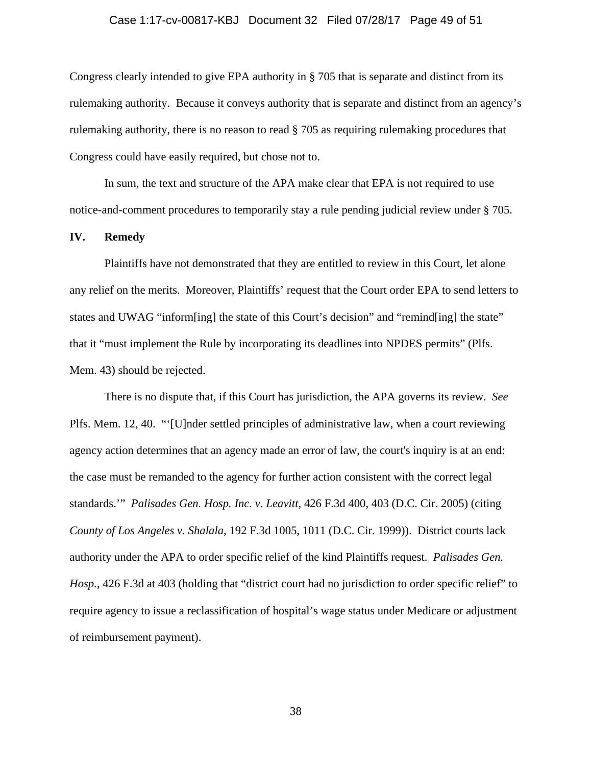Congress clearly intended to give EPA authority in § 705 that is separate and distinct from its rulemaking authority. Because it conveys authority that is separate and distinct from an agency's rulemaking authority, there is no reason to read § 705 as requiring rulemaking procedures that Congress could have easily required, but chose not to.

In sum, the text and structure of the APA make clear that EPA is not required to use notice-and-comment procedures to temporarily stay a rule pending judicial review under § 705.

## IV. Remedy

Plaintiffs have not demonstrated that they are entitled to review in this Court, let alone any relief on the merits. Moreover, Plaintiffs' request that the Court order EPA to send letters to states and UWAG "inform[ing] the state of this Court's decision" and "remind[ing] the state" that it "must implement the Rule by incorporating its deadlines into NPDES permits" (Plfs. Mem. 43) should be rejected.

There is no dispute that, if this Court has jurisdiction, the APA governs its review. *See* Plfs. Mem. 12, 40. "'[U]nder settled principles of administrative law, when a court reviewing agency action determines that an agency made an error of law, the court's inquiry is at an end: the case must be remanded to the agency for further action consistent with the correct legal standards.'" *Palisades Gen. Hosp. Inc. v. Leavitt*, 426 F.3d 400, 403 (D.C. Cir. 2005) (citing *County of Los Angeles v. Shalala*, 192 F.3d 1005, 1011 (D.C. Cir. 1999)). District courts lack authority under the APA to order specific relief of the kind Plaintiffs request. *Palisades Gen. Hosp.*, 426 F.3d at 403 (holding that "district court had no jurisdiction to order specific relief" to require agency to issue a reclassification of hospital's wage status under Medicare or adjustment of reimbursement payment).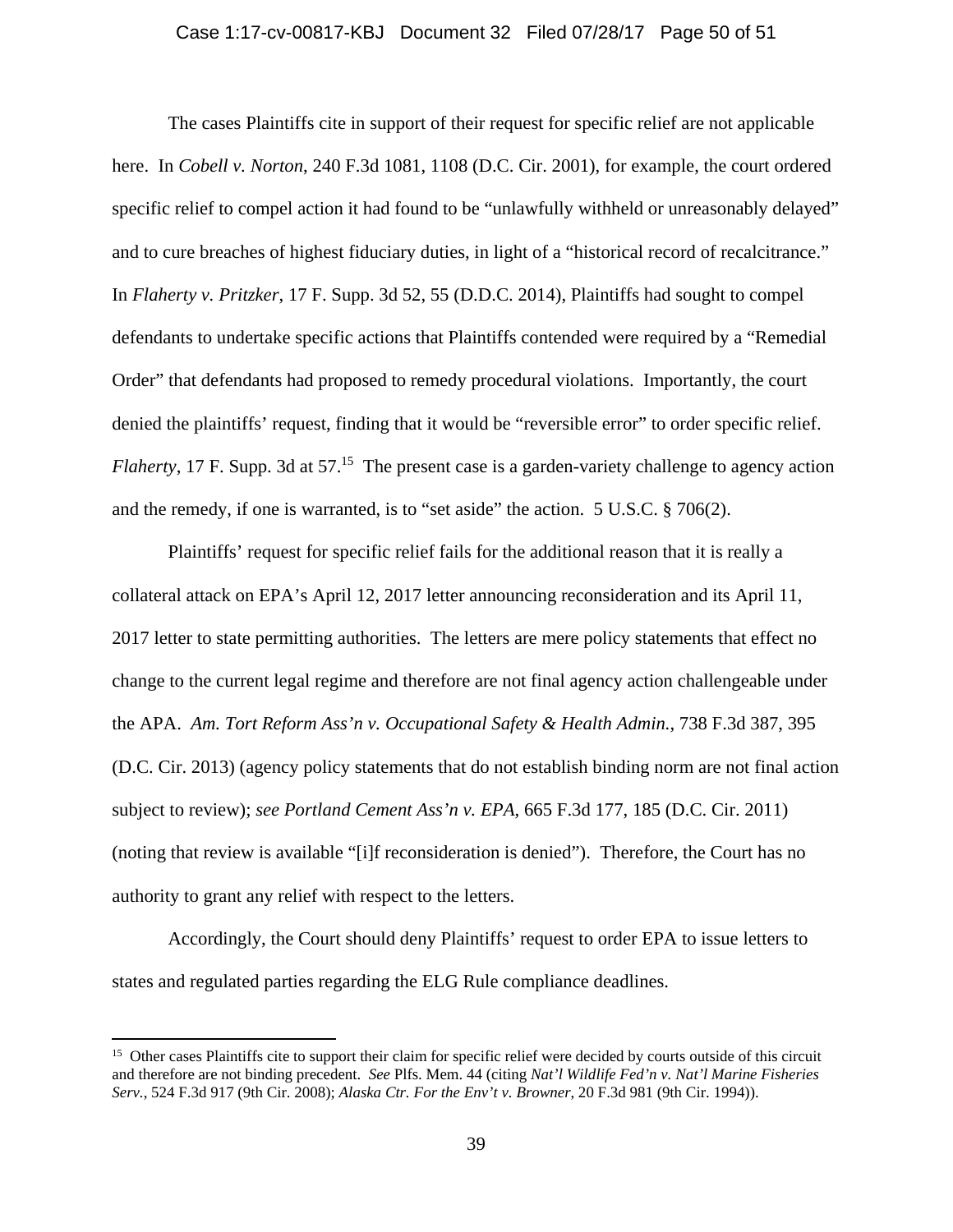The cases Plaintiffs cite in support of their request for specific relief are not applicable here. In *Cobell v. Norton*, 240 F.3d 1081, 1108 (D.C. Cir. 2001), for example, the court ordered specific relief to compel action it had found to be "unlawfully withheld or unreasonably delayed" and to cure breaches of highest fiduciary duties, in light of a "historical record of recalcitrance." In *Flaherty v. Pritzker*, 17 F. Supp. 3d 52, 55 (D.D.C. 2014), Plaintiffs had sought to compel defendants to undertake specific actions that Plaintiffs contended were required by a "Remedial Order" that defendants had proposed to remedy procedural violations. Importantly, the court denied the plaintiffs' request, finding that it would be "reversible error" to order specific relief. *Flaherty*, 17 F. Supp. 3d at 57.[15] The present case is a garden-variety challenge to agency action and the remedy, if one is warranted, is to "set aside" the action. 5 U.S.C. § 706(2).

Plaintiffs' request for specific relief fails for the additional reason that it is really a collateral attack on EPA's April 12, 2017 letter announcing reconsideration and its April 11, 2017 letter to state permitting authorities. The letters are mere policy statements that effect no change to the current legal regime and therefore are not final agency action challengeable under the APA. *Am. Tort Reform Ass'n v. Occupational Safety & Health Admin.*, 738 F.3d 387, 395 (D.C. Cir. 2013) (agency policy statements that do not establish binding norm are not final action subject to review); *see Portland Cement Ass'n v. EPA*, 665 F.3d 177, 185 (D.C. Cir. 2011) (noting that review is available "[i]f reconsideration is denied"). Therefore, the Court has no authority to grant any relief with respect to the letters.

Accordingly, the Court should deny Plaintiffs' request to order EPA to issue letters to states and regulated parties regarding the ELG Rule compliance deadlines.

[15] Other cases Plaintiffs cite to support their claim for specific relief were decided by courts outside of this circuit and therefore are not binding precedent. *See* Plfs. Mem. 44 (citing *Nat'l Wildlife Fed'n v. Nat'l Marine Fisheries Serv.*, 524 F.3d 917 (9th Cir. 2008); *Alaska Ctr. For the Env't v. Browner,* 20 F.3d 981 (9th Cir. 1994)).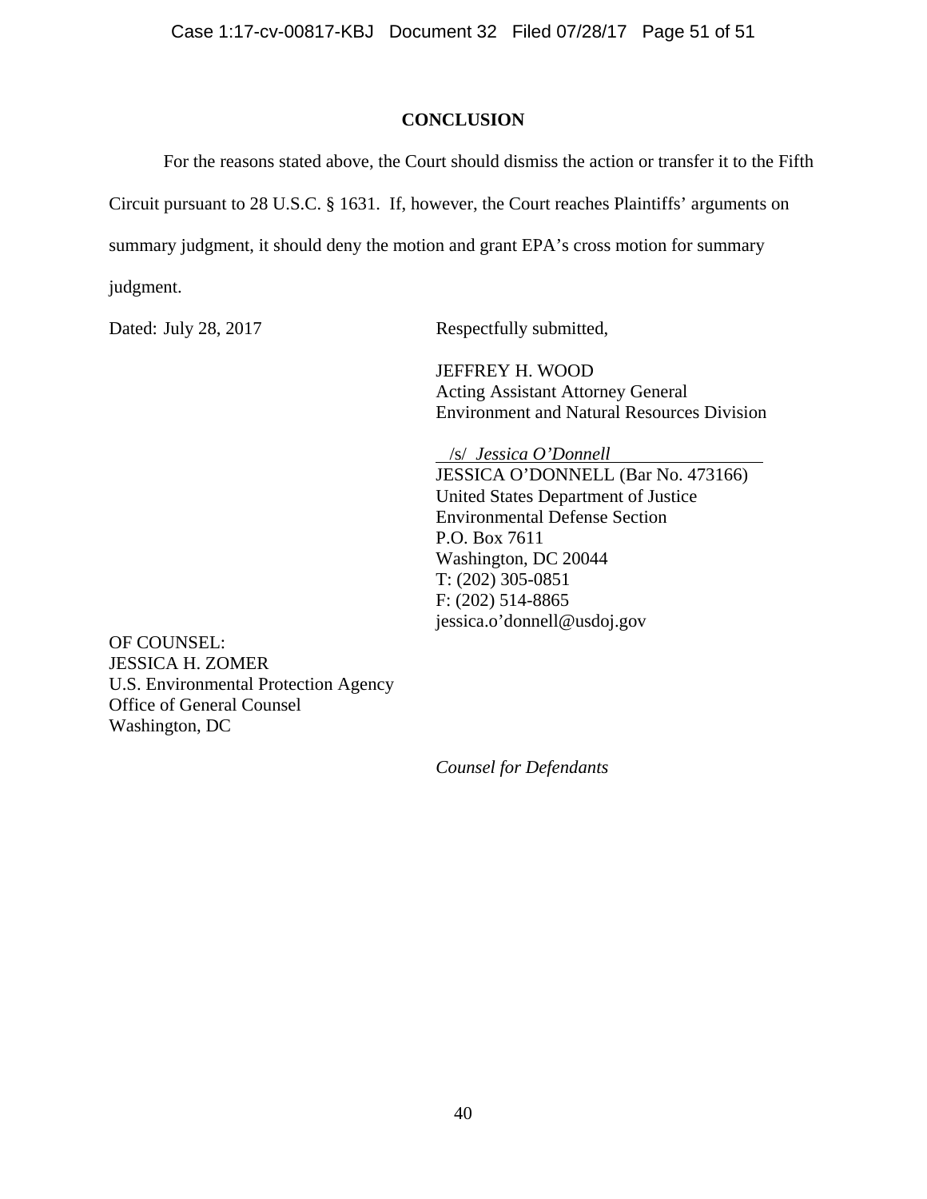## CONCLUSION

For the reasons stated above, the Court should dismiss the action or transfer it to the Fifth Circuit pursuant to 28 U.S.C. § 1631. If, however, the Court reaches Plaintiffs' arguments on summary judgment, it should deny the motion and grant EPA's cross motion for summary judgment.

Dated: July 28, 2017

Respectfully submitted,

JEFFREY H. WOOD
Acting Assistant Attorney General
Environment and Natural Resources Division

/s/ *Jessica O'Donnell*
JESSICA O'DONNELL (Bar No. 473166)
United States Department of Justice
Environmental Defense Section
P.O. Box 7611
Washington, DC 20044
T: (202) 305-0851
F: (202) 514-8865
jessica.o'donnell@usdoj.gov

OF COUNSEL:
JESSICA H. ZOMER
U.S. Environmental Protection Agency
Office of General Counsel
Washington, DC

*Counsel for Defendants*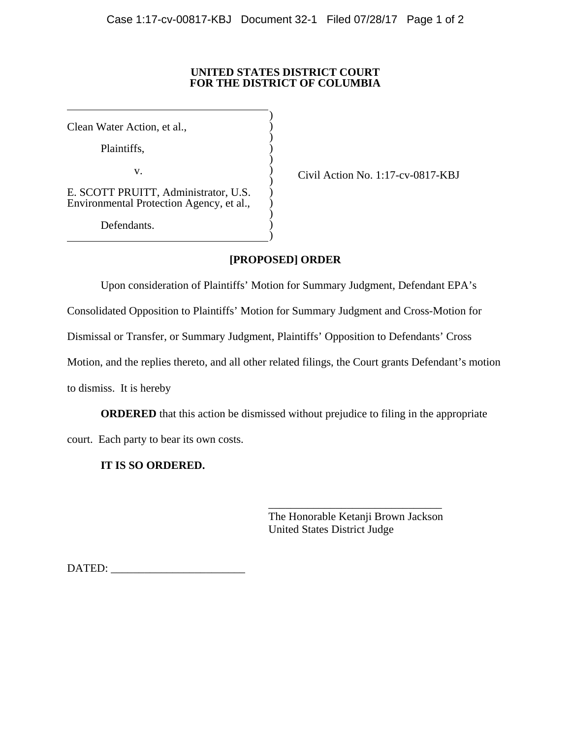**UNITED STATES DISTRICT COURT**
**FOR THE DISTRICT OF COLUMBIA**

| | |
|---|---|
| Clean Water Action, et al.,<br><br>Plaintiffs,<br><br>v.<br><br>E. SCOTT PRUITT, Administrator, U.S. Environmental Protection Agency, et al.,<br><br>Defendants. | Civil Action No. 1:17-cv-0817-KBJ |

**[PROPOSED] ORDER**

Upon consideration of Plaintiffs' Motion for Summary Judgment, Defendant EPA's Consolidated Opposition to Plaintiffs' Motion for Summary Judgment and Cross-Motion for Dismissal or Transfer, or Summary Judgment, Plaintiffs' Opposition to Defendants' Cross Motion, and the replies thereto, and all other related filings, the Court grants Defendant's motion to dismiss. It is hereby

**ORDERED** that this action be dismissed without prejudice to filing in the appropriate court. Each party to bear its own costs.

**IT IS SO ORDERED.**

_______________________________
The Honorable Ketanji Brown Jackson
United States District Judge

DATED: ________________________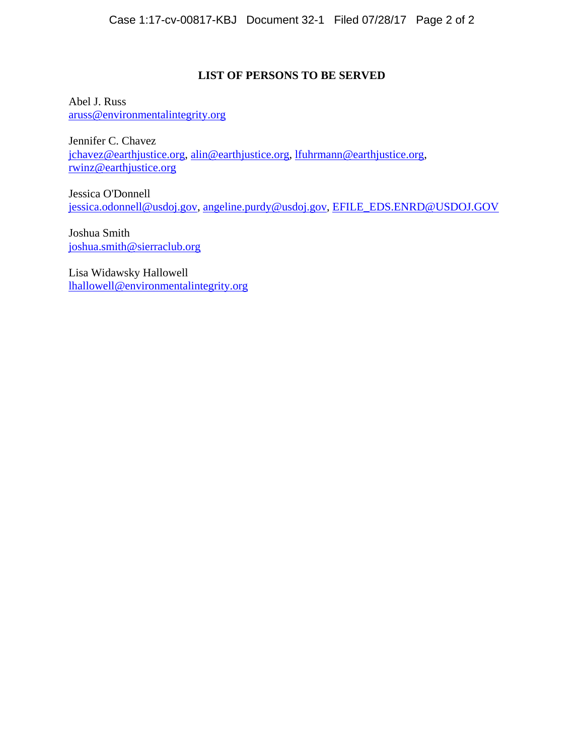## LIST OF PERSONS TO BE SERVED

Abel J. Russ
aruss@environmentalintegrity.org

Jennifer C. Chavez
jchavez@earthjustice.org, alin@earthjustice.org, lfuhrmann@earthjustice.org, rwinz@earthjustice.org

Jessica O'Donnell
jessica.odonnell@usdoj.gov, angeline.purdy@usdoj.gov, EFILE_EDS.ENRD@USDOJ.GOV

Joshua Smith
joshua.smith@sierraclub.org

Lisa Widawsky Hallowell
lhallowell@environmentalintegrity.org